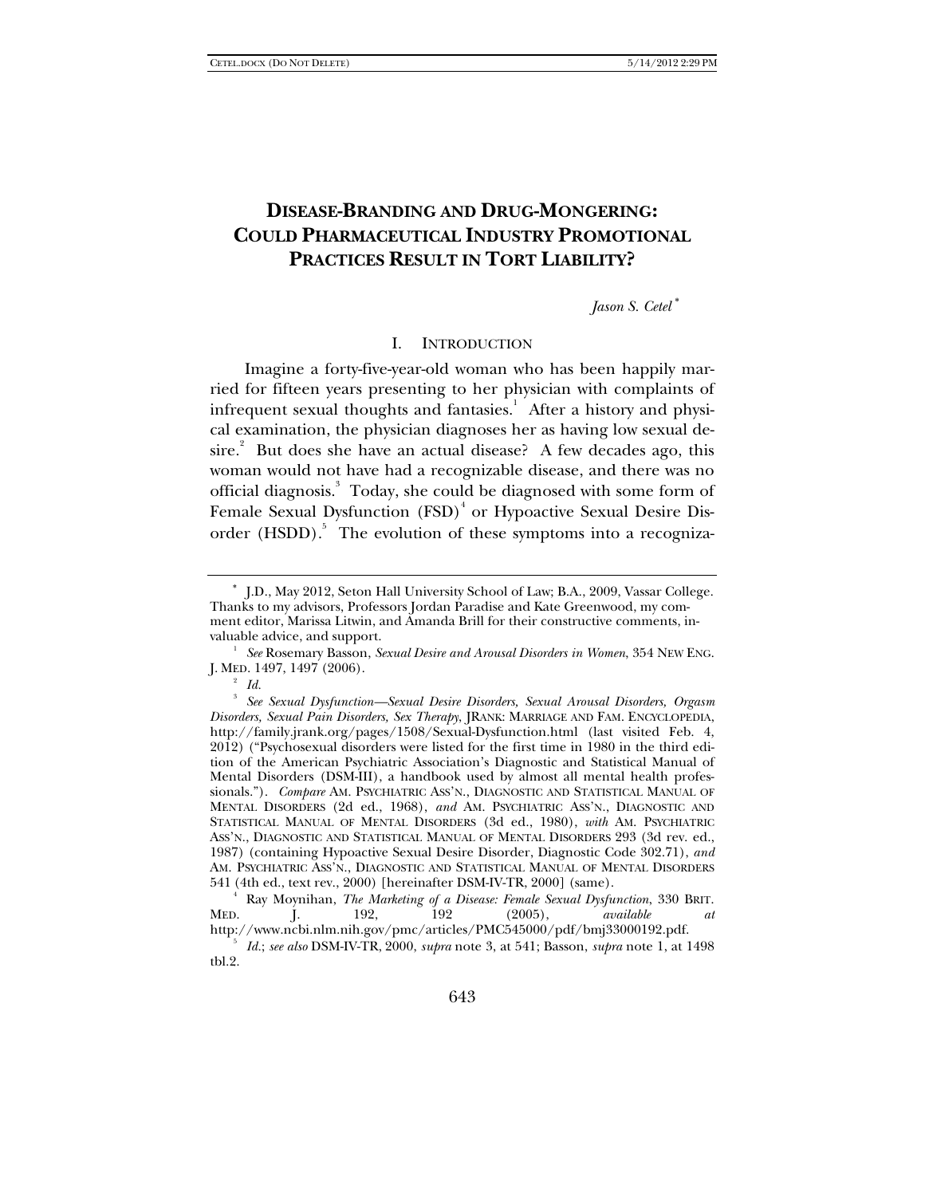# DISEASE-BRANDING AND DRUG-MONGERING: COULD PHARMACEUTICAL INDUSTRY PROMOTIONAL PRACTICES RESULT IN TORT LIABILITY?

*Jason S. Cetel* [*]

## I. INTRODUCTION

Imagine a forty-five-year-old woman who has been happily married for fifteen years presenting to her physician with complaints of infrequent sexual thoughts and fantasies.[1] After a history and physical examination, the physician diagnoses her as having low sexual desire.[2] But does she have an actual disease? A few decades ago, this woman would not have had a recognizable disease, and there was no official diagnosis.[3] Today, she could be diagnosed with some form of Female Sexual Dysfunction (FSD)[4] or Hypoactive Sexual Desire Disorder (HSDD).[5] The evolution of these symptoms into a recogniza-

---

[*] J.D., May 2012, Seton Hall University School of Law; B.A., 2009, Vassar College. Thanks to my advisors, Professors Jordan Paradise and Kate Greenwood, my comment editor, Marissa Litwin, and Amanda Brill for their constructive comments, invaluable advice, and support.

[1] *See* Rosemary Basson, *Sexual Desire and Arousal Disorders in Women*, 354 NEW ENG. J. MED. 1497, 1497 (2006).

[2] *Id.*

[3] *See Sexual Dysfunction—Sexual Desire Disorders, Sexual Arousal Disorders, Orgasm Disorders, Sexual Pain Disorders, Sex Therapy*, JRANK: MARRIAGE AND FAM. ENCYCLOPEDIA, http://family.jrank.org/pages/1508/Sexual-Dysfunction.html (last visited Feb. 4, 2012) ("Psychosexual disorders were listed for the first time in 1980 in the third edition of the American Psychiatric Association's Diagnostic and Statistical Manual of Mental Disorders (DSM-III), a handbook used by almost all mental health professionals."). *Compare* AM. PSYCHIATRIC ASS'N., DIAGNOSTIC AND STATISTICAL MANUAL OF MENTAL DISORDERS (2d ed., 1968), *and* AM. PSYCHIATRIC ASS'N., DIAGNOSTIC AND STATISTICAL MANUAL OF MENTAL DISORDERS (3d ed., 1980), *with* AM. PSYCHIATRIC ASS'N., DIAGNOSTIC AND STATISTICAL MANUAL OF MENTAL DISORDERS 293 (3d rev. ed., 1987) (containing Hypoactive Sexual Desire Disorder, Diagnostic Code 302.71), *and* AM. PSYCHIATRIC ASS'N., DIAGNOSTIC AND STATISTICAL MANUAL OF MENTAL DISORDERS 541 (4th ed., text rev., 2000) [hereinafter DSM-IV-TR, 2000] (same).

[4] Ray Moynihan, *The Marketing of a Disease: Female Sexual Dysfunction*, 330 BRIT. MED. J. 192, 192 (2005), *available at* http://www.ncbi.nlm.nih.gov/pmc/articles/PMC545000/pdf/bmj33000192.pdf.

[5] *Id.*; *see also* DSM-IV-TR, 2000, *supra* note 3, at 541; Basson, *supra* note 1, at 1498 tbl.2.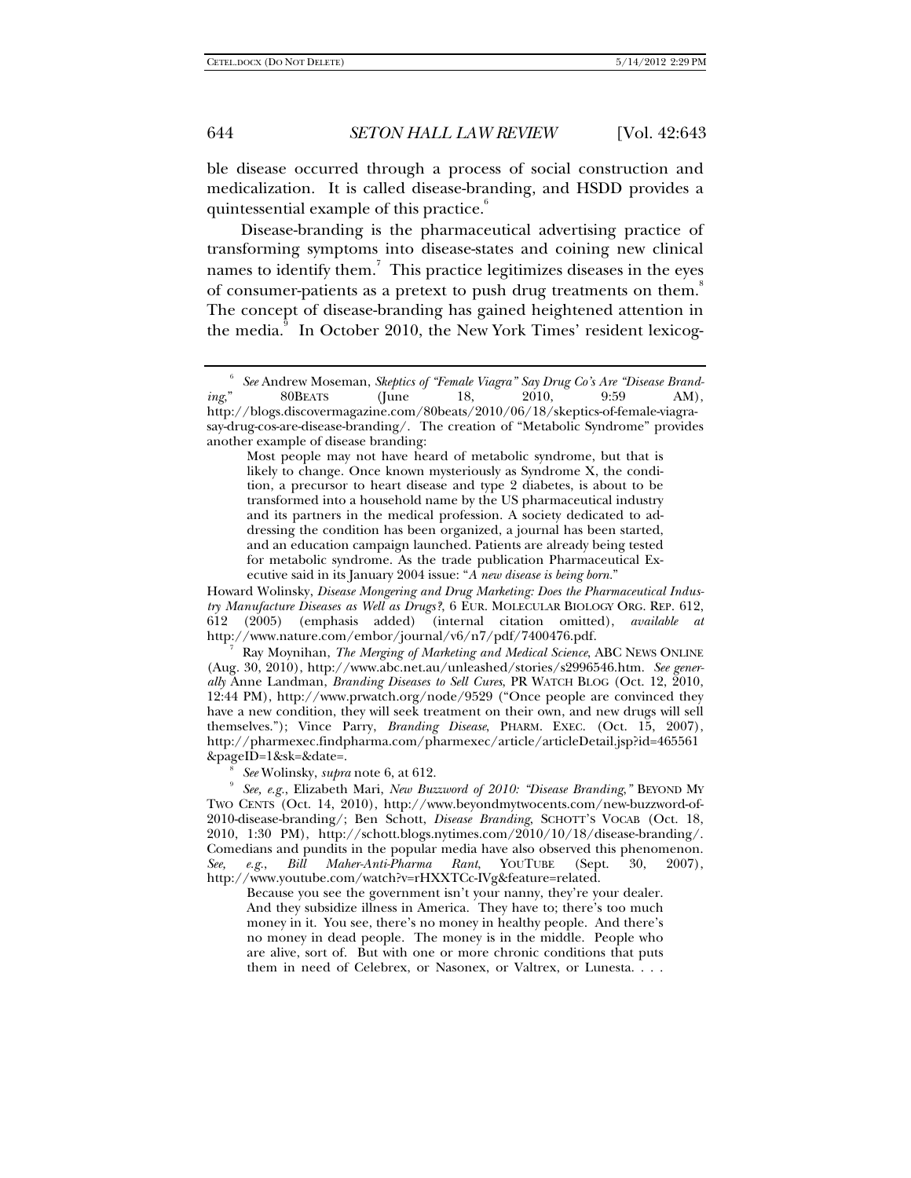ble disease occurred through a process of social construction and medicalization. It is called disease-branding, and HSDD provides a quintessential example of this practice.[6]

Disease-branding is the pharmaceutical advertising practice of transforming symptoms into disease-states and coining new clinical names to identify them.[7] This practice legitimizes diseases in the eyes of consumer-patients as a pretext to push drug treatments on them.[8] The concept of disease-branding has gained heightened attention in the media.[9] In October 2010, the New York Times' resident lexicog-

---

[6] *See* Andrew Moseman, *Skeptics of "Female Viagra" Say Drug Co's Are "Disease Branding,"* 80BEATS (June 18, 2010, 9:59 AM), http://blogs.discovermagazine.com/80beats/2010/06/18/skeptics-of-female-viagra-say-drug-cos-are-disease-branding/. The creation of "Metabolic Syndrome" provides another example of disease branding:

> Most people may not have heard of metabolic syndrome, but that is likely to change. Once known mysteriously as Syndrome X, the condition, a precursor to heart disease and type 2 diabetes, is about to be transformed into a household name by the US pharmaceutical industry and its partners in the medical profession. A society dedicated to addressing the condition has been organized, a journal has been started, and an education campaign launched. Patients are already being tested for metabolic syndrome. As the trade publication Pharmaceutical Executive said in its January 2004 issue: "*A new disease is being born.*"

Howard Wolinsky, *Disease Mongering and Drug Marketing: Does the Pharmaceutical Industry Manufacture Diseases as Well as Drugs?*, 6 EUR. MOLECULAR BIOLOGY ORG. REP. 612, 612 (2005) (emphasis added) (internal citation omitted), *available at* http://www.nature.com/embor/journal/v6/n7/pdf/7400476.pdf.

[7] Ray Moynihan, *The Merging of Marketing and Medical Science*, ABC NEWS ONLINE (Aug. 30, 2010), http://www.abc.net.au/unleashed/stories/s2996546.htm. *See generally* Anne Landman, *Branding Diseases to Sell Cures*, PR WATCH BLOG (Oct. 12, 2010, 12:44 PM), http://www.prwatch.org/node/9529 ("Once people are convinced they have a new condition, they will seek treatment on their own, and new drugs will sell themselves."); Vince Parry, *Branding Disease*, PHARM. EXEC. (Oct. 15, 2007), http://pharmexec.findpharma.com/pharmexec/article/articleDetail.jsp?id=465561&pageID=1&sk=&date=.

[8] *See* Wolinsky, *supra* note 6, at 612.

[9] *See, e.g.*, Elizabeth Mari, *New Buzzword of 2010: "Disease Branding,"* BEYOND MY TWO CENTS (Oct. 14, 2010), http://www.beyondmytwocents.com/new-buzzword-of-2010-disease-branding/; Ben Schott, *Disease Branding*, SCHOTT'S VOCAB (Oct. 18, 2010, 1:30 PM), http://schott.blogs.nytimes.com/2010/10/18/disease-branding/. Comedians and pundits in the popular media have also observed this phenomenon. *See, e.g.*, *Bill Maher-Anti-Pharma Rant*, YOUTUBE (Sept. 30, 2007), http://www.youtube.com/watch?v=rHXXTCc-IVg&feature=related.

> Because you see the government isn't your nanny, they're your dealer. And they subsidize illness in America. They have to; there's too much money in it. You see, there's no money in healthy people. And there's no money in dead people. The money is in the middle. People who are alive, sort of. But with one or more chronic conditions that puts them in need of Celebrex, or Nasonex, or Valtrex, or Lunesta. . . .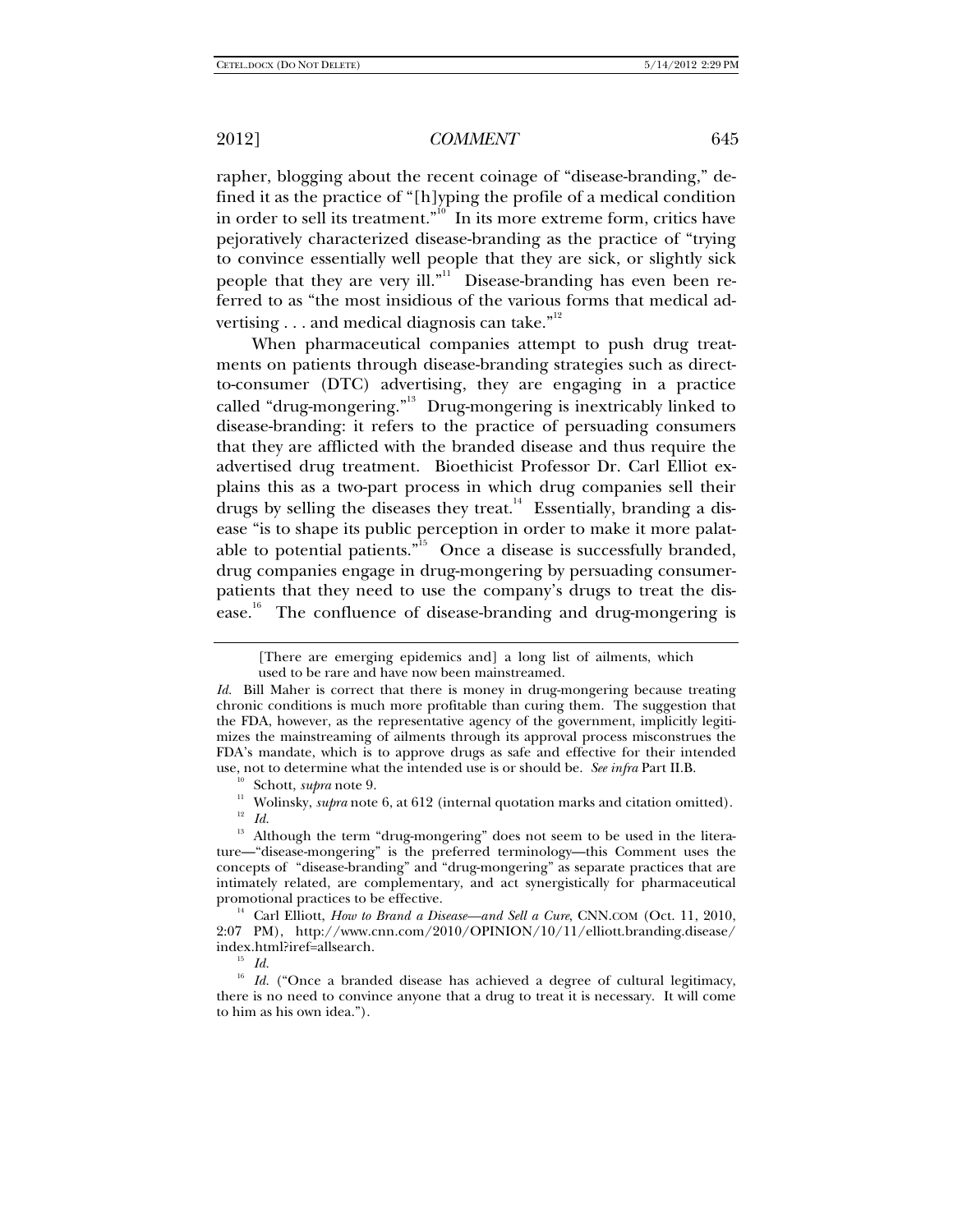rapher, blogging about the recent coinage of "disease-branding," defined it as the practice of "[h]yping the profile of a medical condition in order to sell its treatment."[10] In its more extreme form, critics have pejoratively characterized disease-branding as the practice of "trying to convince essentially well people that they are sick, or slightly sick people that they are very ill."[11] Disease-branding has even been referred to as "the most insidious of the various forms that medical advertising . . . and medical diagnosis can take."[12]

When pharmaceutical companies attempt to push drug treatments on patients through disease-branding strategies such as direct-to-consumer (DTC) advertising, they are engaging in a practice called "drug-mongering."[13] Drug-mongering is inextricably linked to disease-branding: it refers to the practice of persuading consumers that they are afflicted with the branded disease and thus require the advertised drug treatment. Bioethicist Professor Dr. Carl Elliot explains this as a two-part process in which drug companies sell their drugs by selling the diseases they treat.[14] Essentially, branding a disease "is to shape its public perception in order to make it more palatable to potential patients."[15] Once a disease is successfully branded, drug companies engage in drug-mongering by persuading consumer-patients that they need to use the company's drugs to treat the disease.[16] The confluence of disease-branding and drug-mongering is

---

> [There are emerging epidemics and] a long list of ailments, which used to be rare and have now been mainstreamed.

*Id.* Bill Maher is correct that there is money in drug-mongering because treating chronic conditions is much more profitable than curing them. The suggestion that the FDA, however, as the representative agency of the government, implicitly legitimizes the mainstreaming of ailments through its approval process misconstrues the FDA's mandate, which is to approve drugs as safe and effective for their intended use, not to determine what the intended use is or should be. *See infra* Part II.B.

[10] Schott, *supra* note 9.

[11] Wolinsky, *supra* note 6, at 612 (internal quotation marks and citation omitted).

[12] *Id.*

[13] Although the term "drug-mongering" does not seem to be used in the literature—"disease-mongering" is the preferred terminology—this Comment uses the concepts of "disease-branding" and "drug-mongering" as separate practices that are intimately related, are complementary, and act synergistically for pharmaceutical promotional practices to be effective.

[14] Carl Elliott, *How to Brand a Disease—and Sell a Cure*, CNN.COM (Oct. 11, 2010, 2:07 PM), http://www.cnn.com/2010/OPINION/10/11/elliott.branding.disease/index.html?iref=allsearch.

[15] *Id.*

[16] *Id.* ("Once a branded disease has achieved a degree of cultural legitimacy, there is no need to convince anyone that a drug to treat it is necessary. It will come to him as his own idea.").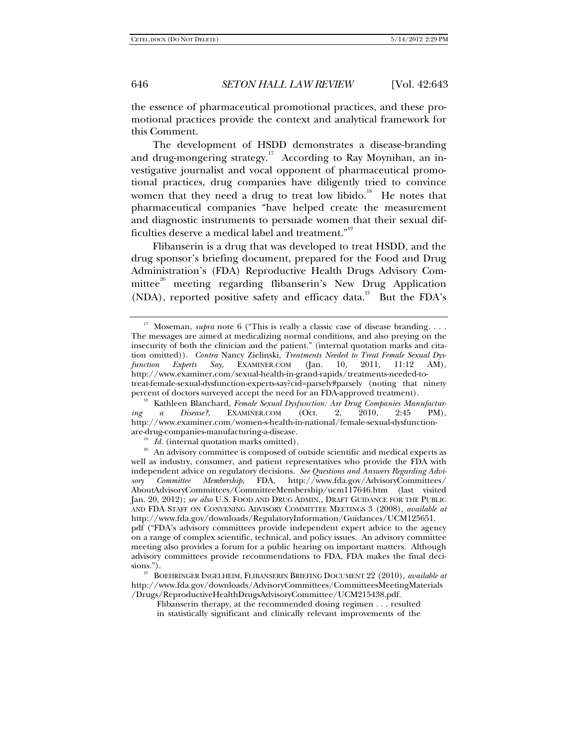the essence of pharmaceutical promotional practices, and these promotional practices provide the context and analytical framework for this Comment.

The development of HSDD demonstrates a disease-branding and drug-mongering strategy.[17] According to Ray Moynihan, an investigative journalist and vocal opponent of pharmaceutical promotional practices, drug companies have diligently tried to convince women that they need a drug to treat low libido.[18] He notes that pharmaceutical companies "have helped create the measurement and diagnostic instruments to persuade women that their sexual difficulties deserve a medical label and treatment."[19]

Flibanserin is a drug that was developed to treat HSDD, and the drug sponsor's briefing document, prepared for the Food and Drug Administration's (FDA) Reproductive Health Drugs Advisory Committee[20] meeting regarding flibanserin's New Drug Application (NDA), reported positive safety and efficacy data.[21] But the FDA's

---

[17] Moseman, *supra* note 6 ("This is really a classic case of disease branding. . . . The messages are aimed at medicalizing normal conditions, and also preying on the insecurity of both the clinician and the patient." (internal quotation marks and citation omitted)). *Contra* Nancy Zielinski, *Treatments Needed to Treat Female Sexual Dysfunction Experts Say*, EXAMINER.COM (Jan. 10, 2011, 11:12 AM), http://www.examiner.com/sexual-health-in-grand-rapids/treatments-needed-to-treat-female-sexual-dysfunction-experts-say?cid=parsely#parsely (noting that ninety percent of doctors surveyed accept the need for an FDA-approved treatment).

[18] Kathleen Blanchard, *Female Sexual Dysfunction: Are Drug Companies Manufacturing a Disease?*, EXAMINER.COM (Oct. 2, 2010, 2:45 PM), http://www.examiner.com/women-s-health-in-national/female-sexual-dysfunction-are-drug-companies-manufacturing-a-disease.

[19] *Id.* (internal quotation marks omitted).

[20] An advisory committee is composed of outside scientific and medical experts as well as industry, consumer, and patient representatives who provide the FDA with independent advice on regulatory decisions. *See Questions and Answers Regarding Advisory Committee Membership*, FDA, http://www.fda.gov/AdvisoryCommittees/AboutAdvisoryCommittees/CommitteeMembership/ucm117646.htm (last visited Jan. 20, 2012); *see also* U.S. FOOD AND DRUG ADMIN., DRAFT GUIDANCE FOR THE PUBLIC AND FDA STAFF ON CONVENING ADVISORY COMMITTEE MEETINGS 3 (2008), *available at* http://www.fda.gov/downloads/RegulatoryInformation/Guidances/UCM125651.pdf ("FDA's advisory committees provide independent expert advice to the agency on a range of complex scientific, technical, and policy issues. An advisory committee meeting also provides a forum for a public hearing on important matters. Although advisory committees provide recommendations to FDA, FDA makes the final decisions.").

[21] BOEHRINGER INGELHEIM, FLIBANSERIN BRIEFING DOCUMENT 22 (2010), *available at* http://www.fda.gov/downloads/AdvisoryCommittees/CommitteesMeetingMaterials/Drugs/ReproductiveHealthDrugsAdvisoryCommittee/UCM215438.pdf.

> Flibanserin therapy, at the recommended dosing regimen . . . resulted in statistically significant and clinically relevant improvements of the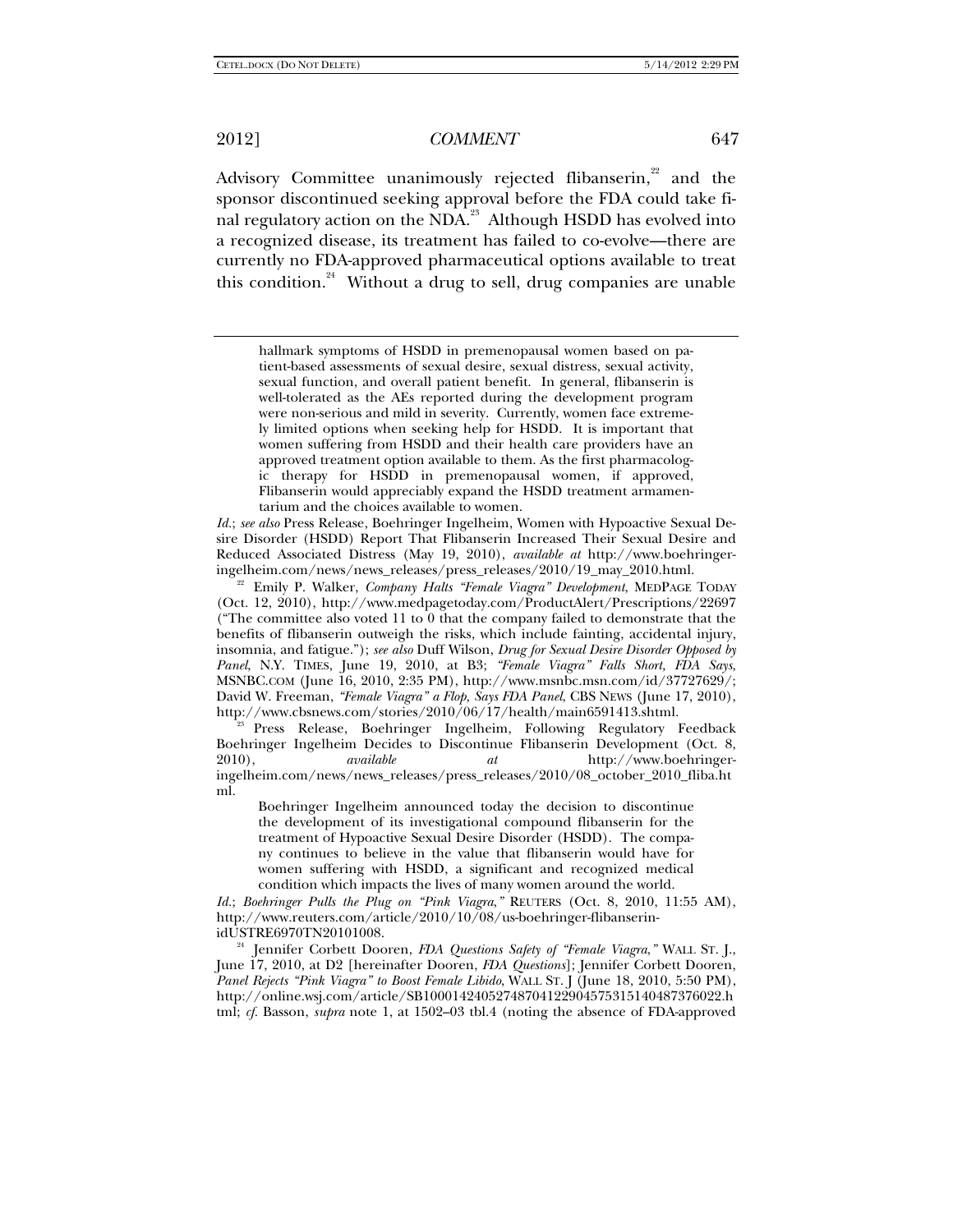Advisory Committee unanimously rejected flibanserin,[22] and the sponsor discontinued seeking approval before the FDA could take final regulatory action on the NDA.[23] Although HSDD has evolved into a recognized disease, its treatment has failed to co-evolve—there are currently no FDA-approved pharmaceutical options available to treat this condition.[24] Without a drug to sell, drug companies are unable

---

> hallmark symptoms of HSDD in premenopausal women based on patient-based assessments of sexual desire, sexual distress, sexual activity, sexual function, and overall patient benefit. In general, flibanserin is well-tolerated as the AEs reported during the development program were non-serious and mild in severity. Currently, women face extremely limited options when seeking help for HSDD. It is important that women suffering from HSDD and their health care providers have an approved treatment option available to them. As the first pharmacologic therapy for HSDD in premenopausal women, if approved, Flibanserin would appreciably expand the HSDD treatment armamentarium and the choices available to women.

*Id.*; *see also* Press Release, Boehringer Ingelheim, Women with Hypoactive Sexual Desire Disorder (HSDD) Report That Flibanserin Increased Their Sexual Desire and Reduced Associated Distress (May 19, 2010), *available at* http://www.boehringer-ingelheim.com/news/news_releases/press_releases/2010/19_may_2010.html.

[22] Emily P. Walker, *Company Halts "Female Viagra" Development*, MEDPAGE TODAY (Oct. 12, 2010), http://www.medpagetoday.com/ProductAlert/Prescriptions/22697 ("The committee also voted 11 to 0 that the company failed to demonstrate that the benefits of flibanserin outweigh the risks, which include fainting, accidental injury, insomnia, and fatigue."); *see also* Duff Wilson, *Drug for Sexual Desire Disorder Opposed by Panel*, N.Y. TIMES, June 19, 2010, at B3; *"Female Viagra" Falls Short, FDA Says*, MSNBC.COM (June 16, 2010, 2:35 PM), http://www.msnbc.msn.com/id/37727629/; David W. Freeman, *"Female Viagra" a Flop, Says FDA Panel*, CBS NEWS (June 17, 2010), http://www.cbsnews.com/stories/2010/06/17/health/main6591413.shtml.

[23] Press Release, Boehringer Ingelheim, Following Regulatory Feedback Boehringer Ingelheim Decides to Discontinue Flibanserin Development (Oct. 8, 2010), *available at* http://www.boehringer-ingelheim.com/news/news_releases/press_releases/2010/08_october_2010_fliba.html.

> Boehringer Ingelheim announced today the decision to discontinue the development of its investigational compound flibanserin for the treatment of Hypoactive Sexual Desire Disorder (HSDD). The company continues to believe in the value that flibanserin would have for women suffering with HSDD, a significant and recognized medical condition which impacts the lives of many women around the world.

*Id.*; *Boehringer Pulls the Plug on "Pink Viagra,"* REUTERS (Oct. 8, 2010, 11:55 AM), http://www.reuters.com/article/2010/10/08/us-boehringer-flibanserin-idUSTRE6970TN20101008.

[24] Jennifer Corbett Dooren, *FDA Questions Safety of "Female Viagra,"* WALL ST. J., June 17, 2010, at D2 [hereinafter Dooren, *FDA Questions*]; Jennifer Corbett Dooren, *Panel Rejects "Pink Viagra" to Boost Female Libido*, WALL ST. J (June 18, 2010, 5:50 PM), http://online.wsj.com/article/SB10001424052748704122904575315140487376022.html; *cf.* Basson, *supra* note 1, at 1502–03 tbl.4 (noting the absence of FDA-approved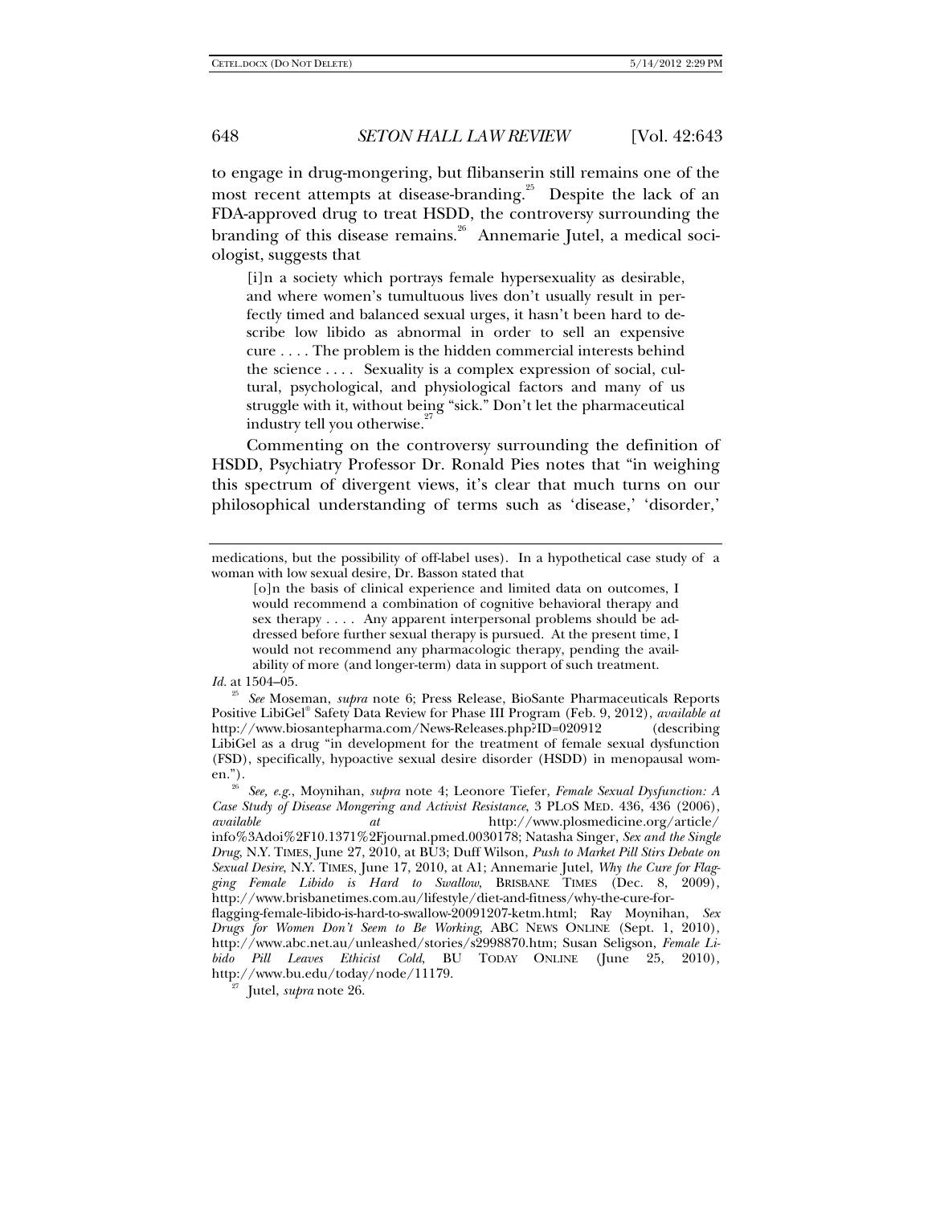to engage in drug-mongering, but flibanserin still remains one of the most recent attempts at disease-branding.[25] Despite the lack of an FDA-approved drug to treat HSDD, the controversy surrounding the branding of this disease remains.[26] Annemarie Jutel, a medical sociologist, suggests that

> [i]n a society which portrays female hypersexuality as desirable, and where women's tumultuous lives don't usually result in perfectly timed and balanced sexual urges, it hasn't been hard to describe low libido as abnormal in order to sell an expensive cure . . . . The problem is the hidden commercial interests behind the science . . . . Sexuality is a complex expression of social, cultural, psychological, and physiological factors and many of us struggle with it, without being "sick." Don't let the pharmaceutical industry tell you otherwise.[27]

Commenting on the controversy surrounding the definition of HSDD, Psychiatry Professor Dr. Ronald Pies notes that "in weighing this spectrum of divergent views, it's clear that much turns on our philosophical understanding of terms such as 'disease,' 'disorder,'

---

medications, but the possibility of off-label uses). In a hypothetical case study of a woman with low sexual desire, Dr. Basson stated that

> [o]n the basis of clinical experience and limited data on outcomes, I would recommend a combination of cognitive behavioral therapy and sex therapy . . . . Any apparent interpersonal problems should be addressed before further sexual therapy is pursued. At the present time, I would not recommend any pharmacologic therapy, pending the availability of more (and longer-term) data in support of such treatment.

*Id.* at 1504–05.

[25] *See* Moseman, *supra* note 6; Press Release, BioSante Pharmaceuticals Reports Positive LibiGel® Safety Data Review for Phase III Program (Feb. 9, 2012), *available at* http://www.biosantepharma.com/News-Releases.php?ID=020912 (describing LibiGel as a drug "in development for the treatment of female sexual dysfunction (FSD), specifically, hypoactive sexual desire disorder (HSDD) in menopausal women.").

[26] *See, e.g.*, Moynihan, *supra* note 4; Leonore Tiefer, *Female Sexual Dysfunction: A Case Study of Disease Mongering and Activist Resistance*, 3 PLOS MED. 436, 436 (2006), *available at* http://www.plosmedicine.org/article/info%3Adoi%2F10.1371%2Fjournal.pmed.0030178; Natasha Singer, *Sex and the Single Drug*, N.Y. TIMES, June 27, 2010, at BU3; Duff Wilson, *Push to Market Pill Stirs Debate on Sexual Desire*, N.Y. TIMES, June 17, 2010, at A1; Annemarie Jutel, *Why the Cure for Flagging Female Libido is Hard to Swallow*, BRISBANE TIMES (Dec. 8, 2009), http://www.brisbanetimes.com.au/lifestyle/diet-and-fitness/why-the-cure-for-flagging-female-libido-is-hard-to-swallow-20091207-ketm.html; Ray Moynihan, *Sex Drugs for Women Don't Seem to Be Working*, ABC NEWS ONLINE (Sept. 1, 2010), http://www.abc.net.au/unleashed/stories/s2998870.htm; Susan Seligson, *Female Libido Pill Leaves Ethicist Cold*, BU TODAY ONLINE (June 25, 2010), http://www.bu.edu/today/node/11179.

[27] Jutel, *supra* note 26.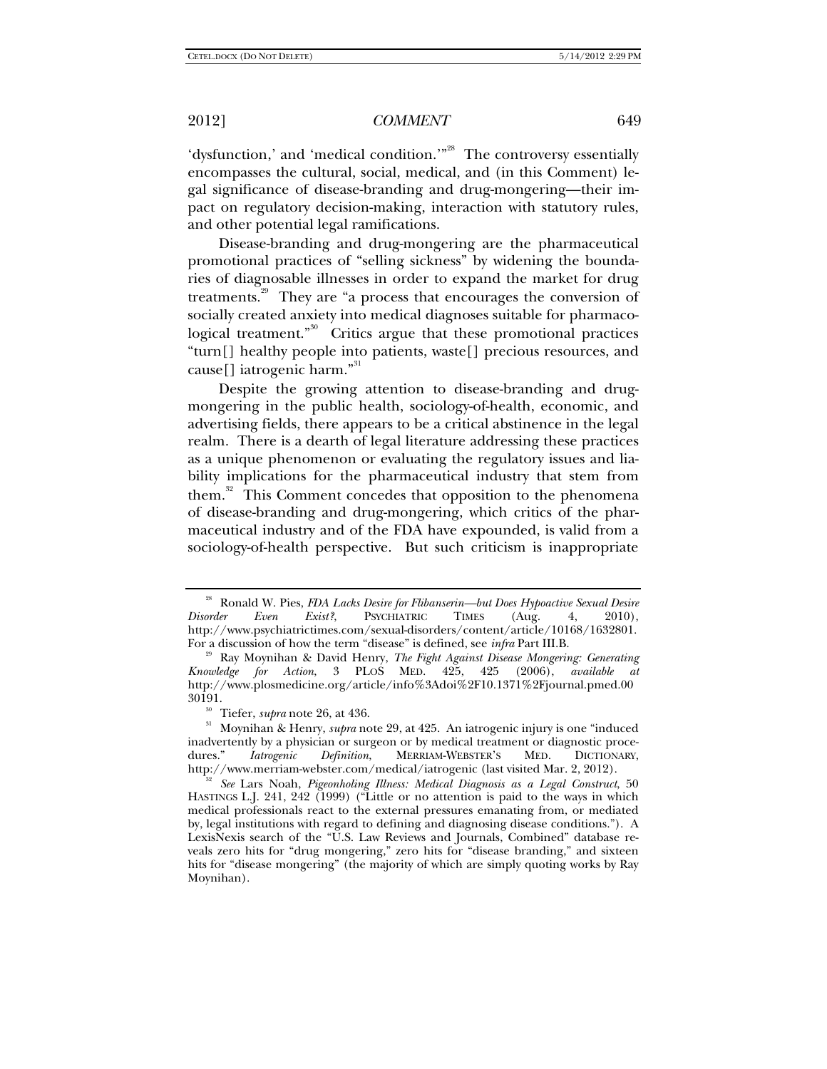'dysfunction,' and 'medical condition.'"[28] The controversy essentially encompasses the cultural, social, medical, and (in this Comment) legal significance of disease-branding and drug-mongering—their impact on regulatory decision-making, interaction with statutory rules, and other potential legal ramifications.

Disease-branding and drug-mongering are the pharmaceutical promotional practices of "selling sickness" by widening the boundaries of diagnosable illnesses in order to expand the market for drug treatments.[29] They are "a process that encourages the conversion of socially created anxiety into medical diagnoses suitable for pharmacological treatment."[30] Critics argue that these promotional practices "turn[] healthy people into patients, waste[] precious resources, and cause[] iatrogenic harm."[31]

Despite the growing attention to disease-branding and drug-mongering in the public health, sociology-of-health, economic, and advertising fields, there appears to be a critical abstinence in the legal realm. There is a dearth of legal literature addressing these practices as a unique phenomenon or evaluating the regulatory issues and liability implications for the pharmaceutical industry that stem from them.[32] This Comment concedes that opposition to the phenomena of disease-branding and drug-mongering, which critics of the pharmaceutical industry and of the FDA have expounded, is valid from a sociology-of-health perspective. But such criticism is inappropriate

---

[28] Ronald W. Pies, *FDA Lacks Desire for Flibanserin—but Does Hypoactive Sexual Desire Disorder Even Exist?*, PSYCHIATRIC TIMES (Aug. 4, 2010), http://www.psychiatrictimes.com/sexual-disorders/content/article/10168/1632801. For a discussion of how the term "disease" is defined, see *infra* Part III.B.

[29] Ray Moynihan & David Henry, *The Fight Against Disease Mongering: Generating Knowledge for Action*, 3 PLOS MED. 425, 425 (2006), *available at* http://www.plosmedicine.org/article/info%3Adoi%2F10.1371%2Fjournal.pmed.0030191.

[30] Tiefer, *supra* note 26, at 436.

[31] Moynihan & Henry, *supra* note 29, at 425. An iatrogenic injury is one "induced inadvertently by a physician or surgeon or by medical treatment or diagnostic procedures." *Iatrogenic Definition*, MERRIAM-WEBSTER'S MED. DICTIONARY, http://www.merriam-webster.com/medical/iatrogenic (last visited Mar. 2, 2012).

[32] *See* Lars Noah, *Pigeonholing Illness: Medical Diagnosis as a Legal Construct*, 50 HASTINGS L.J. 241, 242 (1999) ("Little or no attention is paid to the ways in which medical professionals react to the external pressures emanating from, or mediated by, legal institutions with regard to defining and diagnosing disease conditions."). A LexisNexis search of the "U.S. Law Reviews and Journals, Combined" database reveals zero hits for "drug mongering," zero hits for "disease branding," and sixteen hits for "disease mongering" (the majority of which are simply quoting works by Ray Moynihan).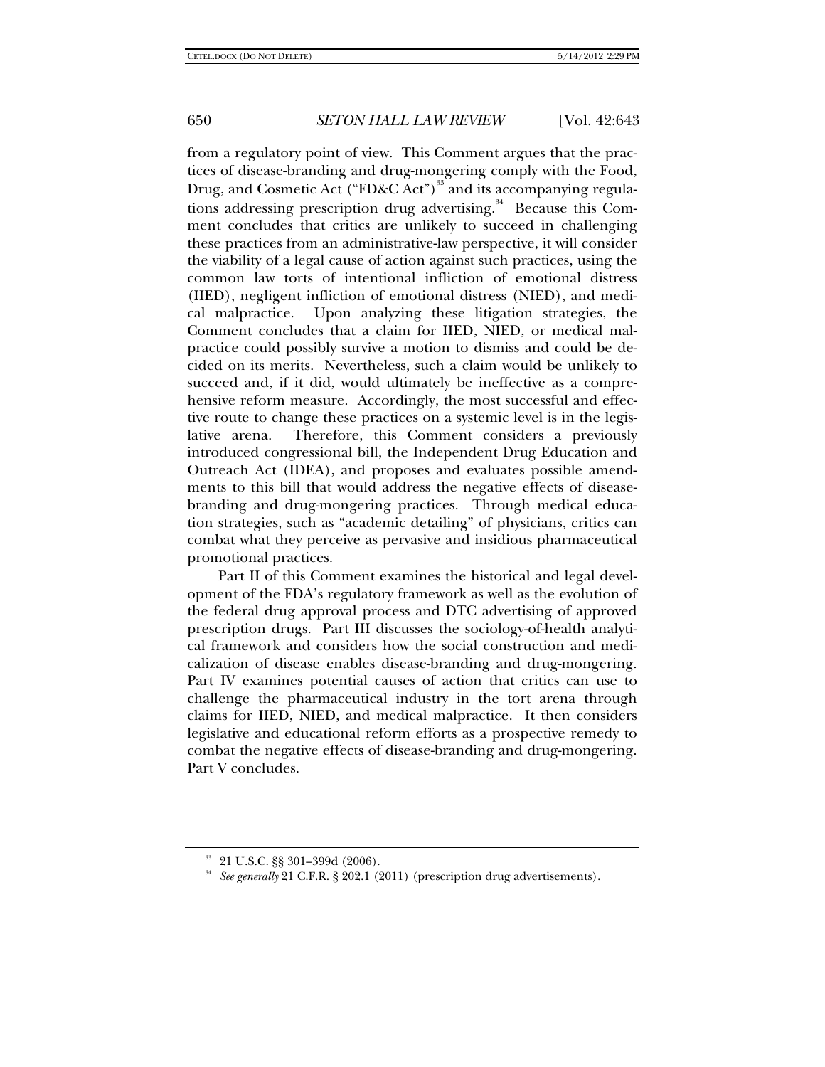from a regulatory point of view. This Comment argues that the practices of disease-branding and drug-mongering comply with the Food, Drug, and Cosmetic Act ("FD&C Act")[33] and its accompanying regulations addressing prescription drug advertising.[34] Because this Comment concludes that critics are unlikely to succeed in challenging these practices from an administrative-law perspective, it will consider the viability of a legal cause of action against such practices, using the common law torts of intentional infliction of emotional distress (IIED), negligent infliction of emotional distress (NIED), and medical malpractice. Upon analyzing these litigation strategies, the Comment concludes that a claim for IIED, NIED, or medical malpractice could possibly survive a motion to dismiss and could be decided on its merits. Nevertheless, such a claim would be unlikely to succeed and, if it did, would ultimately be ineffective as a comprehensive reform measure. Accordingly, the most successful and effective route to change these practices on a systemic level is in the legislative arena. Therefore, this Comment considers a previously introduced congressional bill, the Independent Drug Education and Outreach Act (IDEA), and proposes and evaluates possible amendments to this bill that would address the negative effects of disease-branding and drug-mongering practices. Through medical education strategies, such as "academic detailing" of physicians, critics can combat what they perceive as pervasive and insidious pharmaceutical promotional practices.

Part II of this Comment examines the historical and legal development of the FDA's regulatory framework as well as the evolution of the federal drug approval process and DTC advertising of approved prescription drugs. Part III discusses the sociology-of-health analytical framework and considers how the social construction and medicalization of disease enables disease-branding and drug-mongering. Part IV examines potential causes of action that critics can use to challenge the pharmaceutical industry in the tort arena through claims for IIED, NIED, and medical malpractice. It then considers legislative and educational reform efforts as a prospective remedy to combat the negative effects of disease-branding and drug-mongering. Part V concludes.

[33] 21 U.S.C. §§ 301–399d (2006).

[34] *See generally* 21 C.F.R. § 202.1 (2011) (prescription drug advertisements).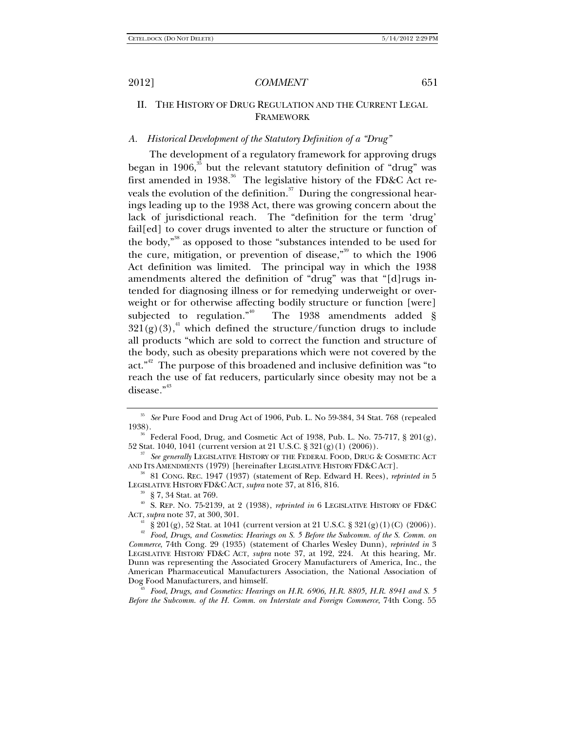## II. THE HISTORY OF DRUG REGULATION AND THE CURRENT LEGAL FRAMEWORK

### *A. Historical Development of the Statutory Definition of a "Drug"*

The development of a regulatory framework for approving drugs began in 1906,[35] but the relevant statutory definition of "drug" was first amended in 1938.[36] The legislative history of the FD&C Act reveals the evolution of the definition.[37] During the congressional hearings leading up to the 1938 Act, there was growing concern about the lack of jurisdictional reach. The "definition for the term 'drug' fail[ed] to cover drugs invented to alter the structure or function of the body,"[38] as opposed to those "substances intended to be used for the cure, mitigation, or prevention of disease,"[39] to which the 1906 Act definition was limited. The principal way in which the 1938 amendments altered the definition of "drug" was that "[d]rugs intended for diagnosing illness or for remedying underweight or overweight or for otherwise affecting bodily structure or function [were] subjected to regulation."[40] The 1938 amendments added § 321(g)(3),[41] which defined the structure/function drugs to include all products "which are sold to correct the function and structure of the body, such as obesity preparations which were not covered by the act."[42] The purpose of this broadened and inclusive definition was "to reach the use of fat reducers, particularly since obesity may not be a disease."[43]

---

[35] *See* Pure Food and Drug Act of 1906, Pub. L. No 59-384, 34 Stat. 768 (repealed 1938).

[36] Federal Food, Drug, and Cosmetic Act of 1938, Pub. L. No. 75-717, § 201(g), 52 Stat. 1040, 1041 (current version at 21 U.S.C. § 321(g)(1) (2006)).

[37] *See generally* LEGISLATIVE HISTORY OF THE FEDERAL FOOD, DRUG & COSMETIC ACT AND ITS AMENDMENTS (1979) [hereinafter LEGISLATIVE HISTORY FD&C ACT].

[38] 81 CONG. REC. 1947 (1937) (statement of Rep. Edward H. Rees), *reprinted in* 5 LEGISLATIVE HISTORY FD&C ACT, *supra* note 37, at 816, 816.

[39] § 7, 34 Stat. at 769.

[40] S. REP. NO. 75-2139, at 2 (1938), *reprinted in* 6 LEGISLATIVE HISTORY OF FD&C ACT, *supra* note 37, at 300, 301.

[41] § 201(g), 52 Stat. at 1041 (current version at 21 U.S.C. § 321(g)(1)(C) (2006)).

[42] *Food, Drugs, and Cosmetics*: *Hearings on S. 5 Before the Subcomm. of the S. Comm. on Commerce*, 74th Cong. 29 (1935) (statement of Charles Wesley Dunn), *reprinted in* 3 LEGISLATIVE HISTORY FD&C ACT, *supra* note 37, at 192, 224. At this hearing, Mr. Dunn was representing the Associated Grocery Manufacturers of America, Inc., the American Pharmaceutical Manufacturers Association, the National Association of Dog Food Manufacturers, and himself.

[43] *Food, Drugs, and Cosmetics: Hearings on H.R. 6906, H.R. 8805, H.R. 8941 and S. 5 Before the Subcomm. of the H. Comm. on Interstate and Foreign Commerce*, 74th Cong. 55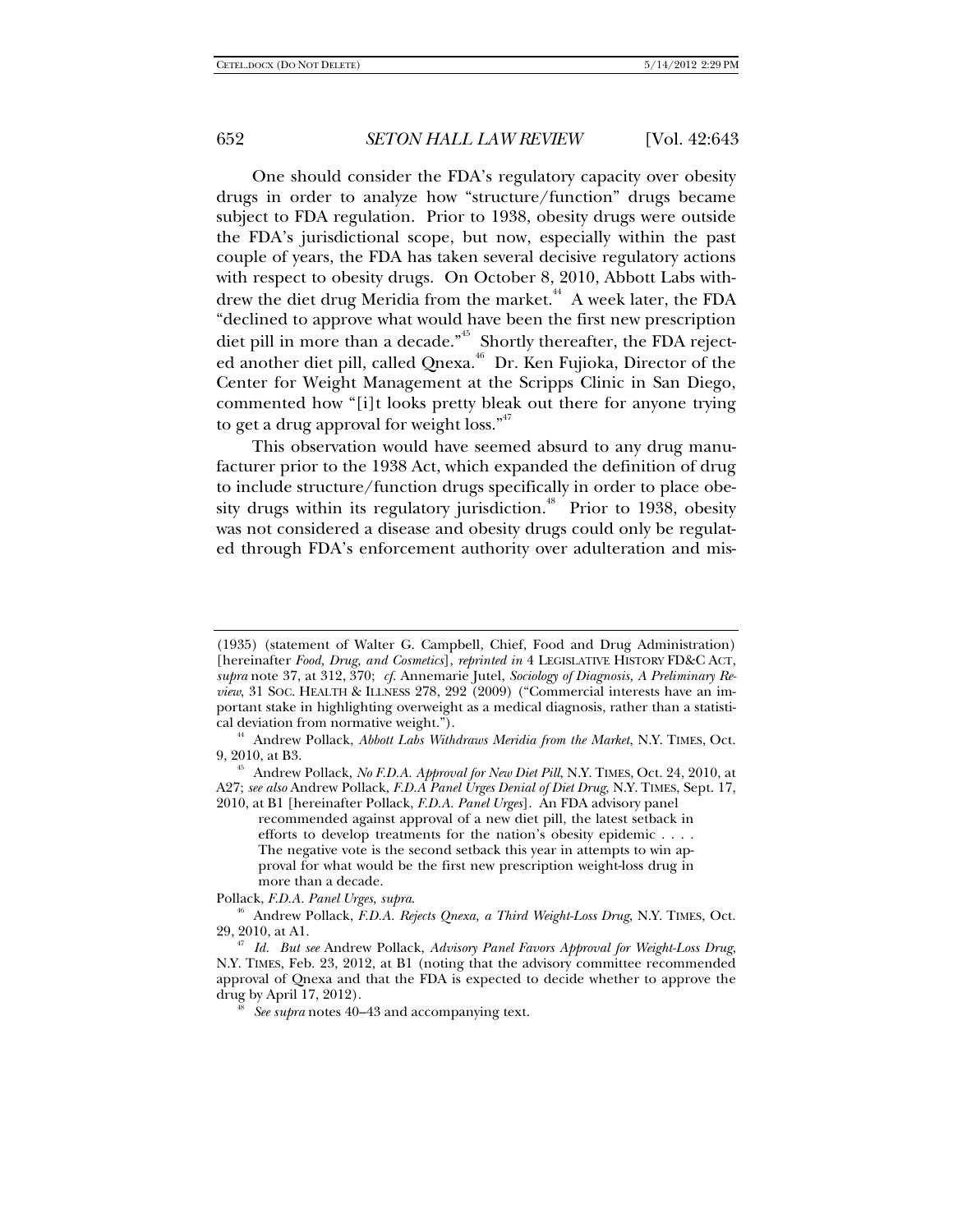One should consider the FDA's regulatory capacity over obesity drugs in order to analyze how "structure/function" drugs became subject to FDA regulation. Prior to 1938, obesity drugs were outside the FDA's jurisdictional scope, but now, especially within the past couple of years, the FDA has taken several decisive regulatory actions with respect to obesity drugs. On October 8, 2010, Abbott Labs withdrew the diet drug Meridia from the market.[44] A week later, the FDA "declined to approve what would have been the first new prescription diet pill in more than a decade."[45] Shortly thereafter, the FDA rejected another diet pill, called Qnexa.[46] Dr. Ken Fujioka, Director of the Center for Weight Management at the Scripps Clinic in San Diego, commented how "[i]t looks pretty bleak out there for anyone trying to get a drug approval for weight loss."[47]

This observation would have seemed absurd to any drug manufacturer prior to the 1938 Act, which expanded the definition of drug to include structure/function drugs specifically in order to place obesity drugs within its regulatory jurisdiction.[48] Prior to 1938, obesity was not considered a disease and obesity drugs could only be regulated through FDA's enforcement authority over adulteration and mis-

---

(1935) (statement of Walter G. Campbell, Chief, Food and Drug Administration) [hereinafter *Food, Drug, and Cosmetics*], *reprinted in* 4 LEGISLATIVE HISTORY FD&C ACT, *supra* note 37, at 312, 370; *cf.* Annemarie Jutel, *Sociology of Diagnosis, A Preliminary Review*, 31 SOC. HEALTH & ILLNESS 278, 292 (2009) ("Commercial interests have an important stake in highlighting overweight as a medical diagnosis, rather than a statistical deviation from normative weight.").

[44] Andrew Pollack, *Abbott Labs Withdraws Meridia from the Market*, N.Y. TIMES, Oct. 9, 2010, at B3.

[45] Andrew Pollack, *No F.D.A. Approval for New Diet Pill*, N.Y. TIMES, Oct. 24, 2010, at A27; *see also* Andrew Pollack, *F.D.A Panel Urges Denial of Diet Drug*, N.Y. TIMES, Sept. 17, 2010, at B1 [hereinafter Pollack, *F.D.A. Panel Urges*]. An FDA advisory panel

> recommended against approval of a new diet pill, the latest setback in efforts to develop treatments for the nation's obesity epidemic . . . . The negative vote is the second setback this year in attempts to win approval for what would be the first new prescription weight-loss drug in more than a decade.

Pollack, *F.D.A. Panel Urges, supra*.

[46] Andrew Pollack, *F.D.A. Rejects Qnexa, a Third Weight-Loss Drug*, N.Y. TIMES, Oct. 29, 2010, at A1.

[47] *Id. But see* Andrew Pollack, *Advisory Panel Favors Approval for Weight-Loss Drug*, N.Y. TIMES, Feb. 23, 2012, at B1 (noting that the advisory committee recommended approval of Qnexa and that the FDA is expected to decide whether to approve the drug by April 17, 2012).

[48] *See supra* notes 40–43 and accompanying text.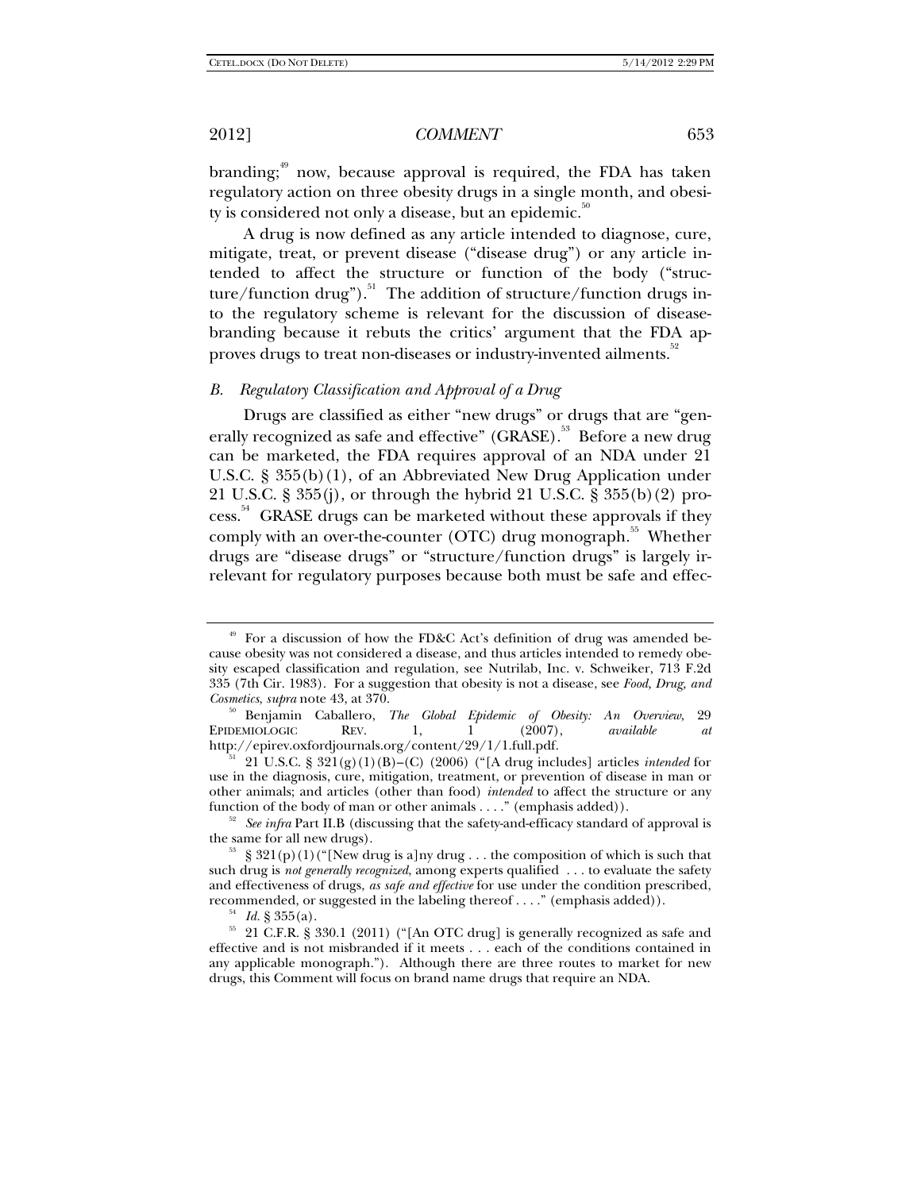branding;[49] now, because approval is required, the FDA has taken regulatory action on three obesity drugs in a single month, and obesity is considered not only a disease, but an epidemic.[50]

A drug is now defined as any article intended to diagnose, cure, mitigate, treat, or prevent disease ("disease drug") or any article intended to affect the structure or function of the body ("structure/function drug").[51] The addition of structure/function drugs into the regulatory scheme is relevant for the discussion of disease-branding because it rebuts the critics' argument that the FDA approves drugs to treat non-diseases or industry-invented ailments.[52]

### *B. Regulatory Classification and Approval of a Drug*

Drugs are classified as either "new drugs" or drugs that are "generally recognized as safe and effective" (GRASE).[53] Before a new drug can be marketed, the FDA requires approval of an NDA under 21 U.S.C. § 355(b)(1), of an Abbreviated New Drug Application under 21 U.S.C. § 355(j), or through the hybrid 21 U.S.C. § 355(b)(2) process.[54] GRASE drugs can be marketed without these approvals if they comply with an over-the-counter (OTC) drug monograph.[55] Whether drugs are "disease drugs" or "structure/function drugs" is largely irrelevant for regulatory purposes because both must be safe and effec-

---

[49] For a discussion of how the FD&C Act's definition of drug was amended because obesity was not considered a disease, and thus articles intended to remedy obesity escaped classification and regulation, see Nutrilab, Inc. v. Schweiker, 713 F.2d 335 (7th Cir. 1983). For a suggestion that obesity is not a disease, see *Food, Drug, and Cosmetics*, *supra* note 43, at 370.

[50] Benjamin Caballero, *The Global Epidemic of Obesity: An Overview*, 29 EPIDEMIOLOGIC REV. 1, 1 (2007), *available at* http://epirev.oxfordjournals.org/content/29/1/1.full.pdf.

[51] 21 U.S.C. § 321(g)(1)(B)–(C) (2006) ("[A drug includes] articles *intended* for use in the diagnosis, cure, mitigation, treatment, or prevention of disease in man or other animals; and articles (other than food) *intended* to affect the structure or any function of the body of man or other animals . . . ." (emphasis added)).

[52] *See infra* Part II.B (discussing that the safety-and-efficacy standard of approval is the same for all new drugs).

[53] § 321(p)(1) ("[New drug is a]ny drug . . . the composition of which is such that such drug is *not generally recognized*, among experts qualified . . . to evaluate the safety and effectiveness of drugs, *as safe and effective* for use under the condition prescribed, recommended, or suggested in the labeling thereof . . . ." (emphasis added)).

[54] *Id.* § 355(a).

[55] 21 C.F.R. § 330.1 (2011) ("[An OTC drug] is generally recognized as safe and effective and is not misbranded if it meets . . . each of the conditions contained in any applicable monograph."). Although there are three routes to market for new drugs, this Comment will focus on brand name drugs that require an NDA.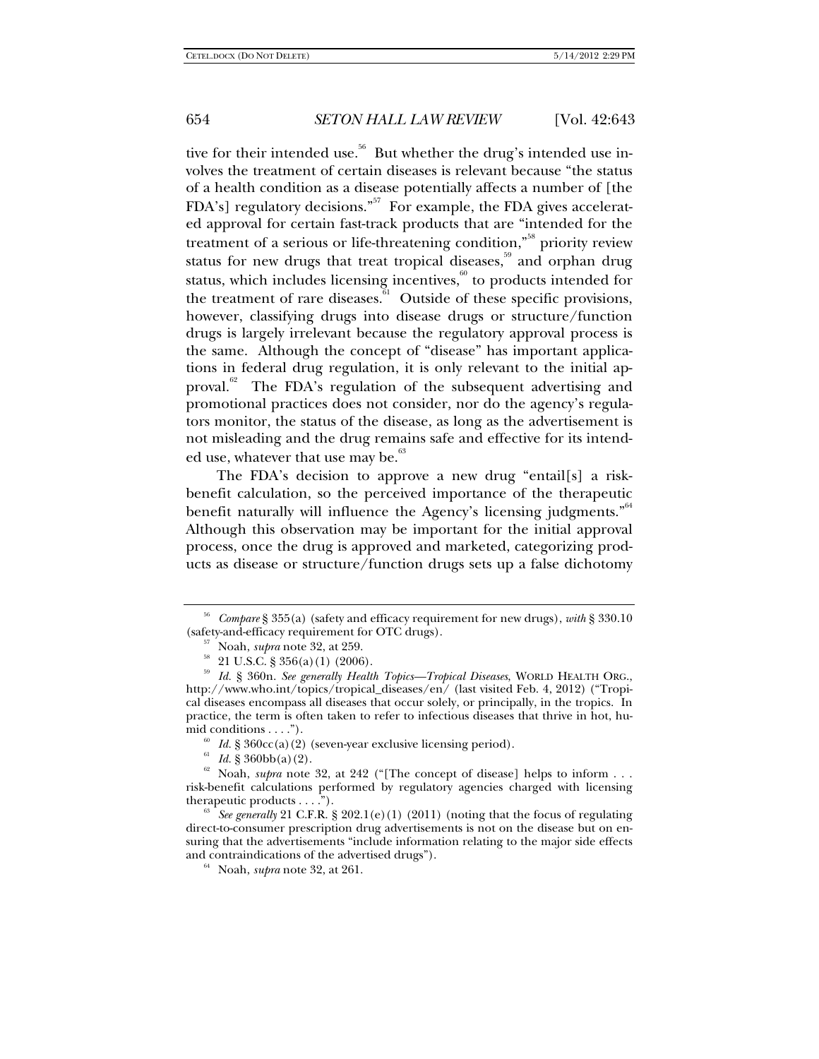tive for their intended use.[56] But whether the drug's intended use involves the treatment of certain diseases is relevant because "the status of a health condition as a disease potentially affects a number of [the FDA's] regulatory decisions."[57] For example, the FDA gives accelerated approval for certain fast-track products that are "intended for the treatment of a serious or life-threatening condition,"[58] priority review status for new drugs that treat tropical diseases,[59] and orphan drug status, which includes licensing incentives,[60] to products intended for the treatment of rare diseases.[61] Outside of these specific provisions, however, classifying drugs into disease drugs or structure/function drugs is largely irrelevant because the regulatory approval process is the same. Although the concept of "disease" has important applications in federal drug regulation, it is only relevant to the initial approval.[62] The FDA's regulation of the subsequent advertising and promotional practices does not consider, nor do the agency's regulators monitor, the status of the disease, as long as the advertisement is not misleading and the drug remains safe and effective for its intended use, whatever that use may be.[63]

The FDA's decision to approve a new drug "entail[s] a risk-benefit calculation, so the perceived importance of the therapeutic benefit naturally will influence the Agency's licensing judgments."[64] Although this observation may be important for the initial approval process, once the drug is approved and marketed, categorizing products as disease or structure/function drugs sets up a false dichotomy

---

[56] *Compare* § 355(a) (safety and efficacy requirement for new drugs), *with* § 330.10 (safety-and-efficacy requirement for OTC drugs).

[57] Noah, *supra* note 32, at 259.

[58] 21 U.S.C. § 356(a)(1) (2006).

[59] *Id.* § 360n. *See generally Health Topics—Tropical Diseases*, WORLD HEALTH ORG., http://www.who.int/topics/tropical_diseases/en/ (last visited Feb. 4, 2012) ("Tropical diseases encompass all diseases that occur solely, or principally, in the tropics. In practice, the term is often taken to refer to infectious diseases that thrive in hot, humid conditions . . . .").

[60] *Id.* § 360cc(a)(2) (seven-year exclusive licensing period).

[61] *Id.* § 360bb(a)(2).

[62] Noah, *supra* note 32, at 242 ("[The concept of disease] helps to inform . . . risk-benefit calculations performed by regulatory agencies charged with licensing therapeutic products . . . .").

[63] *See generally* 21 C.F.R. § 202.1(e)(1) (2011) (noting that the focus of regulating direct-to-consumer prescription drug advertisements is not on the disease but on ensuring that the advertisements "include information relating to the major side effects and contraindications of the advertised drugs").

[64] Noah, *supra* note 32, at 261.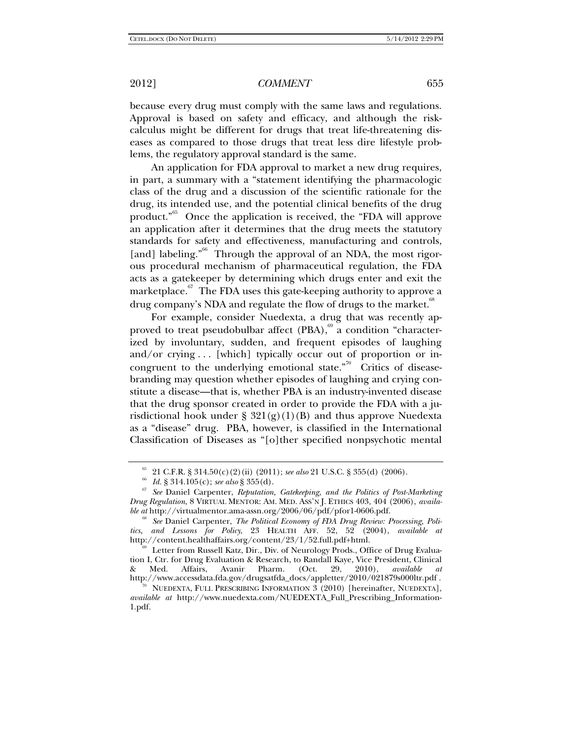because every drug must comply with the same laws and regulations. Approval is based on safety and efficacy, and although the risk-calculus might be different for drugs that treat life-threatening diseases as compared to those drugs that treat less dire lifestyle problems, the regulatory approval standard is the same.

An application for FDA approval to market a new drug requires, in part, a summary with a "statement identifying the pharmacologic class of the drug and a discussion of the scientific rationale for the drug, its intended use, and the potential clinical benefits of the drug product."[65] Once the application is received, the "FDA will approve an application after it determines that the drug meets the statutory standards for safety and effectiveness, manufacturing and controls, [and] labeling."[66] Through the approval of an NDA, the most rigorous procedural mechanism of pharmaceutical regulation, the FDA acts as a gatekeeper by determining which drugs enter and exit the marketplace.[67] The FDA uses this gate-keeping authority to approve a drug company's NDA and regulate the flow of drugs to the market.[68]

For example, consider Nuedexta, a drug that was recently approved to treat pseudobulbar affect (PBA),[69] a condition "characterized by involuntary, sudden, and frequent episodes of laughing and/or crying . . . [which] typically occur out of proportion or incongruent to the underlying emotional state."[70] Critics of disease-branding may question whether episodes of laughing and crying constitute a disease—that is, whether PBA is an industry-invented disease that the drug sponsor created in order to provide the FDA with a jurisdictional hook under § 321(g)(1)(B) and thus approve Nuedexta as a "disease" drug. PBA, however, is classified in the International Classification of Diseases as "[o]ther specified nonpsychotic mental

---

[65] 21 C.F.R. § 314.50(c)(2)(ii) (2011); *see also* 21 U.S.C. § 355(d) (2006).

[66] *Id.* § 314.105(c); *see also* § 355(d).

[67] *See* Daniel Carpenter, *Reputation, Gatekeeping, and the Politics of Post-Marketing Drug Regulation*, 8 VIRTUAL MENTOR: AM. MED. ASS'N J. ETHICS 403, 404 (2006), *available at* http://virtualmentor.ama-assn.org/2006/06/pdf/pfor1-0606.pdf.

[68] *See* Daniel Carpenter, *The Political Economy of FDA Drug Review: Processing, Politics, and Lessons for Policy*, 23 HEALTH AFF. 52, 52 (2004), *available at* http://content.healthaffairs.org/content/23/1/52.full.pdf+html.

[69] Letter from Russell Katz, Dir., Div. of Neurology Prods., Office of Drug Evaluation I, Ctr. for Drug Evaluation & Research, to Randall Kaye, Vice President, Clinical & Med. Affairs, Avanir Pharm. (Oct. 29, 2010), *available at* http://www.accessdata.fda.gov/drugsatfda_docs/appletter/2010/021879s000ltr.pdf .

[70] NUEDEXTA, FULL PRESCRIBING INFORMATION 3 (2010) [hereinafter, NUEDEXTA], *available at* http://www.nuedexta.com/NUEDEXTA_Full_Prescribing_Information-1.pdf.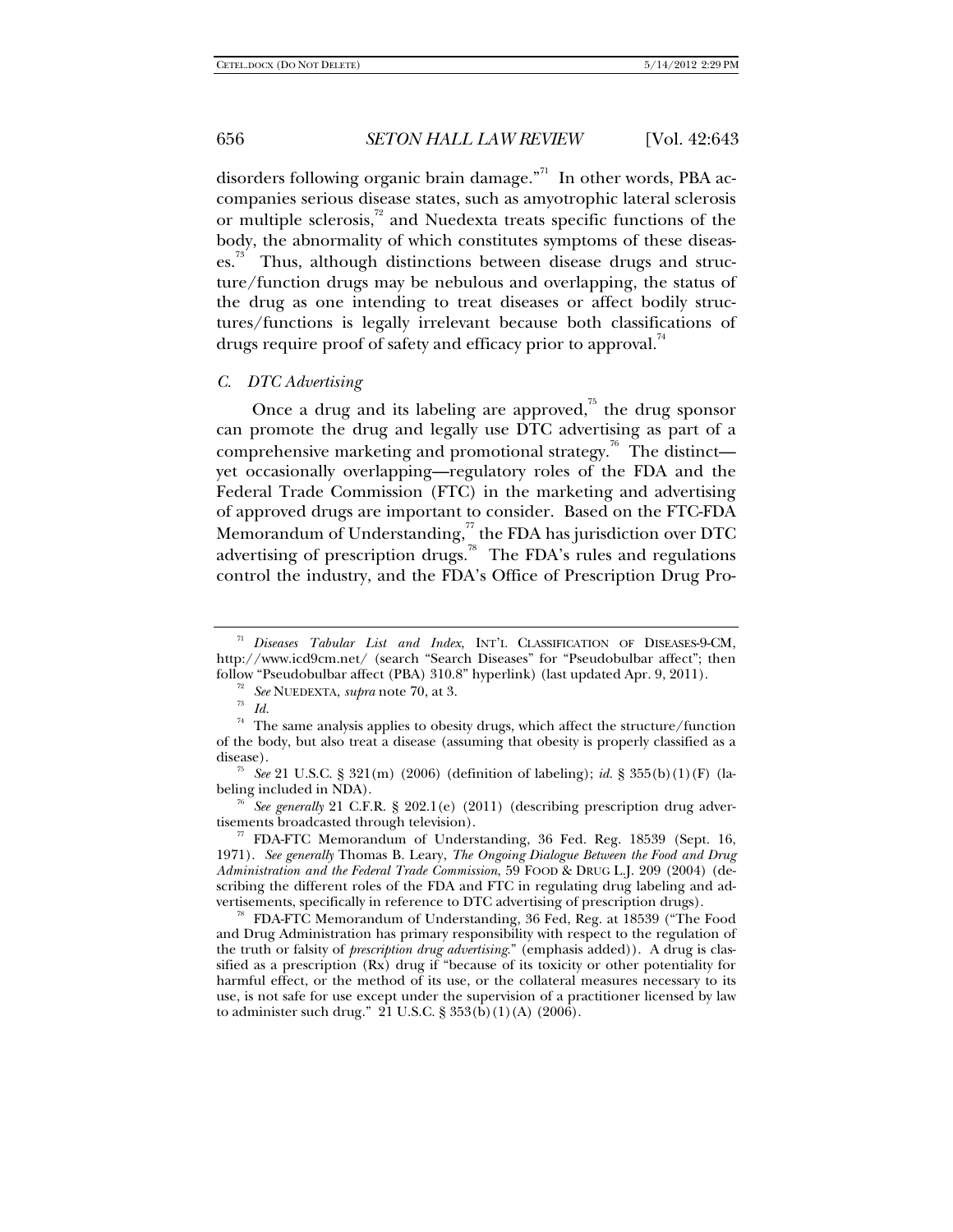disorders following organic brain damage."[71] In other words, PBA accompanies serious disease states, such as amyotrophic lateral sclerosis or multiple sclerosis,[72] and Nuedexta treats specific functions of the body, the abnormality of which constitutes symptoms of these diseases.[73] Thus, although distinctions between disease drugs and structure/function drugs may be nebulous and overlapping, the status of the drug as one intending to treat diseases or affect bodily structures/functions is legally irrelevant because both classifications of drugs require proof of safety and efficacy prior to approval.[74]

### *C. DTC Advertising*

Once a drug and its labeling are approved,[75] the drug sponsor can promote the drug and legally use DTC advertising as part of a comprehensive marketing and promotional strategy.[76] The distinct—yet occasionally overlapping—regulatory roles of the FDA and the Federal Trade Commission (FTC) in the marketing and advertising of approved drugs are important to consider. Based on the FTC-FDA Memorandum of Understanding,[77] the FDA has jurisdiction over DTC advertising of prescription drugs.[78] The FDA's rules and regulations control the industry, and the FDA's Office of Prescription Drug Pro-

---

[71] *Diseases Tabular List and Index*, INT'L CLASSIFICATION OF DISEASES-9-CM, http://www.icd9cm.net/ (search "Search Diseases" for "Pseudobulbar affect"; then follow "Pseudobulbar affect (PBA) 310.8" hyperlink) (last updated Apr. 9, 2011).

[72] *See* NUEDEXTA, *supra* note 70, at 3.

[73] *Id.*

[74] The same analysis applies to obesity drugs, which affect the structure/function of the body, but also treat a disease (assuming that obesity is properly classified as a disease).

[75] *See* 21 U.S.C. § 321(m) (2006) (definition of labeling); *id.* § 355(b)(1)(F) (labeling included in NDA).

[76] *See generally* 21 C.F.R. § 202.1(e) (2011) (describing prescription drug advertisements broadcasted through television).

[77] FDA-FTC Memorandum of Understanding, 36 Fed. Reg. 18539 (Sept. 16, 1971). *See generally* Thomas B. Leary, *The Ongoing Dialogue Between the Food and Drug Administration and the Federal Trade Commission*, 59 FOOD & DRUG L.J. 209 (2004) (describing the different roles of the FDA and FTC in regulating drug labeling and advertisements, specifically in reference to DTC advertising of prescription drugs).

[78] FDA-FTC Memorandum of Understanding, 36 Fed, Reg. at 18539 ("The Food and Drug Administration has primary responsibility with respect to the regulation of the truth or falsity of *prescription drug advertising*." (emphasis added)). A drug is classified as a prescription (Rx) drug if "because of its toxicity or other potentiality for harmful effect, or the method of its use, or the collateral measures necessary to its use, is not safe for use except under the supervision of a practitioner licensed by law to administer such drug." 21 U.S.C. § 353(b)(1)(A) (2006).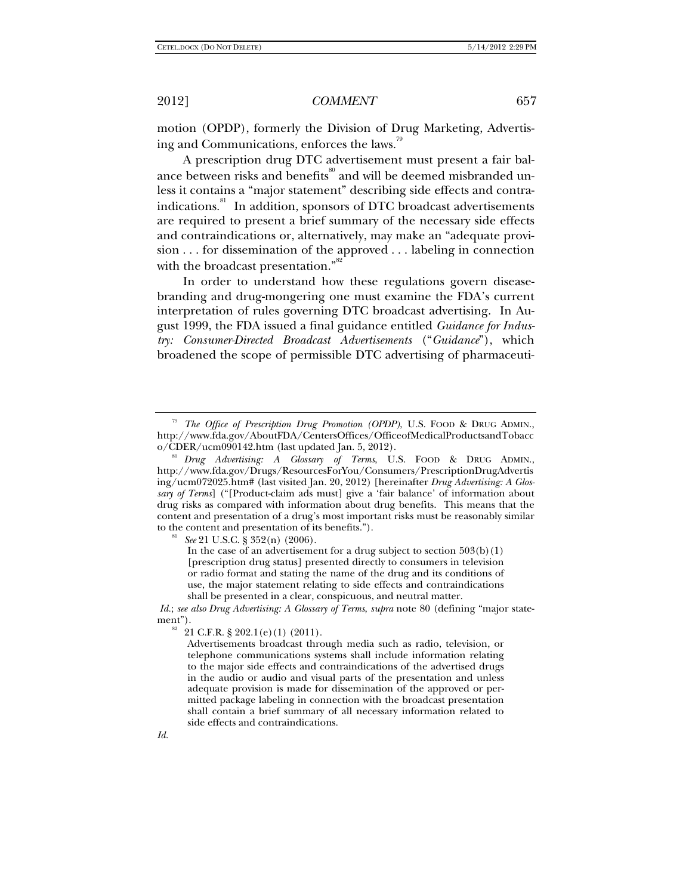motion (OPDP), formerly the Division of Drug Marketing, Advertising and Communications, enforces the laws.[79]

A prescription drug DTC advertisement must present a fair balance between risks and benefits[80] and will be deemed misbranded unless it contains a "major statement" describing side effects and contraindications.[81] In addition, sponsors of DTC broadcast advertisements are required to present a brief summary of the necessary side effects and contraindications or, alternatively, may make an "adequate provision . . . for dissemination of the approved . . . labeling in connection with the broadcast presentation."[82]

In order to understand how these regulations govern disease-branding and drug-mongering one must examine the FDA's current interpretation of rules governing DTC broadcast advertising. In August 1999, the FDA issued a final guidance entitled *Guidance for Industry: Consumer-Directed Broadcast Advertisements* ("*Guidance*"), which broadened the scope of permissible DTC advertising of pharmaceuti-

---

[79] *The Office of Prescription Drug Promotion (OPDP)*, U.S. FOOD & DRUG ADMIN., http://www.fda.gov/AboutFDA/CentersOffices/OfficeofMedicalProductsandTobacco/CDER/ucm090142.htm (last updated Jan. 5, 2012).

[80] *Drug Advertising: A Glossary of Terms*, U.S. FOOD & DRUG ADMIN., http://www.fda.gov/Drugs/ResourcesForYou/Consumers/PrescriptionDrugAdvertising/ucm072025.htm# (last visited Jan. 20, 2012) [hereinafter *Drug Advertising: A Glossary of Terms*] ("[Product-claim ads must] give a 'fair balance' of information about drug risks as compared with information about drug benefits. This means that the content and presentation of a drug's most important risks must be reasonably similar to the content and presentation of its benefits.").

[81] *See* 21 U.S.C. § 352(n) (2006).

> In the case of an advertisement for a drug subject to section 503(b)(1) [prescription drug status] presented directly to consumers in television or radio format and stating the name of the drug and its conditions of use, the major statement relating to side effects and contraindications shall be presented in a clear, conspicuous, and neutral matter.

*Id.*; *see also Drug Advertising: A Glossary of Terms*, *supra* note 80 (defining "major statement").

[82] 21 C.F.R. § 202.1(e)(1) (2011).

> Advertisements broadcast through media such as radio, television, or telephone communications systems shall include information relating to the major side effects and contraindications of the advertised drugs in the audio or audio and visual parts of the presentation and unless adequate provision is made for dissemination of the approved or permitted package labeling in connection with the broadcast presentation shall contain a brief summary of all necessary information related to side effects and contraindications.

*Id.*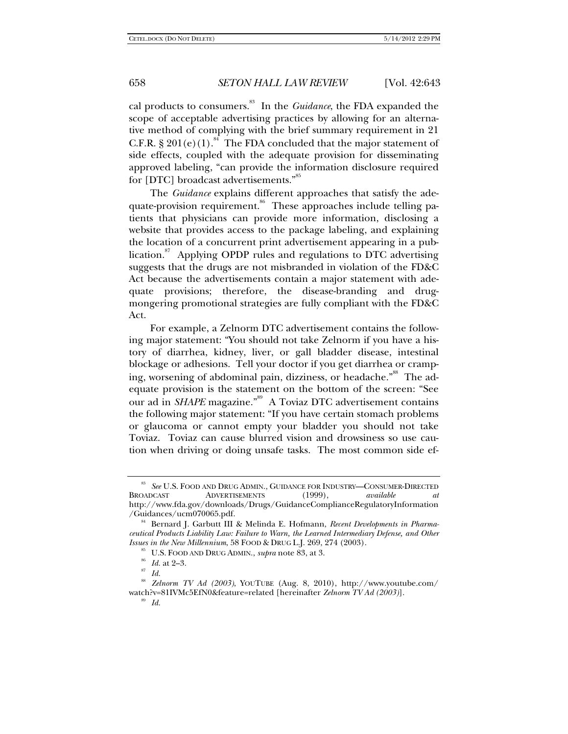cal products to consumers.[83] In the *Guidance*, the FDA expanded the scope of acceptable advertising practices by allowing for an alternative method of complying with the brief summary requirement in 21 C.F.R. § 201(e)(1).[84] The FDA concluded that the major statement of side effects, coupled with the adequate provision for disseminating approved labeling, "can provide the information disclosure required for [DTC] broadcast advertisements."[85]

The *Guidance* explains different approaches that satisfy the adequate-provision requirement.[86] These approaches include telling patients that physicians can provide more information, disclosing a website that provides access to the package labeling, and explaining the location of a concurrent print advertisement appearing in a publication.[87] Applying OPDP rules and regulations to DTC advertising suggests that the drugs are not misbranded in violation of the FD&C Act because the advertisements contain a major statement with adequate provisions; therefore, the disease-branding and drug-mongering promotional strategies are fully compliant with the FD&C Act.

For example, a Zelnorm DTC advertisement contains the following major statement: "You should not take Zelnorm if you have a history of diarrhea, kidney, liver, or gall bladder disease, intestinal blockage or adhesions. Tell your doctor if you get diarrhea or cramping, worsening of abdominal pain, dizziness, or headache."[88] The adequate provision is the statement on the bottom of the screen: "See our ad in *SHAPE* magazine."[89] A Toviaz DTC advertisement contains the following major statement: "If you have certain stomach problems or glaucoma or cannot empty your bladder you should not take Toviaz. Toviaz can cause blurred vision and drowsiness so use caution when driving or doing unsafe tasks. The most common side ef-

---

[83] *See* U.S. FOOD AND DRUG ADMIN., GUIDANCE FOR INDUSTRY—CONSUMER-DIRECTED BROADCAST ADVERTISEMENTS (1999), *available at* http://www.fda.gov/downloads/Drugs/GuidanceComplianceRegulatoryInformation/Guidances/ucm070065.pdf.

[84] Bernard J. Garbutt III & Melinda E. Hofmann, *Recent Developments in Pharmaceutical Products Liability Law: Failure to Warn, the Learned Intermediary Defense, and Other Issues in the New Millennium*, 58 FOOD & DRUG L.J. 269, 274 (2003).

[85] U.S. FOOD AND DRUG ADMIN., *supra* note 83, at 3.

[86] *Id.* at 2–3.

[87] *Id.*

[88] *Zelnorm TV Ad (2003)*, YOUTUBE (Aug. 8, 2010), http://www.youtube.com/watch?v=81IVMc5EfN0&feature=related [hereinafter *Zelnorm TV Ad (2003)*].

[89] *Id.*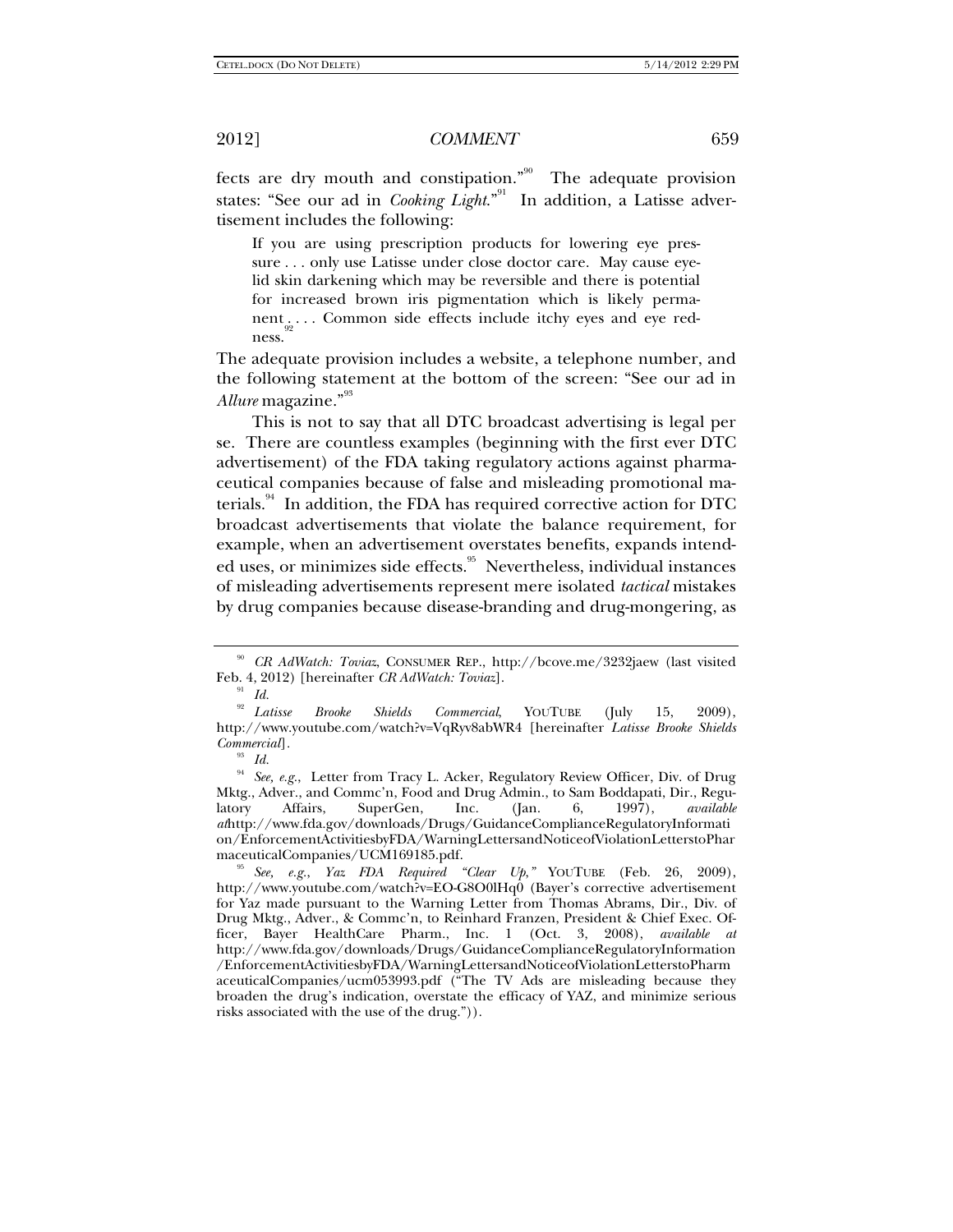fects are dry mouth and constipation."[90] The adequate provision states: "See our ad in *Cooking Light*."[91] In addition, a Latisse advertisement includes the following:

> If you are using prescription products for lowering eye pressure . . . only use Latisse under close doctor care. May cause eyelid skin darkening which may be reversible and there is potential for increased brown iris pigmentation which is likely permanent . . . . Common side effects include itchy eyes and eye redness.[92]

The adequate provision includes a website, a telephone number, and the following statement at the bottom of the screen: "See our ad in *Allure* magazine."[93]

This is not to say that all DTC broadcast advertising is legal per se. There are countless examples (beginning with the first ever DTC advertisement) of the FDA taking regulatory actions against pharmaceutical companies because of false and misleading promotional materials.[94] In addition, the FDA has required corrective action for DTC broadcast advertisements that violate the balance requirement, for example, when an advertisement overstates benefits, expands intended uses, or minimizes side effects.[95] Nevertheless, individual instances of misleading advertisements represent mere isolated *tactical* mistakes by drug companies because disease-branding and drug-mongering, as

---

[90] *CR AdWatch: Toviaz*, CONSUMER REP., http://bcove.me/3232jaew (last visited Feb. 4, 2012) [hereinafter *CR AdWatch: Toviaz*].

[91] *Id.*

[92] *Latisse Brooke Shields Commercial*, YOUTUBE (July 15, 2009), http://www.youtube.com/watch?v=VqRyv8abWR4 [hereinafter *Latisse Brooke Shields Commercial*].

[93] *Id.*

[94] *See, e.g.*, Letter from Tracy L. Acker, Regulatory Review Officer, Div. of Drug Mktg., Adver., and Commc'n, Food and Drug Admin., to Sam Boddapati, Dir., Regulatory Affairs, SuperGen, Inc. (Jan. 6, 1997), *available at*http://www.fda.gov/downloads/Drugs/GuidanceComplianceRegulatoryInformation/EnforcementActivitiesbyFDA/WarningLettersandNoticeofViolationLetterstoPharmaceuticalCompanies/UCM169185.pdf.

[95] *See, e.g.*, *Yaz FDA Required "Clear Up*,*"* YOUTUBE (Feb. 26, 2009), http://www.youtube.com/watch?v=EO-G8O0lHq0 (Bayer's corrective advertisement for Yaz made pursuant to the Warning Letter from Thomas Abrams, Dir., Div. of Drug Mktg., Adver., & Commc'n, to Reinhard Franzen, President & Chief Exec. Officer, Bayer HealthCare Pharm., Inc. 1 (Oct. 3, 2008), *available at* http://www.fda.gov/downloads/Drugs/GuidanceComplianceRegulatoryInformation/EnforcementActivitiesbyFDA/WarningLettersandNoticeofViolationLetterstoPharmaceuticalCompanies/ucm053993.pdf ("The TV Ads are misleading because they broaden the drug's indication, overstate the efficacy of YAZ, and minimize serious risks associated with the use of the drug.")).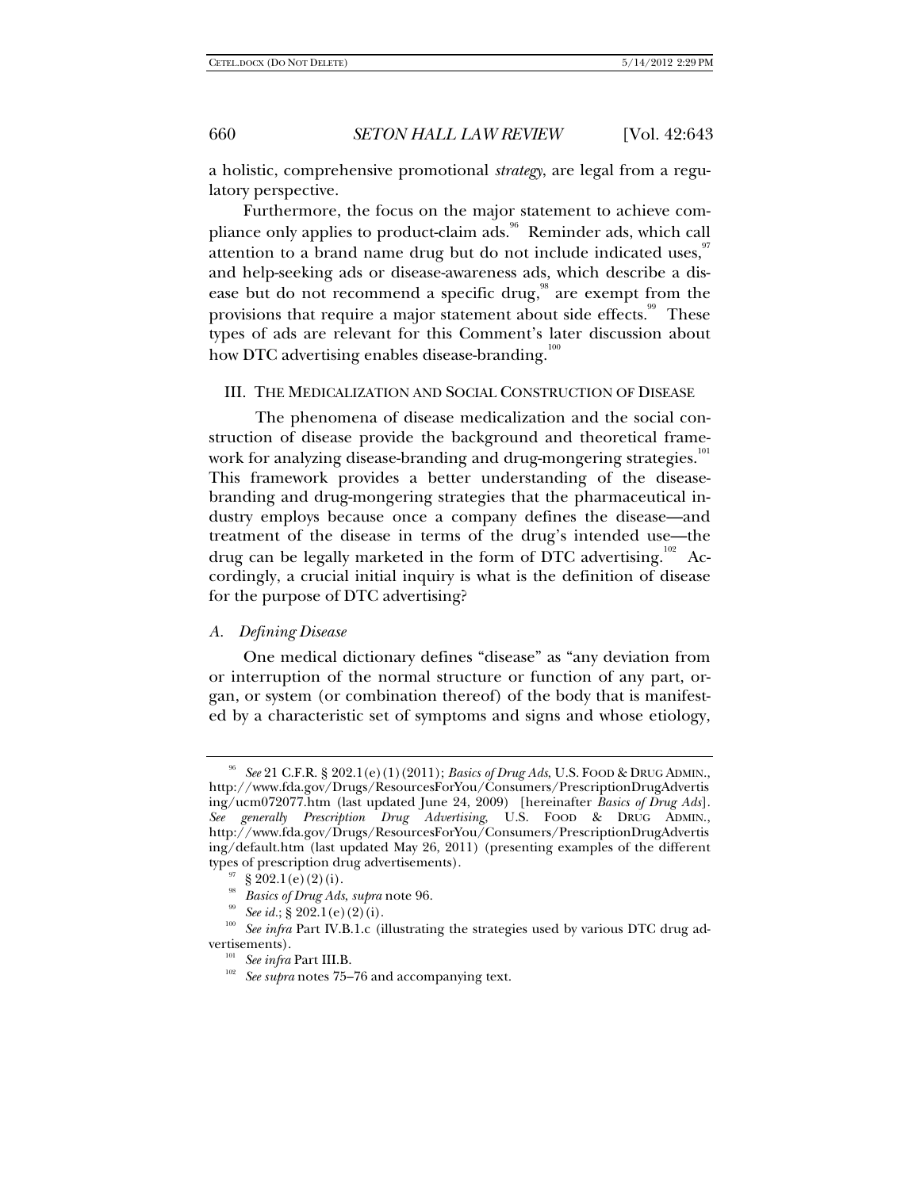a holistic, comprehensive promotional *strategy*, are legal from a regulatory perspective.

Furthermore, the focus on the major statement to achieve compliance only applies to product-claim ads.[96] Reminder ads, which call attention to a brand name drug but do not include indicated uses,[97] and help-seeking ads or disease-awareness ads, which describe a disease but do not recommend a specific drug,[98] are exempt from the provisions that require a major statement about side effects.[99] These types of ads are relevant for this Comment's later discussion about how DTC advertising enables disease-branding.[100]

## III. The Medicalization and Social Construction of Disease

The phenomena of disease medicalization and the social construction of disease provide the background and theoretical framework for analyzing disease-branding and drug-mongering strategies.[101] This framework provides a better understanding of the disease-branding and drug-mongering strategies that the pharmaceutical industry employs because once a company defines the disease—and treatment of the disease in terms of the drug's intended use—the drug can be legally marketed in the form of DTC advertising.[102] Accordingly, a crucial initial inquiry is what is the definition of disease for the purpose of DTC advertising?

### A. *Defining Disease*

One medical dictionary defines "disease" as "any deviation from or interruption of the normal structure or function of any part, organ, or system (or combination thereof) of the body that is manifested by a characteristic set of symptoms and signs and whose etiology,

---

[96] *See* 21 C.F.R. § 202.1(e)(1)(2011); *Basics of Drug Ads*, U.S. Food & Drug Admin., http://www.fda.gov/Drugs/ResourcesForYou/Consumers/PrescriptionDrugAdvertising/ucm072077.htm (last updated June 24, 2009) [hereinafter *Basics of Drug Ads*]. *See generally Prescription Drug Advertising*, U.S. Food & Drug Admin., http://www.fda.gov/Drugs/ResourcesForYou/Consumers/PrescriptionDrugAdvertising/default.htm (last updated May 26, 2011) (presenting examples of the different types of prescription drug advertisements).

[97] § 202.1(e)(2)(i).

[98] *Basics of Drug Ads*, *supra* note 96.

[99] *See id.*; § 202.1(e)(2)(i).

[100] *See infra* Part IV.B.1.c (illustrating the strategies used by various DTC drug advertisements).

[101] *See infra* Part III.B.

[102] *See supra* notes 75–76 and accompanying text.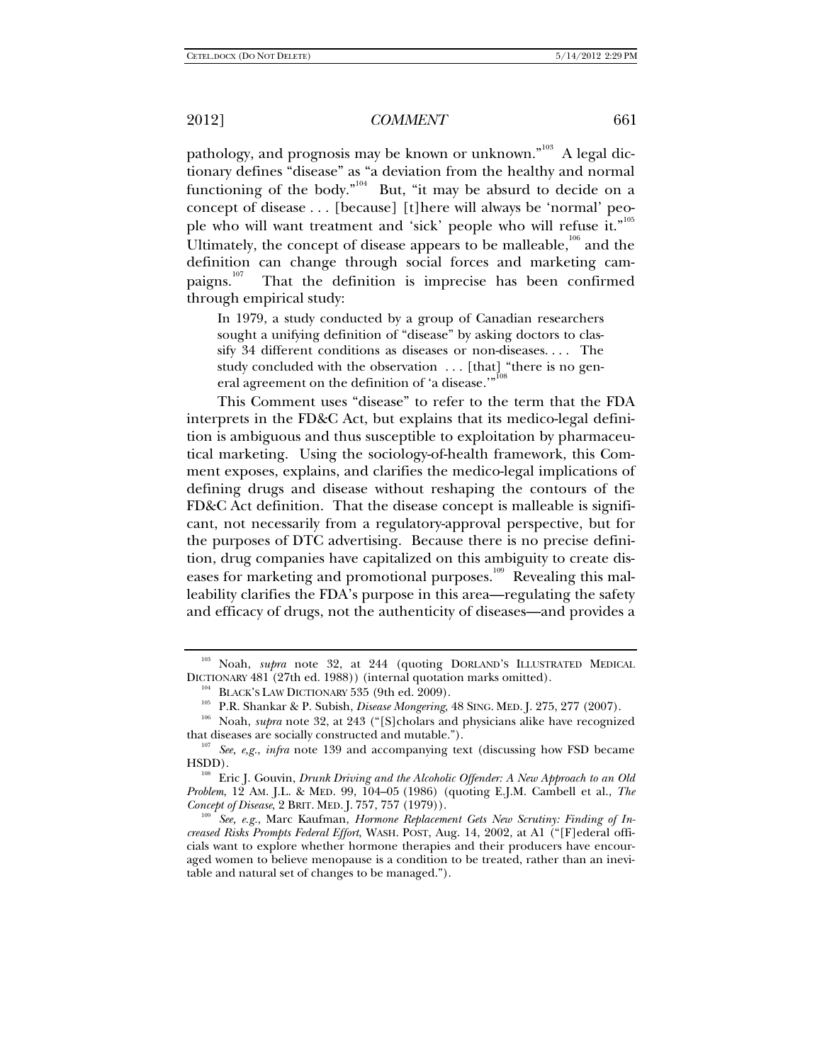pathology, and prognosis may be known or unknown."[103] A legal dictionary defines "disease" as "a deviation from the healthy and normal functioning of the body."[104] But, "it may be absurd to decide on a concept of disease . . . [because] [t]here will always be 'normal' people who will want treatment and 'sick' people who will refuse it."[105] Ultimately, the concept of disease appears to be malleable,[106] and the definition can change through social forces and marketing campaigns.[107] That the definition is imprecise has been confirmed through empirical study:

> In 1979, a study conducted by a group of Canadian researchers sought a unifying definition of "disease" by asking doctors to classify 34 different conditions as diseases or non-diseases. . . . The study concluded with the observation . . . [that] "there is no general agreement on the definition of 'a disease.'"[108]

This Comment uses "disease" to refer to the term that the FDA interprets in the FD&C Act, but explains that its medico-legal definition is ambiguous and thus susceptible to exploitation by pharmaceutical marketing. Using the sociology-of-health framework, this Comment exposes, explains, and clarifies the medico-legal implications of defining drugs and disease without reshaping the contours of the FD&C Act definition. That the disease concept is malleable is significant, not necessarily from a regulatory-approval perspective, but for the purposes of DTC advertising. Because there is no precise definition, drug companies have capitalized on this ambiguity to create diseases for marketing and promotional purposes.[109] Revealing this malleability clarifies the FDA's purpose in this area—regulating the safety and efficacy of drugs, not the authenticity of diseases—and provides a

---

[103] Noah, *supra* note 32, at 244 (quoting DORLAND'S ILLUSTRATED MEDICAL DICTIONARY 481 (27th ed. 1988)) (internal quotation marks omitted).

[104] BLACK'S LAW DICTIONARY 535 (9th ed. 2009).

[105] P.R. Shankar & P. Subish, *Disease Mongering*, 48 SING. MED. J. 275, 277 (2007).

[106] Noah, *supra* note 32, at 243 ("[S]cholars and physicians alike have recognized that diseases are socially constructed and mutable.").

[107] *See, e.g.*, *infra* note 139 and accompanying text (discussing how FSD became HSDD).

[108] Eric J. Gouvin, *Drunk Driving and the Alcoholic Offender: A New Approach to an Old Problem*, 12 AM. J.L. & MED. 99, 104–05 (1986) (quoting E.J.M. Cambell et al., *The Concept of Disease*, 2 BRIT. MED. J. 757, 757 (1979)).

[109] *See, e.g.*, Marc Kaufman, *Hormone Replacement Gets New Scrutiny: Finding of Increased Risks Prompts Federal Effort*, WASH. POST, Aug. 14, 2002, at A1 ("[F]ederal officials want to explore whether hormone therapies and their producers have encouraged women to believe menopause is a condition to be treated, rather than an inevitable and natural set of changes to be managed.").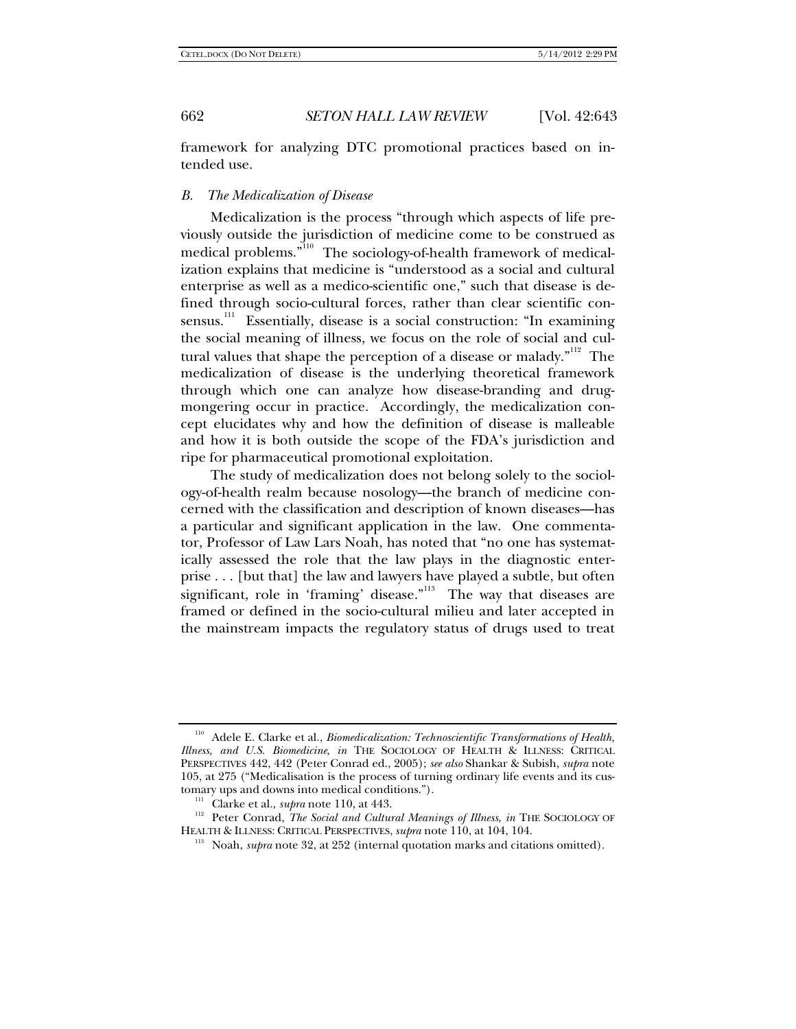framework for analyzing DTC promotional practices based on intended use.

### *B. The Medicalization of Disease*

Medicalization is the process "through which aspects of life previously outside the jurisdiction of medicine come to be construed as medical problems."[110] The sociology-of-health framework of medicalization explains that medicine is "understood as a social and cultural enterprise as well as a medico-scientific one," such that disease is defined through socio-cultural forces, rather than clear scientific consensus.[111] Essentially, disease is a social construction: "In examining the social meaning of illness, we focus on the role of social and cultural values that shape the perception of a disease or malady."[112] The medicalization of disease is the underlying theoretical framework through which one can analyze how disease-branding and drug-mongering occur in practice. Accordingly, the medicalization concept elucidates why and how the definition of disease is malleable and how it is both outside the scope of the FDA's jurisdiction and ripe for pharmaceutical promotional exploitation.

The study of medicalization does not belong solely to the sociology-of-health realm because nosology—the branch of medicine concerned with the classification and description of known diseases—has a particular and significant application in the law. One commentator, Professor of Law Lars Noah, has noted that "no one has systematically assessed the role that the law plays in the diagnostic enterprise . . . [but that] the law and lawyers have played a subtle, but often significant, role in 'framing' disease."[113] The way that diseases are framed or defined in the socio-cultural milieu and later accepted in the mainstream impacts the regulatory status of drugs used to treat

---

[110] Adele E. Clarke et al., *Biomedicalization: Technoscientific Transformations of Health, Illness, and U.S. Biomedicine*, *in* THE SOCIOLOGY OF HEALTH & ILLNESS: CRITICAL PERSPECTIVES 442, 442 (Peter Conrad ed., 2005); *see also* Shankar & Subish, *supra* note 105, at 275 ("Medicalisation is the process of turning ordinary life events and its customary ups and downs into medical conditions.").

[111] Clarke et al., *supra* note 110, at 443.

[112] Peter Conrad, *The Social and Cultural Meanings of Illness*, *in* THE SOCIOLOGY OF HEALTH & ILLNESS: CRITICAL PERSPECTIVES, *supra* note 110, at 104, 104.

[113] Noah, *supra* note 32, at 252 (internal quotation marks and citations omitted).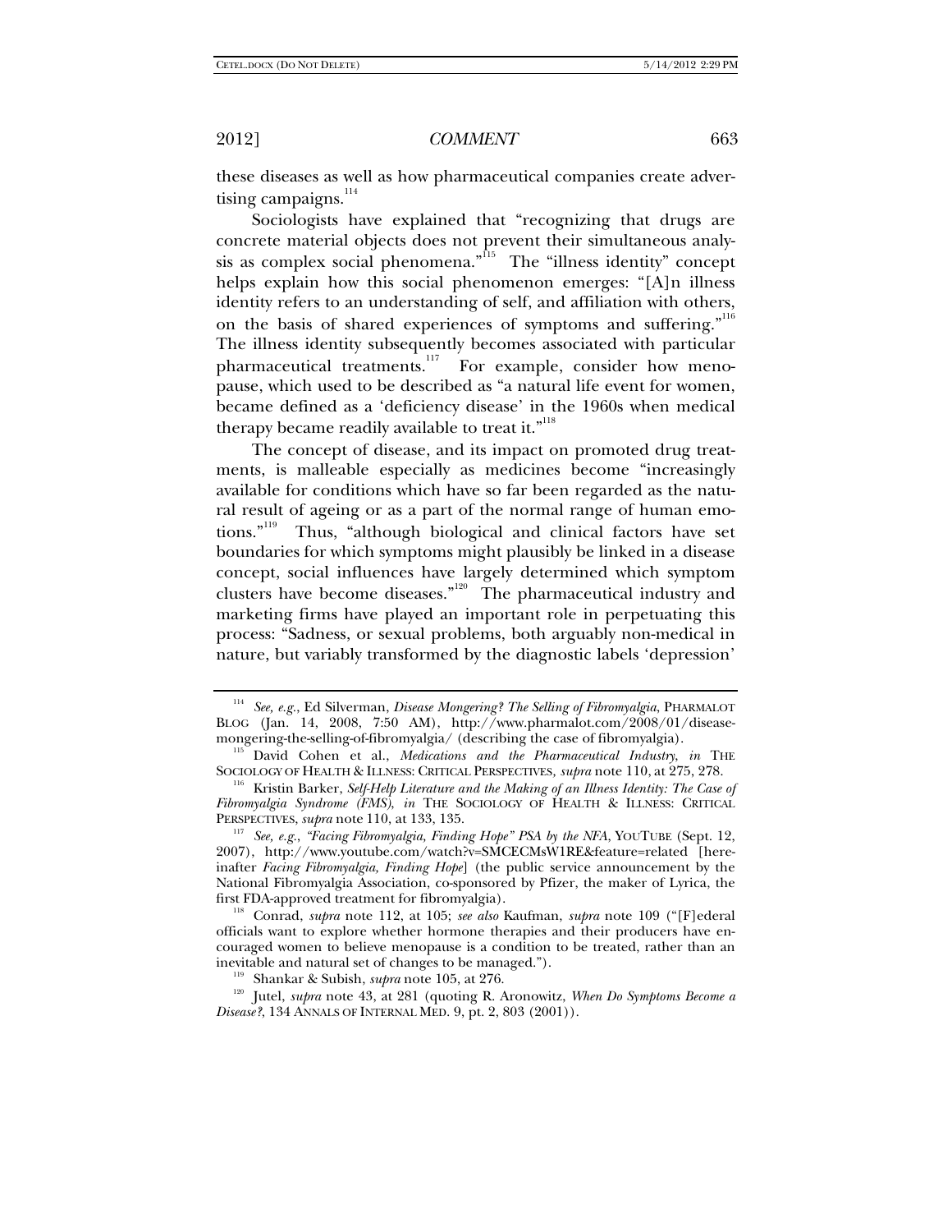these diseases as well as how pharmaceutical companies create advertising campaigns.[114]

Sociologists have explained that "recognizing that drugs are concrete material objects does not prevent their simultaneous analysis as complex social phenomena."[115] The "illness identity" concept helps explain how this social phenomenon emerges: "[A]n illness identity refers to an understanding of self, and affiliation with others, on the basis of shared experiences of symptoms and suffering."[116] The illness identity subsequently becomes associated with particular pharmaceutical treatments.[117] For example, consider how menopause, which used to be described as "a natural life event for women, became defined as a 'deficiency disease' in the 1960s when medical therapy became readily available to treat it."[118]

The concept of disease, and its impact on promoted drug treatments, is malleable especially as medicines become "increasingly available for conditions which have so far been regarded as the natural result of ageing or as a part of the normal range of human emotions."[119] Thus, "although biological and clinical factors have set boundaries for which symptoms might plausibly be linked in a disease concept, social influences have largely determined which symptom clusters have become diseases."[120] The pharmaceutical industry and marketing firms have played an important role in perpetuating this process: "Sadness, or sexual problems, both arguably non-medical in nature, but variably transformed by the diagnostic labels 'depression'

---

[114] *See, e.g.*, Ed Silverman, *Disease Mongering? The Selling of Fibromyalgia*, PHARMALOT BLOG (Jan. 14, 2008, 7:50 AM), http://www.pharmalot.com/2008/01/disease-mongering-the-selling-of-fibromyalgia/ (describing the case of fibromyalgia).

[115] David Cohen et al., *Medications and the Pharmaceutical Industry*, *in* THE SOCIOLOGY OF HEALTH & ILLNESS: CRITICAL PERSPECTIVES, *supra* note 110, at 275, 278.

[116] Kristin Barker, *Self-Help Literature and the Making of an Illness Identity: The Case of Fibromyalgia Syndrome (FMS)*, *in* THE SOCIOLOGY OF HEALTH & ILLNESS: CRITICAL PERSPECTIVES, *supra* note 110, at 133, 135.

[117] *See, e.g.*, *"Facing Fibromyalgia, Finding Hope" PSA by the NFA*, YOUTUBE (Sept. 12, 2007), http://www.youtube.com/watch?v=SMCECMsW1RE&feature=related [hereinafter *Facing Fibromyalgia, Finding Hope*] (the public service announcement by the National Fibromyalgia Association, co-sponsored by Pfizer, the maker of Lyrica, the first FDA-approved treatment for fibromyalgia).

[118] Conrad, *supra* note 112, at 105; *see also* Kaufman, *supra* note 109 ("[F]ederal officials want to explore whether hormone therapies and their producers have encouraged women to believe menopause is a condition to be treated, rather than an inevitable and natural set of changes to be managed.").

[119] Shankar & Subish, *supra* note 105, at 276.

[120] Jutel, *supra* note 43, at 281 (quoting R. Aronowitz, *When Do Symptoms Become a Disease?*, 134 ANNALS OF INTERNAL MED. 9, pt. 2, 803 (2001)).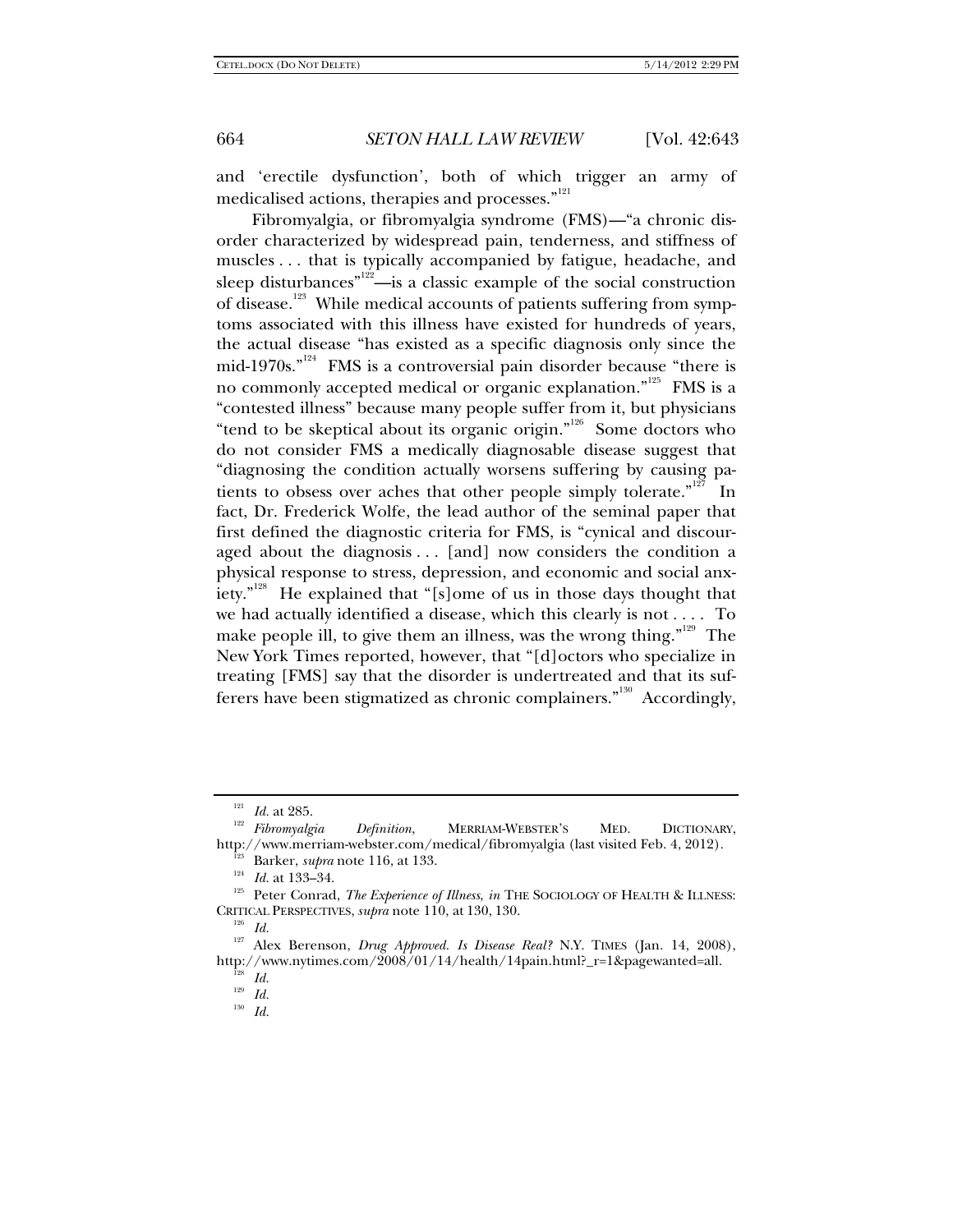and 'erectile dysfunction', both of which trigger an army of medicalised actions, therapies and processes."[121]

Fibromyalgia, or fibromyalgia syndrome (FMS)—"a chronic disorder characterized by widespread pain, tenderness, and stiffness of muscles . . . that is typically accompanied by fatigue, headache, and sleep disturbances"[122]—is a classic example of the social construction of disease.[123] While medical accounts of patients suffering from symptoms associated with this illness have existed for hundreds of years, the actual disease "has existed as a specific diagnosis only since the mid-1970s."[124] FMS is a controversial pain disorder because "there is no commonly accepted medical or organic explanation."[125] FMS is a "contested illness" because many people suffer from it, but physicians "tend to be skeptical about its organic origin."[126] Some doctors who do not consider FMS a medically diagnosable disease suggest that "diagnosing the condition actually worsens suffering by causing patients to obsess over aches that other people simply tolerate."[127] In fact, Dr. Frederick Wolfe, the lead author of the seminal paper that first defined the diagnostic criteria for FMS, is "cynical and discouraged about the diagnosis . . . [and] now considers the condition a physical response to stress, depression, and economic and social anxiety."[128] He explained that "[s]ome of us in those days thought that we had actually identified a disease, which this clearly is not . . . . To make people ill, to give them an illness, was the wrong thing."[129] The New York Times reported, however, that "[d]octors who specialize in treating [FMS] say that the disorder is undertreated and that its sufferers have been stigmatized as chronic complainers."[130] Accordingly,

---

[121] *Id.* at 285.

[122] *Fibromyalgia Definition*, MERRIAM-WEBSTER'S MED. DICTIONARY, http://www.merriam-webster.com/medical/fibromyalgia (last visited Feb. 4, 2012).

[123] Barker, *supra* note 116, at 133.

[124] *Id.* at 133–34.

[125] Peter Conrad, *The Experience of Illness*, *in* THE SOCIOLOGY OF HEALTH & ILLNESS: CRITICAL PERSPECTIVES, *supra* note 110, at 130, 130.

[126] *Id.*

[127] Alex Berenson, *Drug Approved. Is Disease Real?* N.Y. TIMES (Jan. 14, 2008), http://www.nytimes.com/2008/01/14/health/14pain.html?_r=1&pagewanted=all.

[128] *Id.*

[129] *Id.*

[130] *Id.*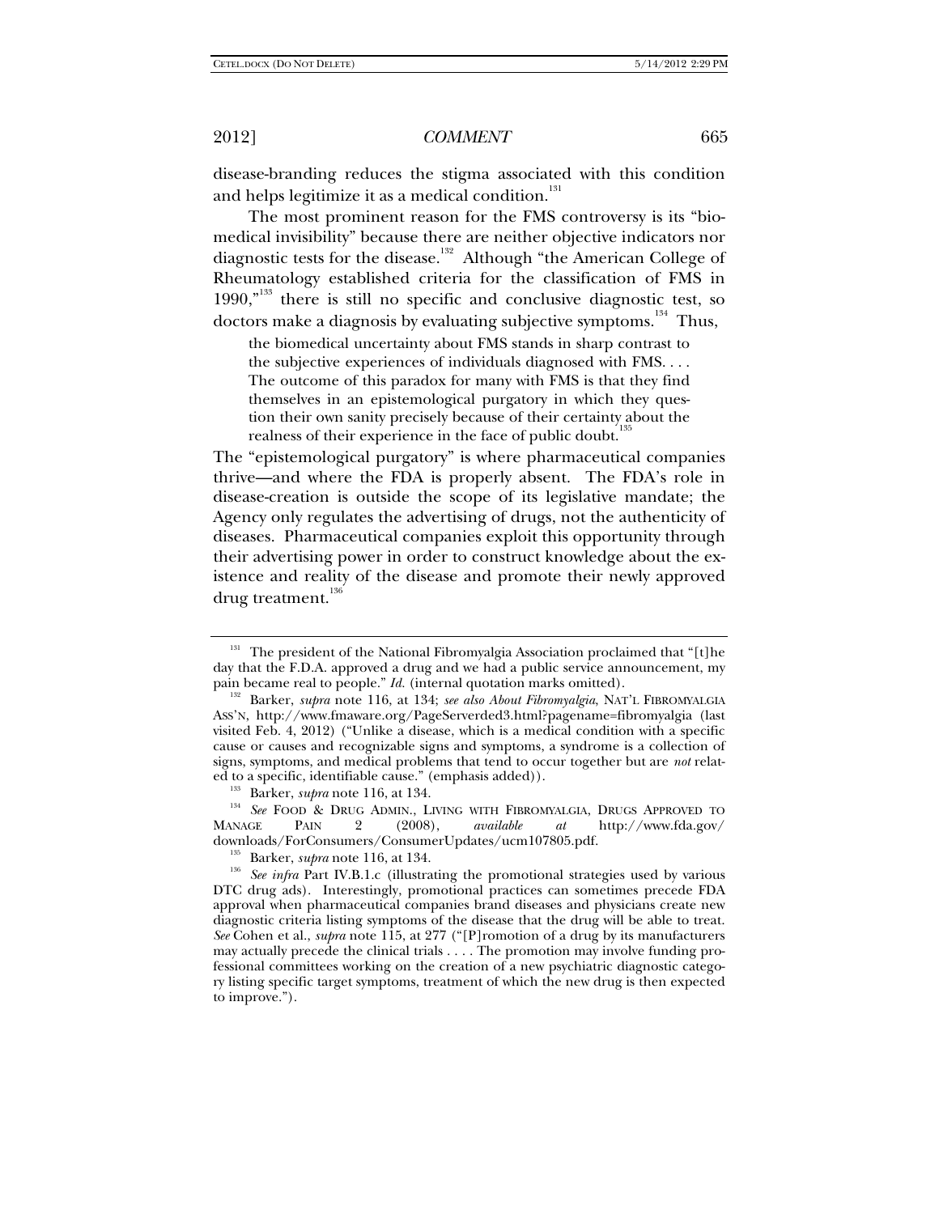disease-branding reduces the stigma associated with this condition and helps legitimize it as a medical condition.[131]

The most prominent reason for the FMS controversy is its "biomedical invisibility" because there are neither objective indicators nor diagnostic tests for the disease.[132] Although "the American College of Rheumatology established criteria for the classification of FMS in 1990,"[133] there is still no specific and conclusive diagnostic test, so doctors make a diagnosis by evaluating subjective symptoms.[134] Thus,

> the biomedical uncertainty about FMS stands in sharp contrast to the subjective experiences of individuals diagnosed with FMS. . . . The outcome of this paradox for many with FMS is that they find themselves in an epistemological purgatory in which they question their own sanity precisely because of their certainty about the realness of their experience in the face of public doubt.[135]

The "epistemological purgatory" is where pharmaceutical companies thrive—and where the FDA is properly absent. The FDA's role in disease-creation is outside the scope of its legislative mandate; the Agency only regulates the advertising of drugs, not the authenticity of diseases. Pharmaceutical companies exploit this opportunity through their advertising power in order to construct knowledge about the existence and reality of the disease and promote their newly approved drug treatment.[136]

---

[131] The president of the National Fibromyalgia Association proclaimed that "[t]he day that the F.D.A. approved a drug and we had a public service announcement, my pain became real to people." *Id.* (internal quotation marks omitted).

[132] Barker, *supra* note 116, at 134; *see also About Fibromyalgia*, NAT'L FIBROMYALGIA ASS'N, http://www.fmaware.org/PageServerded3.html?pagename=fibromyalgia (last visited Feb. 4, 2012) ("Unlike a disease, which is a medical condition with a specific cause or causes and recognizable signs and symptoms, a syndrome is a collection of signs, symptoms, and medical problems that tend to occur together but are *not* related to a specific, identifiable cause." (emphasis added)).

[133] Barker, *supra* note 116, at 134.

[134] *See* FOOD & DRUG ADMIN., LIVING WITH FIBROMYALGIA, DRUGS APPROVED TO MANAGE PAIN 2 (2008), *available at* http://www.fda.gov/downloads/ForConsumers/ConsumerUpdates/ucm107805.pdf.

[135] Barker, *supra* note 116, at 134.

[136] *See infra* Part IV.B.1.c (illustrating the promotional strategies used by various DTC drug ads). Interestingly, promotional practices can sometimes precede FDA approval when pharmaceutical companies brand diseases and physicians create new diagnostic criteria listing symptoms of the disease that the drug will be able to treat. *See* Cohen et al., *supra* note 115, at 277 ("[P]romotion of a drug by its manufacturers may actually precede the clinical trials . . . . The promotion may involve funding professional committees working on the creation of a new psychiatric diagnostic category listing specific target symptoms, treatment of which the new drug is then expected to improve.").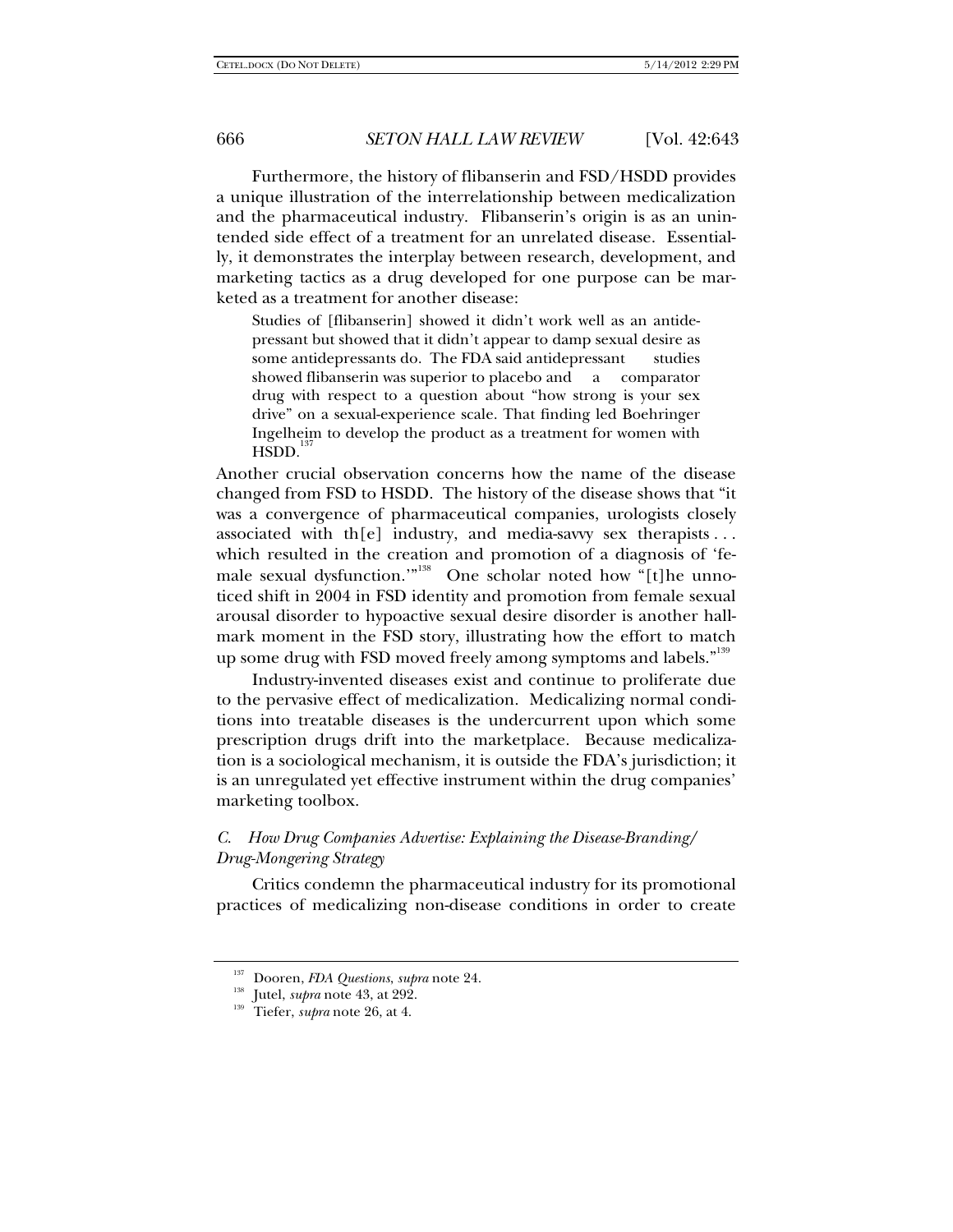Furthermore, the history of flibanserin and FSD/HSDD provides a unique illustration of the interrelationship between medicalization and the pharmaceutical industry. Flibanserin's origin is as an unintended side effect of a treatment for an unrelated disease. Essentially, it demonstrates the interplay between research, development, and marketing tactics as a drug developed for one purpose can be marketed as a treatment for another disease:

> Studies of [flibanserin] showed it didn't work well as an antidepressant but showed that it didn't appear to damp sexual desire as some antidepressants do. The FDA said antidepressant studies showed flibanserin was superior to placebo and a comparator drug with respect to a question about "how strong is your sex drive" on a sexual-experience scale. That finding led Boehringer Ingelheim to develop the product as a treatment for women with HSDD.[137]

Another crucial observation concerns how the name of the disease changed from FSD to HSDD. The history of the disease shows that "it was a convergence of pharmaceutical companies, urologists closely associated with th[e] industry, and media-savvy sex therapists . . . which resulted in the creation and promotion of a diagnosis of 'female sexual dysfunction.'"[138] One scholar noted how "[t]he unnoticed shift in 2004 in FSD identity and promotion from female sexual arousal disorder to hypoactive sexual desire disorder is another hallmark moment in the FSD story, illustrating how the effort to match up some drug with FSD moved freely among symptoms and labels."[139]

Industry-invented diseases exist and continue to proliferate due to the pervasive effect of medicalization. Medicalizing normal conditions into treatable diseases is the undercurrent upon which some prescription drugs drift into the marketplace. Because medicalization is a sociological mechanism, it is outside the FDA's jurisdiction; it is an unregulated yet effective instrument within the drug companies' marketing toolbox.

### *C. How Drug Companies Advertise: Explaining the Disease-Branding/ Drug-Mongering Strategy*

Critics condemn the pharmaceutical industry for its promotional practices of medicalizing non-disease conditions in order to create

---

[137] Dooren, *FDA Questions*, *supra* note 24.

[138] Jutel, *supra* note 43, at 292.

[139] Tiefer, *supra* note 26, at 4.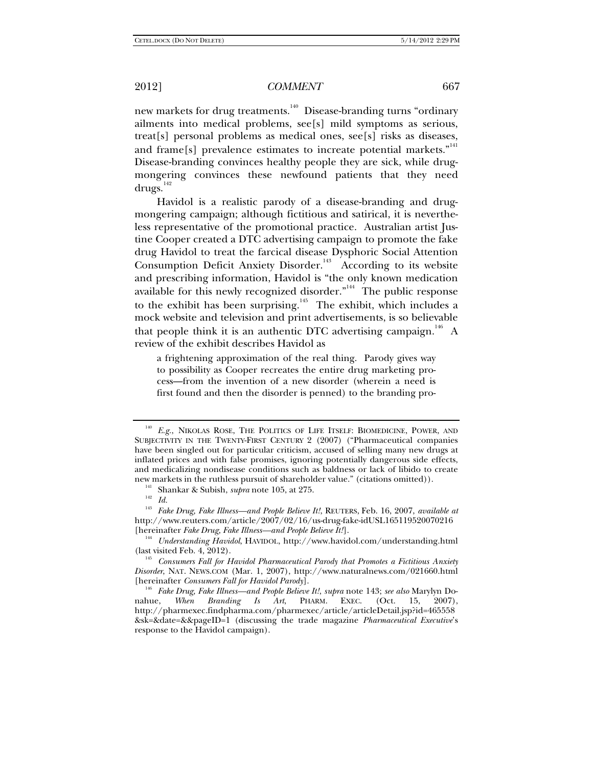new markets for drug treatments.[140] Disease-branding turns "ordinary ailments into medical problems, see[s] mild symptoms as serious, treat[s] personal problems as medical ones, see[s] risks as diseases, and frame[s] prevalence estimates to increate potential markets."[141] Disease-branding convinces healthy people they are sick, while drug-mongering convinces these newfound patients that they need drugs.[142]

Havidol is a realistic parody of a disease-branding and drug-mongering campaign; although fictitious and satirical, it is nevertheless representative of the promotional practice. Australian artist Justine Cooper created a DTC advertising campaign to promote the fake drug Havidol to treat the farcical disease Dysphoric Social Attention Consumption Deficit Anxiety Disorder.[143] According to its website and prescribing information, Havidol is "the only known medication available for this newly recognized disorder."[144] The public response to the exhibit has been surprising.[145] The exhibit, which includes a mock website and television and print advertisements, is so believable that people think it is an authentic DTC advertising campaign.[146] A review of the exhibit describes Havidol as

> a frightening approximation of the real thing. Parody gives way to possibility as Cooper recreates the entire drug marketing process—from the invention of a new disorder (wherein a need is first found and then the disorder is penned) to the branding pro-

---

[140] *E.g.*, NIKOLAS ROSE, THE POLITICS OF LIFE ITSELF: BIOMEDICINE, POWER, AND SUBJECTIVITY IN THE TWENTY-FIRST CENTURY 2 (2007) ("Pharmaceutical companies have been singled out for particular criticism, accused of selling many new drugs at inflated prices and with false promises, ignoring potentially dangerous side effects, and medicalizing nondisease conditions such as baldness or lack of libido to create new markets in the ruthless pursuit of shareholder value." (citations omitted)).

[141] Shankar & Subish, *supra* note 105, at 275.

[142] *Id.*

[143] *Fake Drug, Fake Illness—and People Believe It!*, REUTERS, Feb. 16, 2007, *available at* http://www.reuters.com/article/2007/02/16/us-drug-fake-idUSL165119520070216 [hereinafter *Fake Drug, Fake Illness—and People Believe It!*].

[144] *Understanding Havidol*, HAVIDOL, http://www.havidol.com/understanding.html (last visited Feb. 4, 2012).

[145] *Consumers Fall for Havidol Pharmaceutical Parody that Promotes a Fictitious Anxiety Disorder*, NAT. NEWS.COM (Mar. 1, 2007), http://www.naturalnews.com/021660.html [hereinafter *Consumers Fall for Havidol Parody*].

[146] *Fake Drug, Fake Illness—and People Believe It!*, *supra* note 143; *see also* Marylyn Donahue, *When Branding Is Art*, PHARM. EXEC. (Oct. 15, 2007), http://pharmexec.findpharma.com/pharmexec/article/articleDetail.jsp?id=465558&sk=&date=&&pageID=1 (discussing the trade magazine *Pharmaceutical Executive*'s response to the Havidol campaign).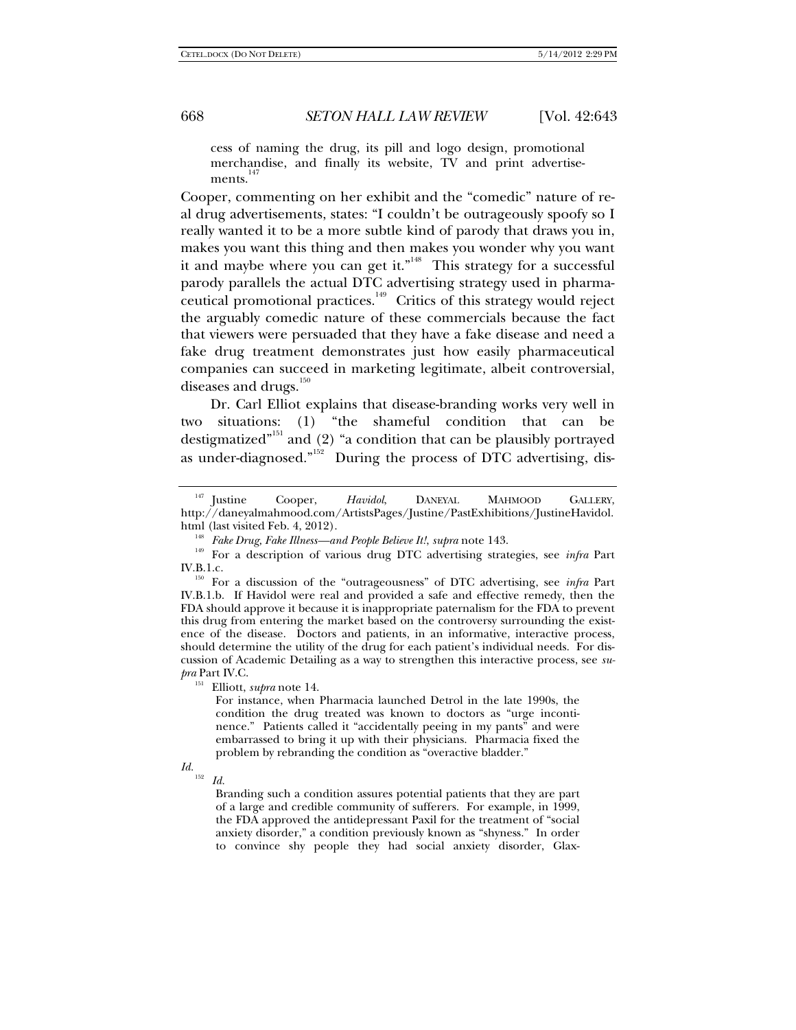cess of naming the drug, its pill and logo design, promotional merchandise, and finally its website, TV and print advertisements.[147]

Cooper, commenting on her exhibit and the "comedic" nature of real drug advertisements, states: "I couldn't be outrageously spoofy so I really wanted it to be a more subtle kind of parody that draws you in, makes you want this thing and then makes you wonder why you want it and maybe where you can get it."[148] This strategy for a successful parody parallels the actual DTC advertising strategy used in pharmaceutical promotional practices.[149] Critics of this strategy would reject the arguably comedic nature of these commercials because the fact that viewers were persuaded that they have a fake disease and need a fake drug treatment demonstrates just how easily pharmaceutical companies can succeed in marketing legitimate, albeit controversial, diseases and drugs.[150]

Dr. Carl Elliot explains that disease-branding works very well in two situations: (1) "the shameful condition that can be destigmatized"[151] and (2) "a condition that can be plausibly portrayed as under-diagnosed."[152] During the process of DTC advertising, dis-

---

[147] Justine Cooper, *Havidol*, DANEYAL MAHMOOD GALLERY, http://daneyalmahmood.com/ArtistsPages/Justine/PastExhibitions/JustineHavidol.html (last visited Feb. 4, 2012).

[148] *Fake Drug, Fake Illness—and People Believe It!*, *supra* note 143.

[149] For a description of various drug DTC advertising strategies, see *infra* Part IV.B.1.c.

[150] For a discussion of the "outrageousness" of DTC advertising, see *infra* Part IV.B.1.b. If Havidol were real and provided a safe and effective remedy, then the FDA should approve it because it is inappropriate paternalism for the FDA to prevent this drug from entering the market based on the controversy surrounding the existence of the disease. Doctors and patients, in an informative, interactive process, should determine the utility of the drug for each patient's individual needs. For discussion of Academic Detailing as a way to strengthen this interactive process, see *supra* Part IV.C.

[151] Elliott, *supra* note 14.

> For instance, when Pharmacia launched Detrol in the late 1990s, the condition the drug treated was known to doctors as "urge incontinence." Patients called it "accidentally peeing in my pants" and were embarrassed to bring it up with their physicians. Pharmacia fixed the problem by rebranding the condition as "overactive bladder."

*Id.*

[152] *Id.*

> Branding such a condition assures potential patients that they are part of a large and credible community of sufferers. For example, in 1999, the FDA approved the antidepressant Paxil for the treatment of "social anxiety disorder," a condition previously known as "shyness." In order to convince shy people they had social anxiety disorder, Glax-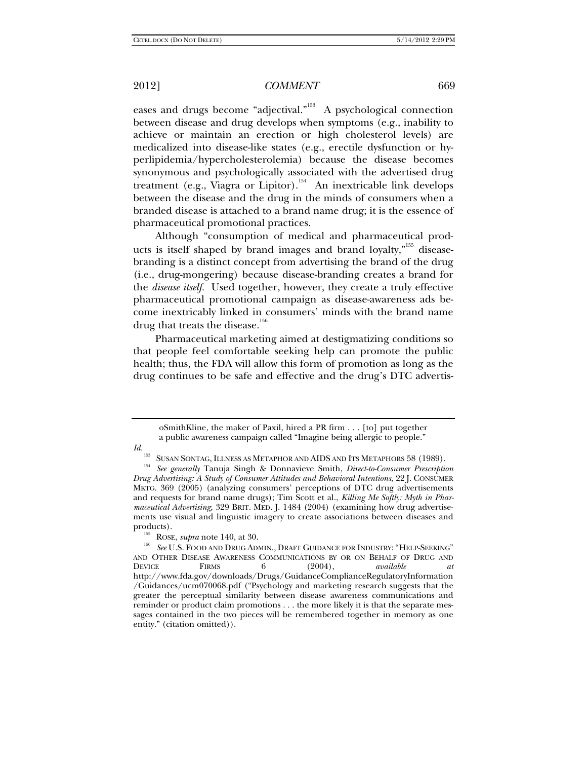eases and drugs become "adjectival."[153] A psychological connection between disease and drug develops when symptoms (e.g., inability to achieve or maintain an erection or high cholesterol levels) are medicalized into disease-like states (e.g., erectile dysfunction or hyperlipidemia/hypercholesterolemia) because the disease becomes synonymous and psychologically associated with the advertised drug treatment (e.g., Viagra or Lipitor).[154] An inextricable link develops between the disease and the drug in the minds of consumers when a branded disease is attached to a brand name drug; it is the essence of pharmaceutical promotional practices.

Although "consumption of medical and pharmaceutical products is itself shaped by brand images and brand loyalty,"[155] disease-branding is a distinct concept from advertising the brand of the drug (i.e., drug-mongering) because disease-branding creates a brand for the *disease itself*. Used together, however, they create a truly effective pharmaceutical promotional campaign as disease-awareness ads become inextricably linked in consumers' minds with the brand name drug that treats the disease.[156]

Pharmaceutical marketing aimed at destigmatizing conditions so that people feel comfortable seeking help can promote the public health; thus, the FDA will allow this form of promotion as long as the drug continues to be safe and effective and the drug's DTC advertis-

---

> oSmithKline, the maker of Paxil, hired a PR firm . . . [to] put together a public awareness campaign called "Imagine being allergic to people."

*Id.*

[153] SUSAN SONTAG, ILLNESS AS METAPHOR AND AIDS AND ITS METAPHORS 58 (1989).

[154] *See generally* Tanuja Singh & Donnavieve Smith, *Direct-to-Consumer Prescription Drug Advertising: A Study of Consumer Attitudes and Behavioral Intentions*, 22 J. CONSUMER MKTG. 369 (2005) (analyzing consumers' perceptions of DTC drug advertisements and requests for brand name drugs); Tim Scott et al., *Killing Me Softly: Myth in Pharmaceutical Advertising*, 329 BRIT. MED. J. 1484 (2004) (examining how drug advertisements use visual and linguistic imagery to create associations between diseases and products).

[155] ROSE, *supra* note 140, at 30.

[156] *See* U.S. FOOD AND DRUG ADMIN., DRAFT GUIDANCE FOR INDUSTRY: "HELP-SEEKING" AND OTHER DISEASE AWARENESS COMMUNICATIONS BY OR ON BEHALF OF DRUG AND DEVICE FIRMS 6 (2004), *available at* http://www.fda.gov/downloads/Drugs/GuidanceComplianceRegulatoryInformation/Guidances/ucm070068.pdf ("Psychology and marketing research suggests that the greater the perceptual similarity between disease awareness communications and reminder or product claim promotions . . . the more likely it is that the separate messages contained in the two pieces will be remembered together in memory as one entity." (citation omitted)).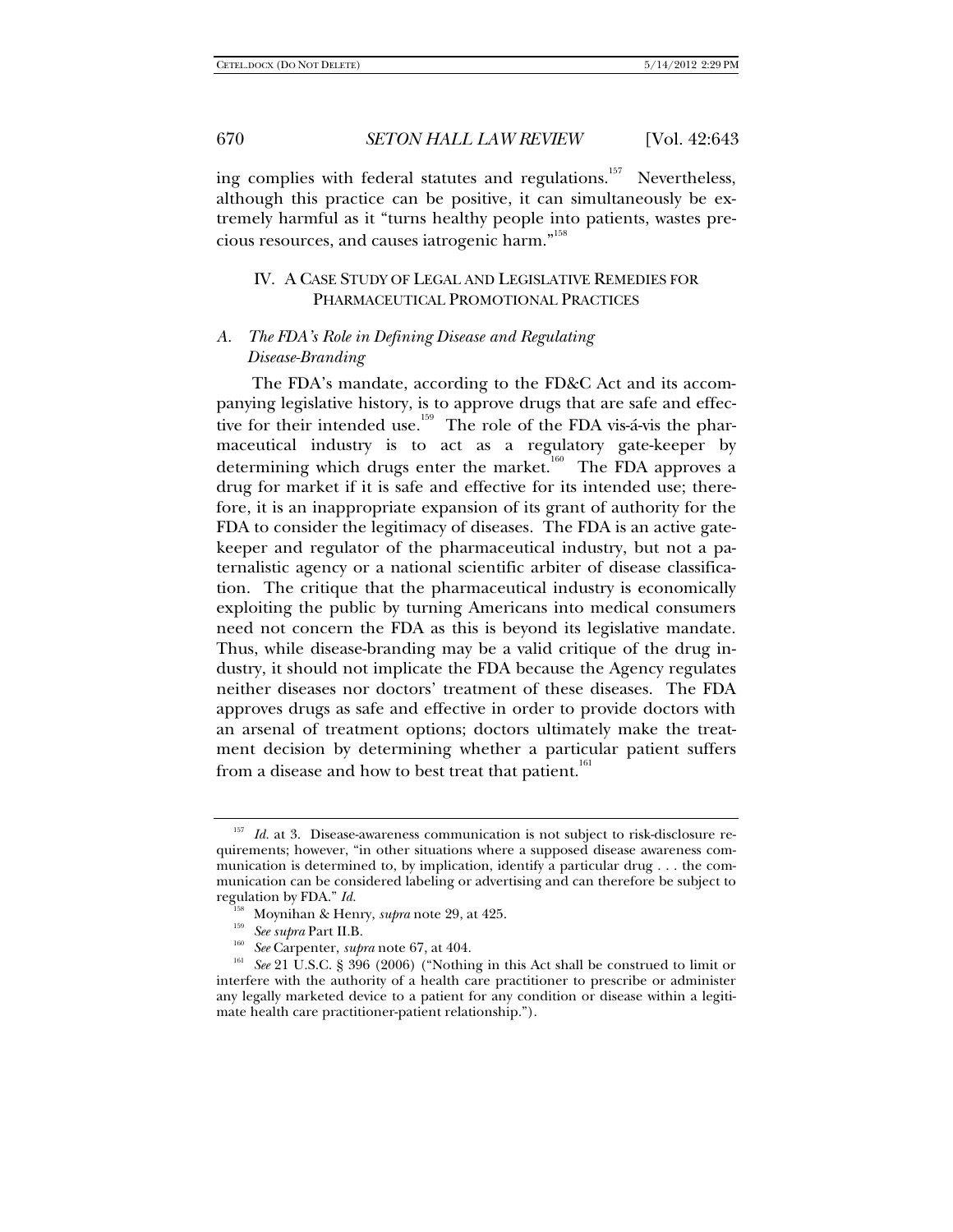ing complies with federal statutes and regulations.[157] Nevertheless, although this practice can be positive, it can simultaneously be extremely harmful as it "turns healthy people into patients, wastes precious resources, and causes iatrogenic harm."[158]

## IV. A Case Study of Legal and Legislative Remedies for Pharmaceutical Promotional Practices

### A. *The FDA's Role in Defining Disease and Regulating Disease-Branding*

The FDA's mandate, according to the FD&C Act and its accompanying legislative history, is to approve drugs that are safe and effective for their intended use.[159] The role of the FDA vis-á-vis the pharmaceutical industry is to act as a regulatory gate-keeper by determining which drugs enter the market.[160] The FDA approves a drug for market if it is safe and effective for its intended use; therefore, it is an inappropriate expansion of its grant of authority for the FDA to consider the legitimacy of diseases. The FDA is an active gatekeeper and regulator of the pharmaceutical industry, but not a paternalistic agency or a national scientific arbiter of disease classification. The critique that the pharmaceutical industry is economically exploiting the public by turning Americans into medical consumers need not concern the FDA as this is beyond its legislative mandate. Thus, while disease-branding may be a valid critique of the drug industry, it should not implicate the FDA because the Agency regulates neither diseases nor doctors' treatment of these diseases. The FDA approves drugs as safe and effective in order to provide doctors with an arsenal of treatment options; doctors ultimately make the treatment decision by determining whether a particular patient suffers from a disease and how to best treat that patient.[161]

---

[157] *Id.* at 3. Disease-awareness communication is not subject to risk-disclosure requirements; however, "in other situations where a supposed disease awareness communication is determined to, by implication, identify a particular drug . . . the communication can be considered labeling or advertising and can therefore be subject to regulation by FDA." *Id.*

[158] Moynihan & Henry, *supra* note 29, at 425.

[159] *See supra* Part II.B.

[160] *See* Carpenter, *supra* note 67, at 404.

[161] *See* 21 U.S.C. § 396 (2006) ("Nothing in this Act shall be construed to limit or interfere with the authority of a health care practitioner to prescribe or administer any legally marketed device to a patient for any condition or disease within a legitimate health care practitioner-patient relationship.").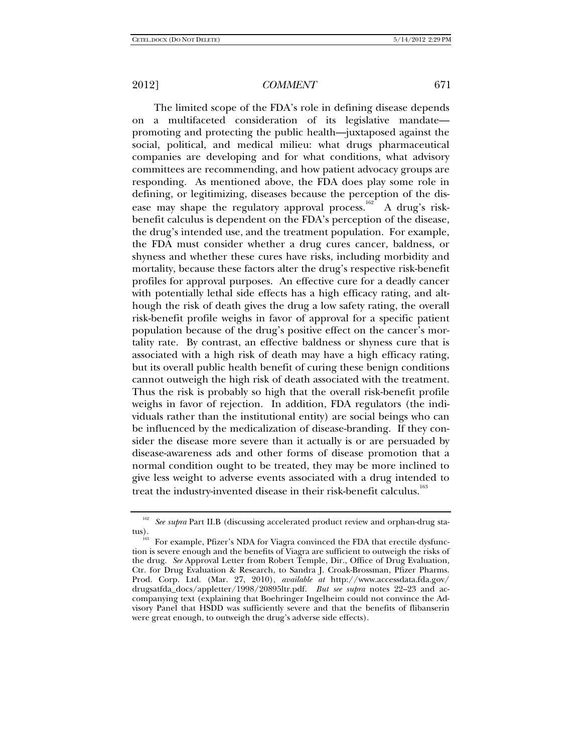The limited scope of the FDA's role in defining disease depends on a multifaceted consideration of its legislative mandate—promoting and protecting the public health—juxtaposed against the social, political, and medical milieu: what drugs pharmaceutical companies are developing and for what conditions, what advisory committees are recommending, and how patient advocacy groups are responding. As mentioned above, the FDA does play some role in defining, or legitimizing, diseases because the perception of the disease may shape the regulatory approval process.[162] A drug's risk-benefit calculus is dependent on the FDA's perception of the disease, the drug's intended use, and the treatment population. For example, the FDA must consider whether a drug cures cancer, baldness, or shyness and whether these cures have risks, including morbidity and mortality, because these factors alter the drug's respective risk-benefit profiles for approval purposes. An effective cure for a deadly cancer with potentially lethal side effects has a high efficacy rating, and although the risk of death gives the drug a low safety rating, the overall risk-benefit profile weighs in favor of approval for a specific patient population because of the drug's positive effect on the cancer's mortality rate. By contrast, an effective baldness or shyness cure that is associated with a high risk of death may have a high efficacy rating, but its overall public health benefit of curing these benign conditions cannot outweigh the high risk of death associated with the treatment. Thus the risk is probably so high that the overall risk-benefit profile weighs in favor of rejection. In addition, FDA regulators (the individuals rather than the institutional entity) are social beings who can be influenced by the medicalization of disease-branding. If they consider the disease more severe than it actually is or are persuaded by disease-awareness ads and other forms of disease promotion that a normal condition ought to be treated, they may be more inclined to give less weight to adverse events associated with a drug intended to treat the industry-invented disease in their risk-benefit calculus.[163]

---

[162] *See supra* Part II.B (discussing accelerated product review and orphan-drug status).

[163] For example, Pfizer's NDA for Viagra convinced the FDA that erectile dysfunction is severe enough and the benefits of Viagra are sufficient to outweigh the risks of the drug. *See* Approval Letter from Robert Temple, Dir., Office of Drug Evaluation, Ctr. for Drug Evaluation & Research, to Sandra J. Croak-Brossman, Pfizer Pharms. Prod. Corp. Ltd. (Mar. 27, 2010), *available at* http://www.accessdata.fda.gov/drugsatfda_docs/appletter/1998/20895ltr.pdf. *But see supra* notes 22–23 and accompanying text (explaining that Boehringer Ingelheim could not convince the Advisory Panel that HSDD was sufficiently severe and that the benefits of flibanserin were great enough, to outweigh the drug's adverse side effects).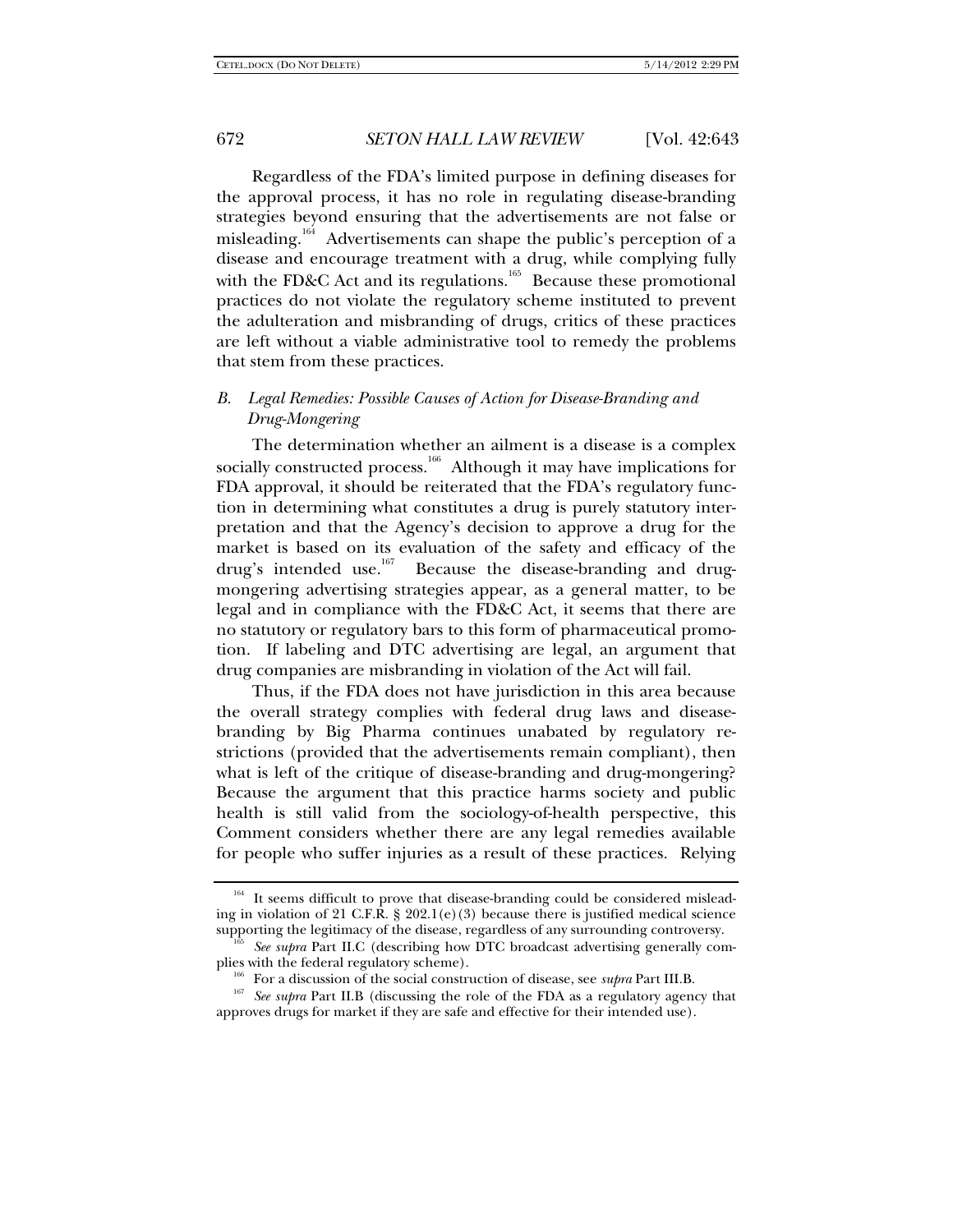Regardless of the FDA's limited purpose in defining diseases for the approval process, it has no role in regulating disease-branding strategies beyond ensuring that the advertisements are not false or misleading.[164] Advertisements can shape the public's perception of a disease and encourage treatment with a drug, while complying fully with the FD&C Act and its regulations.[165] Because these promotional practices do not violate the regulatory scheme instituted to prevent the adulteration and misbranding of drugs, critics of these practices are left without a viable administrative tool to remedy the problems that stem from these practices.

### *B. Legal Remedies: Possible Causes of Action for Disease-Branding and Drug-Mongering*

The determination whether an ailment is a disease is a complex socially constructed process.[166] Although it may have implications for FDA approval, it should be reiterated that the FDA's regulatory function in determining what constitutes a drug is purely statutory interpretation and that the Agency's decision to approve a drug for the market is based on its evaluation of the safety and efficacy of the drug's intended use.[167] Because the disease-branding and drug-mongering advertising strategies appear, as a general matter, to be legal and in compliance with the FD&C Act, it seems that there are no statutory or regulatory bars to this form of pharmaceutical promotion. If labeling and DTC advertising are legal, an argument that drug companies are misbranding in violation of the Act will fail.

Thus, if the FDA does not have jurisdiction in this area because the overall strategy complies with federal drug laws and disease-branding by Big Pharma continues unabated by regulatory restrictions (provided that the advertisements remain compliant), then what is left of the critique of disease-branding and drug-mongering? Because the argument that this practice harms society and public health is still valid from the sociology-of-health perspective, this Comment considers whether there are any legal remedies available for people who suffer injuries as a result of these practices. Relying

---

[164] It seems difficult to prove that disease-branding could be considered misleading in violation of 21 C.F.R. § 202.1(e)(3) because there is justified medical science supporting the legitimacy of the disease, regardless of any surrounding controversy.

[165] *See supra* Part II.C (describing how DTC broadcast advertising generally complies with the federal regulatory scheme).

[166] For a discussion of the social construction of disease, see *supra* Part III.B.

[167] *See supra* Part II.B (discussing the role of the FDA as a regulatory agency that approves drugs for market if they are safe and effective for their intended use).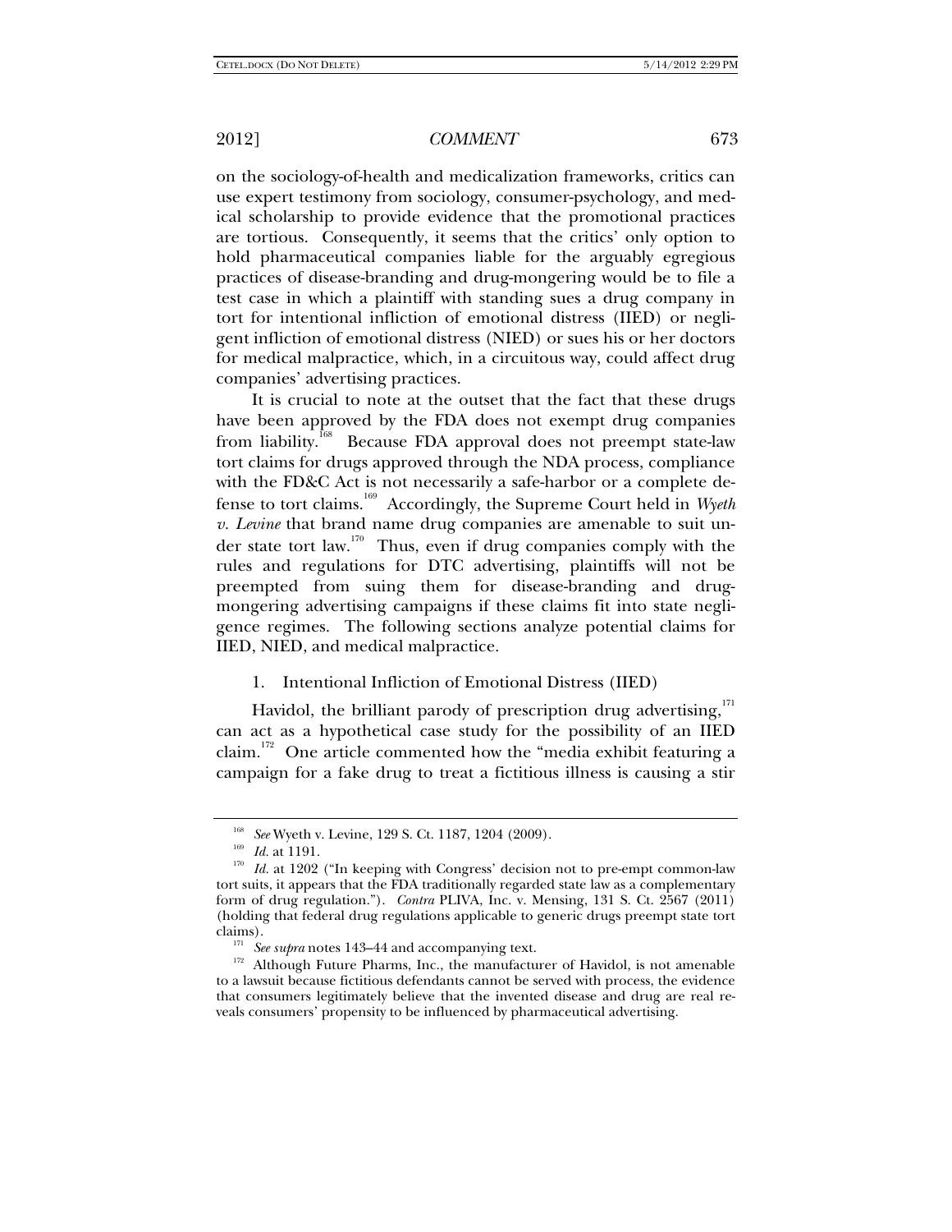on the sociology-of-health and medicalization frameworks, critics can use expert testimony from sociology, consumer-psychology, and medical scholarship to provide evidence that the promotional practices are tortious. Consequently, it seems that the critics' only option to hold pharmaceutical companies liable for the arguably egregious practices of disease-branding and drug-mongering would be to file a test case in which a plaintiff with standing sues a drug company in tort for intentional infliction of emotional distress (IIED) or negligent infliction of emotional distress (NIED) or sues his or her doctors for medical malpractice, which, in a circuitous way, could affect drug companies' advertising practices.

It is crucial to note at the outset that the fact that these drugs have been approved by the FDA does not exempt drug companies from liability.[168] Because FDA approval does not preempt state-law tort claims for drugs approved through the NDA process, compliance with the FD&C Act is not necessarily a safe-harbor or a complete defense to tort claims.[169] Accordingly, the Supreme Court held in *Wyeth v. Levine* that brand name drug companies are amenable to suit under state tort law.[170] Thus, even if drug companies comply with the rules and regulations for DTC advertising, plaintiffs will not be preempted from suing them for disease-branding and drug-mongering advertising campaigns if these claims fit into state negligence regimes. The following sections analyze potential claims for IIED, NIED, and medical malpractice.

### 1. Intentional Infliction of Emotional Distress (IIED)

Havidol, the brilliant parody of prescription drug advertising,[171] can act as a hypothetical case study for the possibility of an IIED claim.[172] One article commented how the "media exhibit featuring a campaign for a fake drug to treat a fictitious illness is causing a stir

---

[168] *See* Wyeth v. Levine, 129 S. Ct. 1187, 1204 (2009).

[169] *Id.* at 1191.

[170] *Id.* at 1202 ("In keeping with Congress' decision not to pre-empt common-law tort suits, it appears that the FDA traditionally regarded state law as a complementary form of drug regulation."). *Contra* PLIVA, Inc. v. Mensing, 131 S. Ct. 2567 (2011) (holding that federal drug regulations applicable to generic drugs preempt state tort claims).

[171] *See supra* notes 143–44 and accompanying text.

[172] Although Future Pharms, Inc., the manufacturer of Havidol, is not amenable to a lawsuit because fictitious defendants cannot be served with process, the evidence that consumers legitimately believe that the invented disease and drug are real reveals consumers' propensity to be influenced by pharmaceutical advertising.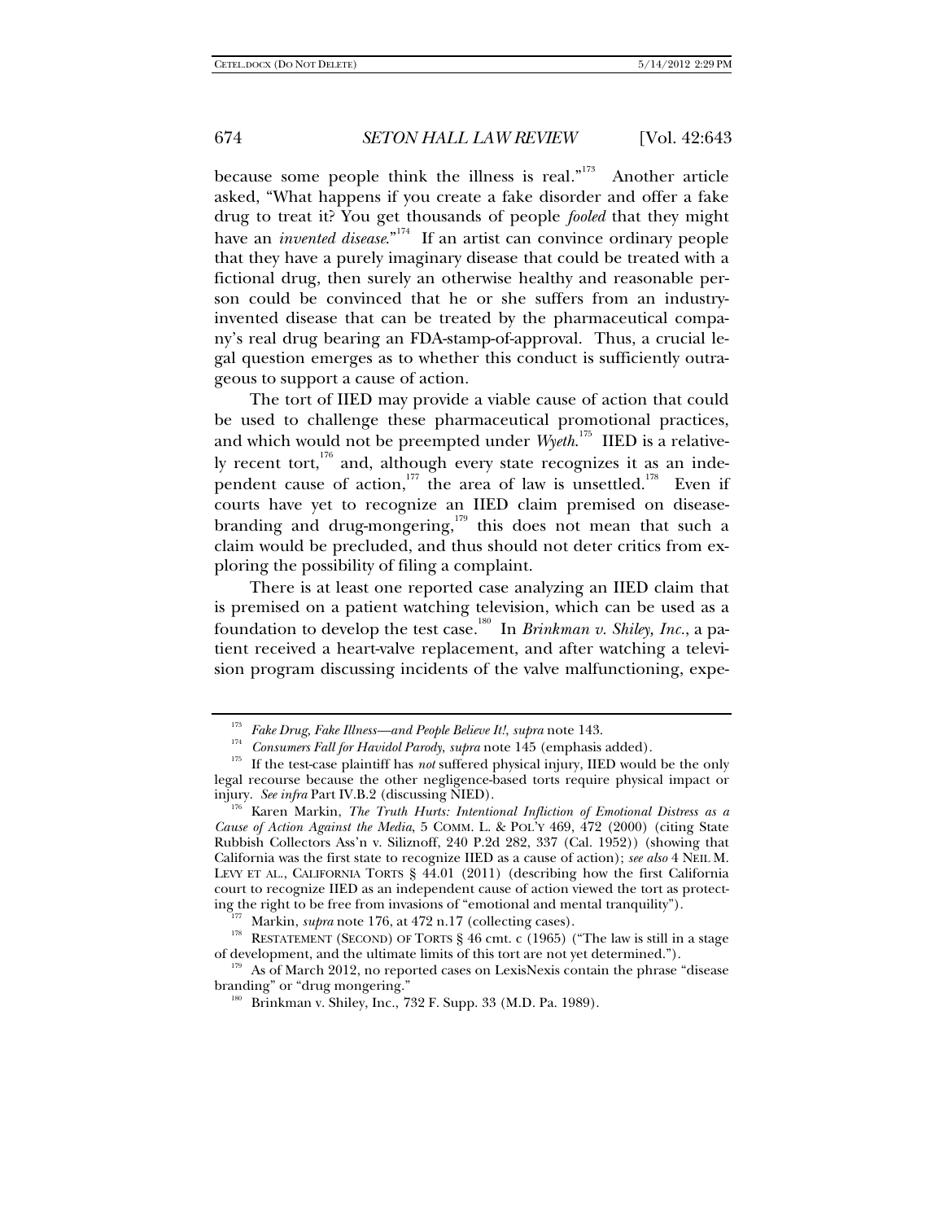because some people think the illness is real."[173] Another article asked, "What happens if you create a fake disorder and offer a fake drug to treat it? You get thousands of people *fooled* that they might have an *invented disease*."[174] If an artist can convince ordinary people that they have a purely imaginary disease that could be treated with a fictional drug, then surely an otherwise healthy and reasonable person could be convinced that he or she suffers from an industry-invented disease that can be treated by the pharmaceutical company's real drug bearing an FDA-stamp-of-approval. Thus, a crucial legal question emerges as to whether this conduct is sufficiently outrageous to support a cause of action.

The tort of IIED may provide a viable cause of action that could be used to challenge these pharmaceutical promotional practices, and which would not be preempted under *Wyeth*.[175] IIED is a relatively recent tort,[176] and, although every state recognizes it as an independent cause of action,[177] the area of law is unsettled.[178] Even if courts have yet to recognize an IIED claim premised on disease-branding and drug-mongering,[179] this does not mean that such a claim would be precluded, and thus should not deter critics from exploring the possibility of filing a complaint.

There is at least one reported case analyzing an IIED claim that is premised on a patient watching television, which can be used as a foundation to develop the test case.[180] In *Brinkman v. Shiley, Inc.*, a patient received a heart-valve replacement, and after watching a television program discussing incidents of the valve malfunctioning, expe-

---

[173] *Fake Drug, Fake Illness—and People Believe It!*, *supra* note 143.

[174] *Consumers Fall for Havidol Parody*, *supra* note 145 (emphasis added).

[175] If the test-case plaintiff has *not* suffered physical injury, IIED would be the only legal recourse because the other negligence-based torts require physical impact or injury. *See infra* Part IV.B.2 (discussing NIED).

[176] Karen Markin, *The Truth Hurts: Intentional Infliction of Emotional Distress as a Cause of Action Against the Media*, 5 COMM. L. & POL'Y 469, 472 (2000) (citing State Rubbish Collectors Ass'n v. Siliznoff, 240 P.2d 282, 337 (Cal. 1952)) (showing that California was the first state to recognize IIED as a cause of action); *see also* 4 NEIL M. LEVY ET AL., CALIFORNIA TORTS § 44.01 (2011) (describing how the first California court to recognize IIED as an independent cause of action viewed the tort as protecting the right to be free from invasions of "emotional and mental tranquility").

[177] Markin, *supra* note 176, at 472 n.17 (collecting cases).

[178] RESTATEMENT (SECOND) OF TORTS § 46 cmt. c (1965) ("The law is still in a stage of development, and the ultimate limits of this tort are not yet determined.").

[179] As of March 2012, no reported cases on LexisNexis contain the phrase "disease branding" or "drug mongering."

[180] Brinkman v. Shiley, Inc., 732 F. Supp. 33 (M.D. Pa. 1989).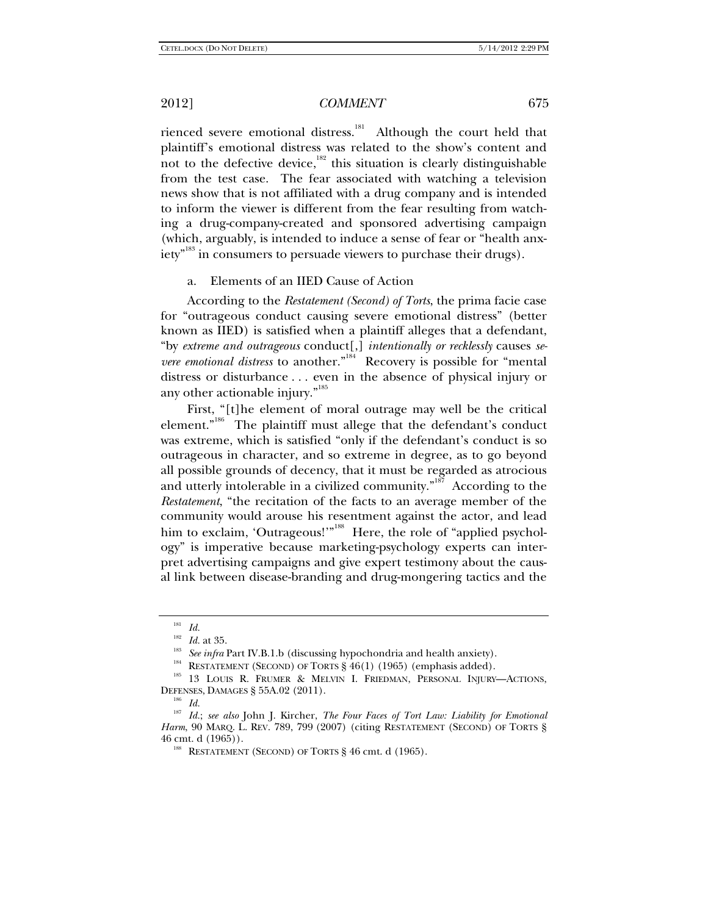rienced severe emotional distress.[181] Although the court held that plaintiff's emotional distress was related to the show's content and not to the defective device,[182] this situation is clearly distinguishable from the test case. The fear associated with watching a television news show that is not affiliated with a drug company and is intended to inform the viewer is different from the fear resulting from watching a drug-company-created and sponsored advertising campaign (which, arguably, is intended to induce a sense of fear or "health anxiety"[183] in consumers to persuade viewers to purchase their drugs).

a. Elements of an IIED Cause of Action

According to the *Restatement (Second) of Torts*, the prima facie case for "outrageous conduct causing severe emotional distress" (better known as IIED) is satisfied when a plaintiff alleges that a defendant, "by *extreme and outrageous* conduct[,] *intentionally or recklessly* causes *severe emotional distress* to another."[184] Recovery is possible for "mental distress or disturbance . . . even in the absence of physical injury or any other actionable injury."[185]

First, "[t]he element of moral outrage may well be the critical element."[186] The plaintiff must allege that the defendant's conduct was extreme, which is satisfied "only if the defendant's conduct is so outrageous in character, and so extreme in degree, as to go beyond all possible grounds of decency, that it must be regarded as atrocious and utterly intolerable in a civilized community."[187] According to the *Restatement*, "the recitation of the facts to an average member of the community would arouse his resentment against the actor, and lead him to exclaim, 'Outrageous!'"[188] Here, the role of "applied psychology" is imperative because marketing-psychology experts can interpret advertising campaigns and give expert testimony about the causal link between disease-branding and drug-mongering tactics and the

---

[181] *Id.*

[182] *Id.* at 35.

[183] *See infra* Part IV.B.1.b (discussing hypochondria and health anxiety).

[184] RESTATEMENT (SECOND) OF TORTS § 46(1) (1965) (emphasis added).

[185] 13 LOUIS R. FRUMER & MELVIN I. FRIEDMAN, PERSONAL INJURY—ACTIONS, DEFENSES, DAMAGES § 55A.02 (2011).

[186] *Id.*

[187] *Id.*; *see also* John J. Kircher, *The Four Faces of Tort Law: Liability for Emotional Harm*, 90 MARQ. L. REV. 789, 799 (2007) (citing RESTATEMENT (SECOND) OF TORTS § 46 cmt. d (1965)).

[188] RESTATEMENT (SECOND) OF TORTS § 46 cmt. d (1965).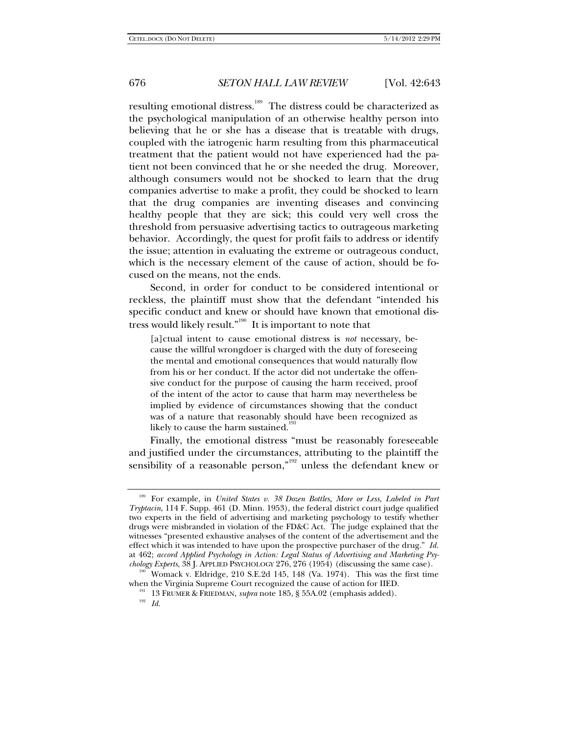resulting emotional distress.[189] The distress could be characterized as the psychological manipulation of an otherwise healthy person into believing that he or she has a disease that is treatable with drugs, coupled with the iatrogenic harm resulting from this pharmaceutical treatment that the patient would not have experienced had the patient not been convinced that he or she needed the drug. Moreover, although consumers would not be shocked to learn that the drug companies advertise to make a profit, they could be shocked to learn that the drug companies are inventing diseases and convincing healthy people that they are sick; this could very well cross the threshold from persuasive advertising tactics to outrageous marketing behavior. Accordingly, the quest for profit fails to address or identify the issue; attention in evaluating the extreme or outrageous conduct, which is the necessary element of the cause of action, should be focused on the means, not the ends.

Second, in order for conduct to be considered intentional or reckless, the plaintiff must show that the defendant "intended his specific conduct and knew or should have known that emotional distress would likely result."[190] It is important to note that

> [a]ctual intent to cause emotional distress is *not* necessary, because the willful wrongdoer is charged with the duty of foreseeing the mental and emotional consequences that would naturally flow from his or her conduct. If the actor did not undertake the offensive conduct for the purpose of causing the harm received, proof of the intent of the actor to cause that harm may nevertheless be implied by evidence of circumstances showing that the conduct was of a nature that reasonably should have been recognized as likely to cause the harm sustained.[191]

Finally, the emotional distress "must be reasonably foreseeable and justified under the circumstances, attributing to the plaintiff the sensibility of a reasonable person,"[192] unless the defendant knew or

---

[189] For example, in *United States v. 38 Dozen Bottles, More or Less, Labeled in Part Tryptacin*, 114 F. Supp. 461 (D. Minn. 1953), the federal district court judge qualified two experts in the field of advertising and marketing psychology to testify whether drugs were misbranded in violation of the FD&C Act. The judge explained that the witnesses "presented exhaustive analyses of the content of the advertisement and the effect which it was intended to have upon the prospective purchaser of the drug." *Id.* at 462; *accord Applied Psychology in Action: Legal Status of Advertising and Marketing Psychology Experts*, 38 J. APPLIED PSYCHOLOGY 276, 276 (1954) (discussing the same case).

[190] Womack v. Eldridge, 210 S.E.2d 145, 148 (Va. 1974). This was the first time when the Virginia Supreme Court recognized the cause of action for IIED.

[191] 13 FRUMER & FRIEDMAN, *supra* note 185, § 55A.02 (emphasis added).

[192] *Id.*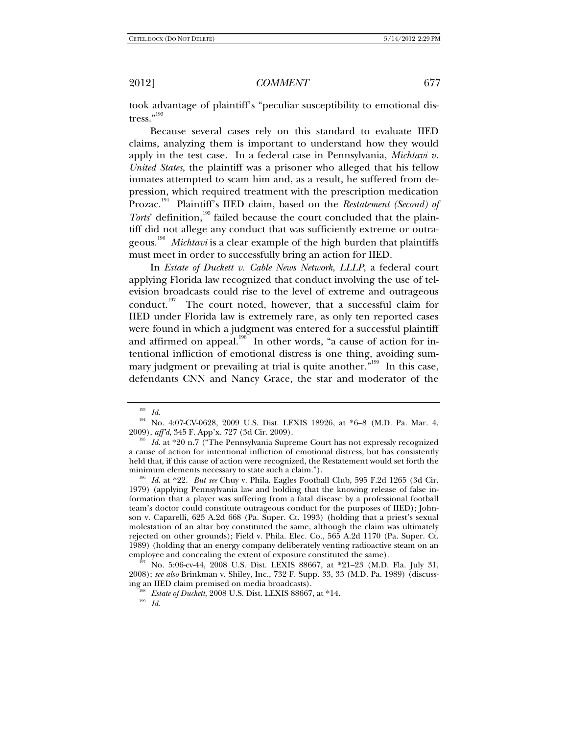took advantage of plaintiff's "peculiar susceptibility to emotional distress."[193]

Because several cases rely on this standard to evaluate IIED claims, analyzing them is important to understand how they would apply in the test case. In a federal case in Pennsylvania, *Michtavi v. United States*, the plaintiff was a prisoner who alleged that his fellow inmates attempted to scam him and, as a result, he suffered from depression, which required treatment with the prescription medication Prozac.[194] Plaintiff's IIED claim, based on the *Restatement (Second) of Torts*' definition,[195] failed because the court concluded that the plaintiff did not allege any conduct that was sufficiently extreme or outrageous.[196] *Michtavi* is a clear example of the high burden that plaintiffs must meet in order to successfully bring an action for IIED.

In *Estate of Duckett v. Cable News Network, LLLP*, a federal court applying Florida law recognized that conduct involving the use of television broadcasts could rise to the level of extreme and outrageous conduct.[197] The court noted, however, that a successful claim for IIED under Florida law is extremely rare, as only ten reported cases were found in which a judgment was entered for a successful plaintiff and affirmed on appeal.[198] In other words, "a cause of action for intentional infliction of emotional distress is one thing, avoiding summary judgment or prevailing at trial is quite another."[199] In this case, defendants CNN and Nancy Grace, the star and moderator of the

---

[193] *Id.*

[194] No. 4:07-CV-0628, 2009 U.S. Dist. LEXIS 18926, at *6–8 (M.D. Pa. Mar. 4, 2009), *aff'd*, 345 F. App'x. 727 (3d Cir. 2009).

[195] *Id.* at *20 n.7 ("The Pennsylvania Supreme Court has not expressly recognized a cause of action for intentional infliction of emotional distress, but has consistently held that, if this cause of action were recognized, the Restatement would set forth the minimum elements necessary to state such a claim.").

[196] *Id.* at *22. *But see* Chuy v. Phila. Eagles Football Club, 595 F.2d 1265 (3d Cir. 1979) (applying Pennsylvania law and holding that the knowing release of false information that a player was suffering from a fatal disease by a professional football team's doctor could constitute outrageous conduct for the purposes of IIED); Johnson v. Caparelli, 625 A.2d 668 (Pa. Super. Ct. 1993) (holding that a priest's sexual molestation of an altar boy constituted the same, although the claim was ultimately rejected on other grounds); Field v. Phila. Elec. Co., 565 A.2d 1170 (Pa. Super. Ct. 1989) (holding that an energy company deliberately venting radioactive steam on an employee and concealing the extent of exposure constituted the same).

[197] No. 5:06-cv-44, 2008 U.S. Dist. LEXIS 88667, at *21–23 (M.D. Fla. July 31, 2008); *see also* Brinkman v. Shiley, Inc., 732 F. Supp. 33, 33 (M.D. Pa. 1989) (discussing an IIED claim premised on media broadcasts).

[198] *Estate of Duckett*, 2008 U.S. Dist. LEXIS 88667, at *14.

[199] *Id.*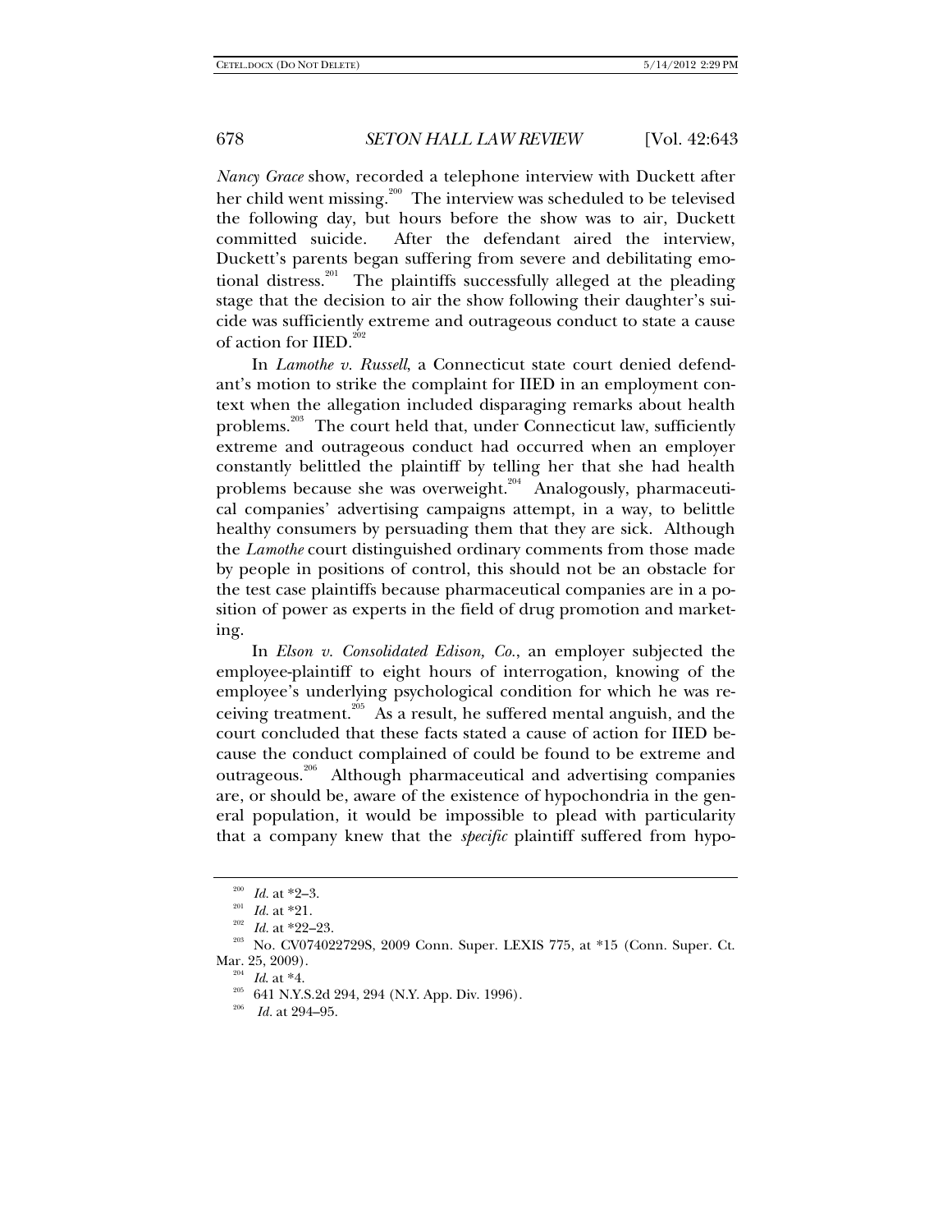*Nancy Grace* show, recorded a telephone interview with Duckett after her child went missing.[200] The interview was scheduled to be televised the following day, but hours before the show was to air, Duckett committed suicide. After the defendant aired the interview, Duckett's parents began suffering from severe and debilitating emotional distress.[201] The plaintiffs successfully alleged at the pleading stage that the decision to air the show following their daughter's suicide was sufficiently extreme and outrageous conduct to state a cause of action for IIED.[202]

In *Lamothe v. Russell*, a Connecticut state court denied defendant's motion to strike the complaint for IIED in an employment context when the allegation included disparaging remarks about health problems.[203] The court held that, under Connecticut law, sufficiently extreme and outrageous conduct had occurred when an employer constantly belittled the plaintiff by telling her that she had health problems because she was overweight.[204] Analogously, pharmaceutical companies' advertising campaigns attempt, in a way, to belittle healthy consumers by persuading them that they are sick. Although the *Lamothe* court distinguished ordinary comments from those made by people in positions of control, this should not be an obstacle for the test case plaintiffs because pharmaceutical companies are in a position of power as experts in the field of drug promotion and marketing.

In *Elson v. Consolidated Edison, Co.*, an employer subjected the employee-plaintiff to eight hours of interrogation, knowing of the employee's underlying psychological condition for which he was receiving treatment.[205] As a result, he suffered mental anguish, and the court concluded that these facts stated a cause of action for IIED because the conduct complained of could be found to be extreme and outrageous.[206] Although pharmaceutical and advertising companies are, or should be, aware of the existence of hypochondria in the general population, it would be impossible to plead with particularity that a company knew that the *specific* plaintiff suffered from hypo-

---

[200] *Id.* at *2–3.

[201] *Id.* at *21.

[202] *Id.* at *22–23.

[203] No. CV074022729S, 2009 Conn. Super. LEXIS 775, at *15 (Conn. Super. Ct. Mar. 25, 2009).

[204] *Id.* at *4.

[205] 641 N.Y.S.2d 294, 294 (N.Y. App. Div. 1996).

[206] *Id.* at 294–95.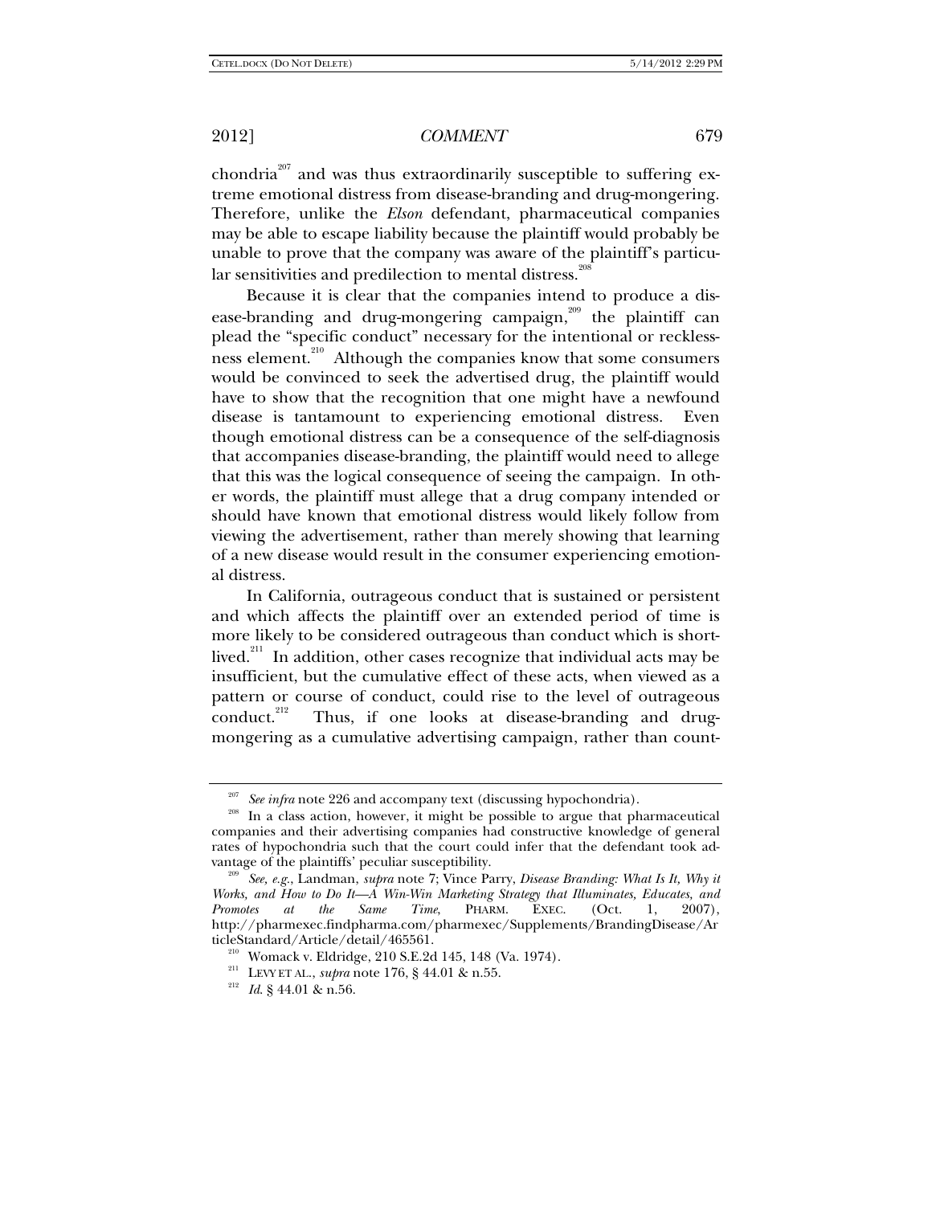chondria[207] and was thus extraordinarily susceptible to suffering extreme emotional distress from disease-branding and drug-mongering. Therefore, unlike the *Elson* defendant, pharmaceutical companies may be able to escape liability because the plaintiff would probably be unable to prove that the company was aware of the plaintiff's particular sensitivities and predilection to mental distress.[208]

Because it is clear that the companies intend to produce a disease-branding and drug-mongering campaign,[209] the plaintiff can plead the "specific conduct" necessary for the intentional or recklessness element.[210] Although the companies know that some consumers would be convinced to seek the advertised drug, the plaintiff would have to show that the recognition that one might have a newfound disease is tantamount to experiencing emotional distress. Even though emotional distress can be a consequence of the self-diagnosis that accompanies disease-branding, the plaintiff would need to allege that this was the logical consequence of seeing the campaign. In other words, the plaintiff must allege that a drug company intended or should have known that emotional distress would likely follow from viewing the advertisement, rather than merely showing that learning of a new disease would result in the consumer experiencing emotional distress.

In California, outrageous conduct that is sustained or persistent and which affects the plaintiff over an extended period of time is more likely to be considered outrageous than conduct which is short-lived.[211] In addition, other cases recognize that individual acts may be insufficient, but the cumulative effect of these acts, when viewed as a pattern or course of conduct, could rise to the level of outrageous conduct.[212] Thus, if one looks at disease-branding and drug-mongering as a cumulative advertising campaign, rather than count-

---

[207] *See infra* note 226 and accompany text (discussing hypochondria).

[208] In a class action, however, it might be possible to argue that pharmaceutical companies and their advertising companies had constructive knowledge of general rates of hypochondria such that the court could infer that the defendant took advantage of the plaintiffs' peculiar susceptibility.

[209] *See, e.g.*, Landman, *supra* note 7; Vince Parry, *Disease Branding: What Is It, Why it Works, and How to Do It—A Win-Win Marketing Strategy that Illuminates, Educates, and Promotes at the Same Time*, PHARM. EXEC. (Oct. 1, 2007), http://pharmexec.findpharma.com/pharmexec/Supplements/BrandingDisease/ArticleStandard/Article/detail/465561.

[210] Womack v. Eldridge, 210 S.E.2d 145, 148 (Va. 1974).

[211] LEVY ET AL., *supra* note 176, § 44.01 & n.55.

[212] *Id.* § 44.01 & n.56.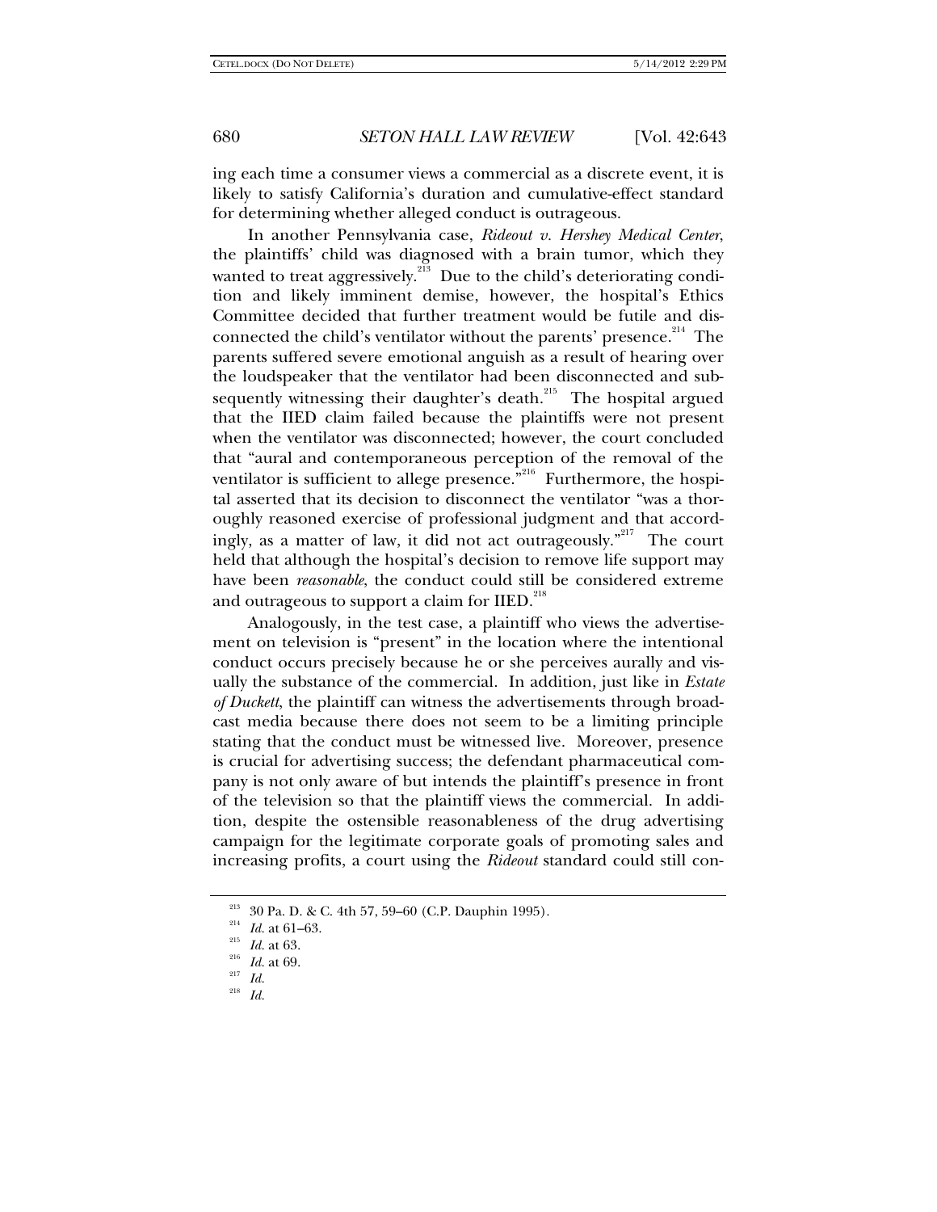ing each time a consumer views a commercial as a discrete event, it is likely to satisfy California's duration and cumulative-effect standard for determining whether alleged conduct is outrageous.

In another Pennsylvania case, *Rideout v. Hershey Medical Center*, the plaintiffs' child was diagnosed with a brain tumor, which they wanted to treat aggressively.[213] Due to the child's deteriorating condition and likely imminent demise, however, the hospital's Ethics Committee decided that further treatment would be futile and disconnected the child's ventilator without the parents' presence.[214] The parents suffered severe emotional anguish as a result of hearing over the loudspeaker that the ventilator had been disconnected and subsequently witnessing their daughter's death.[215] The hospital argued that the IIED claim failed because the plaintiffs were not present when the ventilator was disconnected; however, the court concluded that "aural and contemporaneous perception of the removal of the ventilator is sufficient to allege presence."[216] Furthermore, the hospital asserted that its decision to disconnect the ventilator "was a thoroughly reasoned exercise of professional judgment and that accordingly, as a matter of law, it did not act outrageously."[217] The court held that although the hospital's decision to remove life support may have been *reasonable*, the conduct could still be considered extreme and outrageous to support a claim for IIED.[218]

Analogously, in the test case, a plaintiff who views the advertisement on television is "present" in the location where the intentional conduct occurs precisely because he or she perceives aurally and visually the substance of the commercial. In addition, just like in *Estate of Duckett*, the plaintiff can witness the advertisements through broadcast media because there does not seem to be a limiting principle stating that the conduct must be witnessed live. Moreover, presence is crucial for advertising success; the defendant pharmaceutical company is not only aware of but intends the plaintiff's presence in front of the television so that the plaintiff views the commercial. In addition, despite the ostensible reasonableness of the drug advertising campaign for the legitimate corporate goals of promoting sales and increasing profits, a court using the *Rideout* standard could still con-

[213] 30 Pa. D. & C. 4th 57, 59–60 (C.P. Dauphin 1995).

[214] *Id.* at 61–63.

[215] *Id.* at 63.

[216] *Id.* at 69.

[217] *Id.*

[218] *Id.*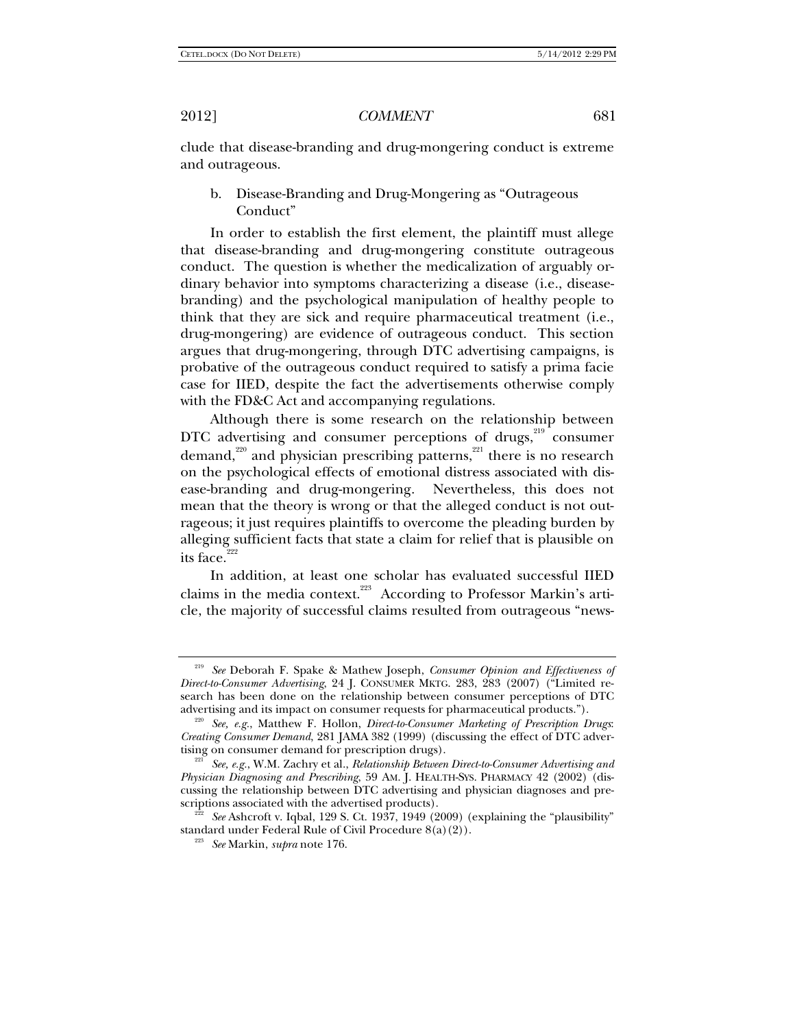clude that disease-branding and drug-mongering conduct is extreme and outrageous.

b. Disease-Branding and Drug-Mongering as "Outrageous Conduct"

In order to establish the first element, the plaintiff must allege that disease-branding and drug-mongering constitute outrageous conduct. The question is whether the medicalization of arguably ordinary behavior into symptoms characterizing a disease (i.e., disease-branding) and the psychological manipulation of healthy people to think that they are sick and require pharmaceutical treatment (i.e., drug-mongering) are evidence of outrageous conduct. This section argues that drug-mongering, through DTC advertising campaigns, is probative of the outrageous conduct required to satisfy a prima facie case for IIED, despite the fact the advertisements otherwise comply with the FD&C Act and accompanying regulations.

Although there is some research on the relationship between DTC advertising and consumer perceptions of drugs,[219] consumer demand,[220] and physician prescribing patterns,[221] there is no research on the psychological effects of emotional distress associated with disease-branding and drug-mongering. Nevertheless, this does not mean that the theory is wrong or that the alleged conduct is not outrageous; it just requires plaintiffs to overcome the pleading burden by alleging sufficient facts that state a claim for relief that is plausible on its face.[222]

In addition, at least one scholar has evaluated successful IIED claims in the media context.[223] According to Professor Markin's article, the majority of successful claims resulted from outrageous "news-

---

[219] *See* Deborah F. Spake & Mathew Joseph, *Consumer Opinion and Effectiveness of Direct-to-Consumer Advertising*, 24 J. CONSUMER MKTG. 283, 283 (2007) ("Limited research has been done on the relationship between consumer perceptions of DTC advertising and its impact on consumer requests for pharmaceutical products.").

[220] *See, e.g.*, Matthew F. Hollon, *Direct-to-Consumer Marketing of Prescription Drugs: Creating Consumer Demand*, 281 JAMA 382 (1999) (discussing the effect of DTC advertising on consumer demand for prescription drugs).

[221] *See, e.g.*, W.M. Zachry et al., *Relationship Between Direct-to-Consumer Advertising and Physician Diagnosing and Prescribing*, 59 AM. J. HEALTH-SYS. PHARMACY 42 (2002) (discussing the relationship between DTC advertising and physician diagnoses and prescriptions associated with the advertised products).

[222] *See* Ashcroft v. Iqbal, 129 S. Ct. 1937, 1949 (2009) (explaining the "plausibility" standard under Federal Rule of Civil Procedure 8(a)(2)).

[223] *See* Markin, *supra* note 176.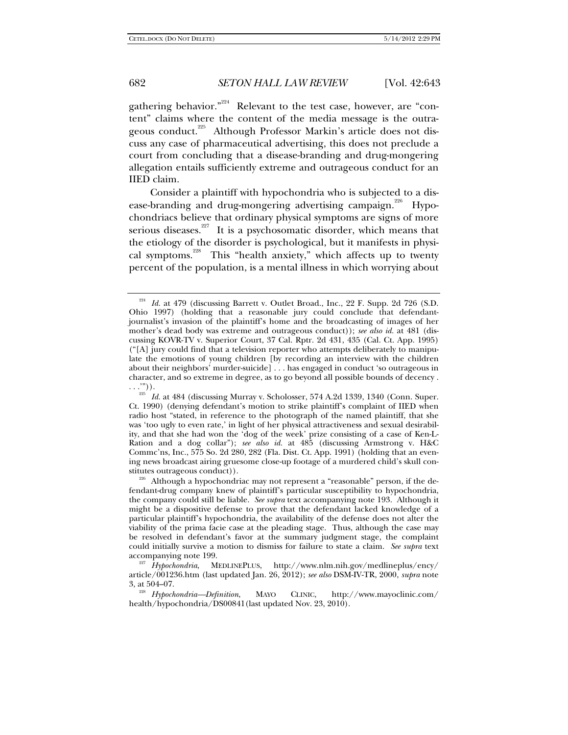gathering behavior."[224] Relevant to the test case, however, are "content" claims where the content of the media message is the outrageous conduct.[225] Although Professor Markin's article does not discuss any case of pharmaceutical advertising, this does not preclude a court from concluding that a disease-branding and drug-mongering allegation entails sufficiently extreme and outrageous conduct for an IIED claim.

Consider a plaintiff with hypochondria who is subjected to a disease-branding and drug-mongering advertising campaign.[226] Hypochondriacs believe that ordinary physical symptoms are signs of more serious diseases.[227] It is a psychosomatic disorder, which means that the etiology of the disorder is psychological, but it manifests in physical symptoms.[228] This "health anxiety," which affects up to twenty percent of the population, is a mental illness in which worrying about

---

[224] *Id.* at 479 (discussing Barrett v. Outlet Broad., Inc., 22 F. Supp. 2d 726 (S.D. Ohio 1997) (holding that a reasonable jury could conclude that defendant-journalist's invasion of the plaintiff's home and the broadcasting of images of her mother's dead body was extreme and outrageous conduct)); *see also id.* at 481 (discussing KOVR-TV v. Superior Court, 37 Cal. Rptr. 2d 431, 435 (Cal. Ct. App. 1995) ("[A] jury could find that a television reporter who attempts deliberately to manipulate the emotions of young children [by recording an interview with the children about their neighbors' murder-suicide] . . . has engaged in conduct 'so outrageous in character, and so extreme in degree, as to go beyond all possible bounds of decency . . . .'")).

[225] *Id.* at 484 (discussing Murray v. Scholosser, 574 A.2d 1339, 1340 (Conn. Super. Ct. 1990) (denying defendant's motion to strike plaintiff's complaint of IIED when radio host "stated, in reference to the photograph of the named plaintiff, that she was 'too ugly to even rate,' in light of her physical attractiveness and sexual desirability, and that she had won the 'dog of the week' prize consisting of a case of Ken-L-Ration and a dog collar"); *see also id.* at 485 (discussing Armstrong v. H&C Commc'ns, Inc., 575 So. 2d 280, 282 (Fla. Dist. Ct. App. 1991) (holding that an evening news broadcast airing gruesome close-up footage of a murdered child's skull constitutes outrageous conduct)).

[226] Although a hypochondriac may not represent a "reasonable" person, if the defendant-drug company knew of plaintiff's particular susceptibility to hypochondria, the company could still be liable. *See supra* text accompanying note 193. Although it might be a dispositive defense to prove that the defendant lacked knowledge of a particular plaintiff's hypochondria, the availability of the defense does not alter the viability of the prima facie case at the pleading stage. Thus, although the case may be resolved in defendant's favor at the summary judgment stage, the complaint could initially survive a motion to dismiss for failure to state a claim. *See supra* text accompanying note 199.

[227] *Hypochondria*, MEDLINEPLUS, http://www.nlm.nih.gov/medlineplus/ency/article/001236.htm (last updated Jan. 26, 2012); *see also* DSM-IV-TR, 2000, *supra* note 3, at 504–07.

[228] *Hypochondria—Definition*, MAYO CLINIC, http://www.mayoclinic.com/health/hypochondria/DS00841 (last updated Nov. 23, 2010).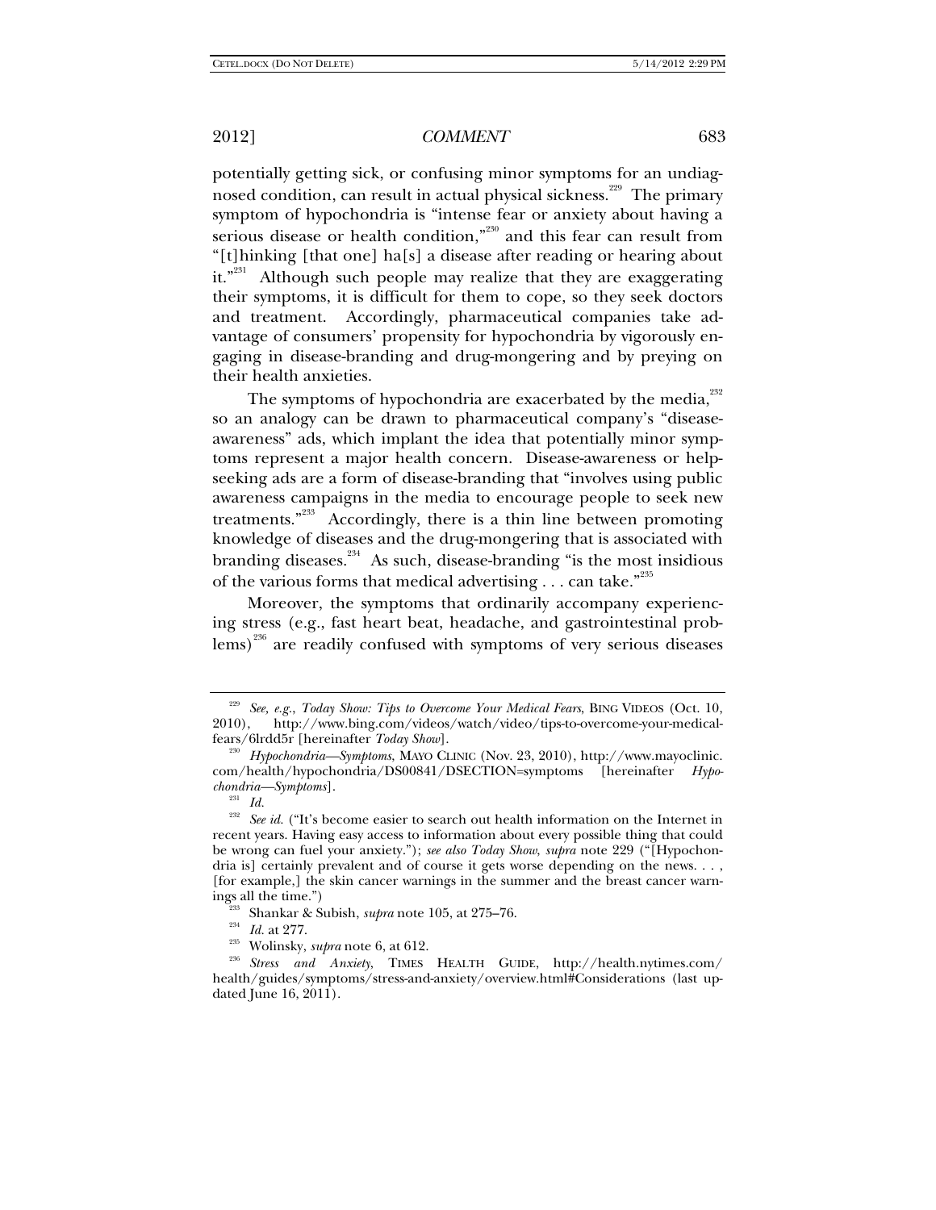potentially getting sick, or confusing minor symptoms for an undiagnosed condition, can result in actual physical sickness.[229] The primary symptom of hypochondria is "intense fear or anxiety about having a serious disease or health condition,"[230] and this fear can result from "[t]hinking [that one] ha[s] a disease after reading or hearing about it."[231] Although such people may realize that they are exaggerating their symptoms, it is difficult for them to cope, so they seek doctors and treatment. Accordingly, pharmaceutical companies take advantage of consumers' propensity for hypochondria by vigorously engaging in disease-branding and drug-mongering and by preying on their health anxieties.

The symptoms of hypochondria are exacerbated by the media,[232] so an analogy can be drawn to pharmaceutical company's "disease-awareness" ads, which implant the idea that potentially minor symptoms represent a major health concern. Disease-awareness or help-seeking ads are a form of disease-branding that "involves using public awareness campaigns in the media to encourage people to seek new treatments."[233] Accordingly, there is a thin line between promoting knowledge of diseases and the drug-mongering that is associated with branding diseases.[234] As such, disease-branding "is the most insidious of the various forms that medical advertising . . . can take."[235]

Moreover, the symptoms that ordinarily accompany experiencing stress (e.g., fast heart beat, headache, and gastrointestinal problems)[236] are readily confused with symptoms of very serious diseases

---

[229] *See, e.g.*, *Today Show: Tips to Overcome Your Medical Fears*, BING VIDEOS (Oct. 10, 2010), http://www.bing.com/videos/watch/video/tips-to-overcome-your-medical-fears/6lrdd5r [hereinafter *Today Show*].

[230] *Hypochondria—Symptoms*, MAYO CLINIC (Nov. 23, 2010), http://www.mayoclinic.com/health/hypochondria/DS00841/DSECTION=symptoms [hereinafter *Hypochondria—Symptoms*].

[231] *Id.*

[232] *See id.* ("It's become easier to search out health information on the Internet in recent years. Having easy access to information about every possible thing that could be wrong can fuel your anxiety."); *see also Today Show*, *supra* note 229 ("[Hypochondria is] certainly prevalent and of course it gets worse depending on the news. . . , [for example,] the skin cancer warnings in the summer and the breast cancer warnings all the time.")

[233] Shankar & Subish, *supra* note 105, at 275–76.

[234] *Id.* at 277.

[235] Wolinsky, *supra* note 6, at 612.

[236] *Stress and Anxiety*, TIMES HEALTH GUIDE, http://health.nytimes.com/health/guides/symptoms/stress-and-anxiety/overview.html#Considerations (last updated June 16, 2011).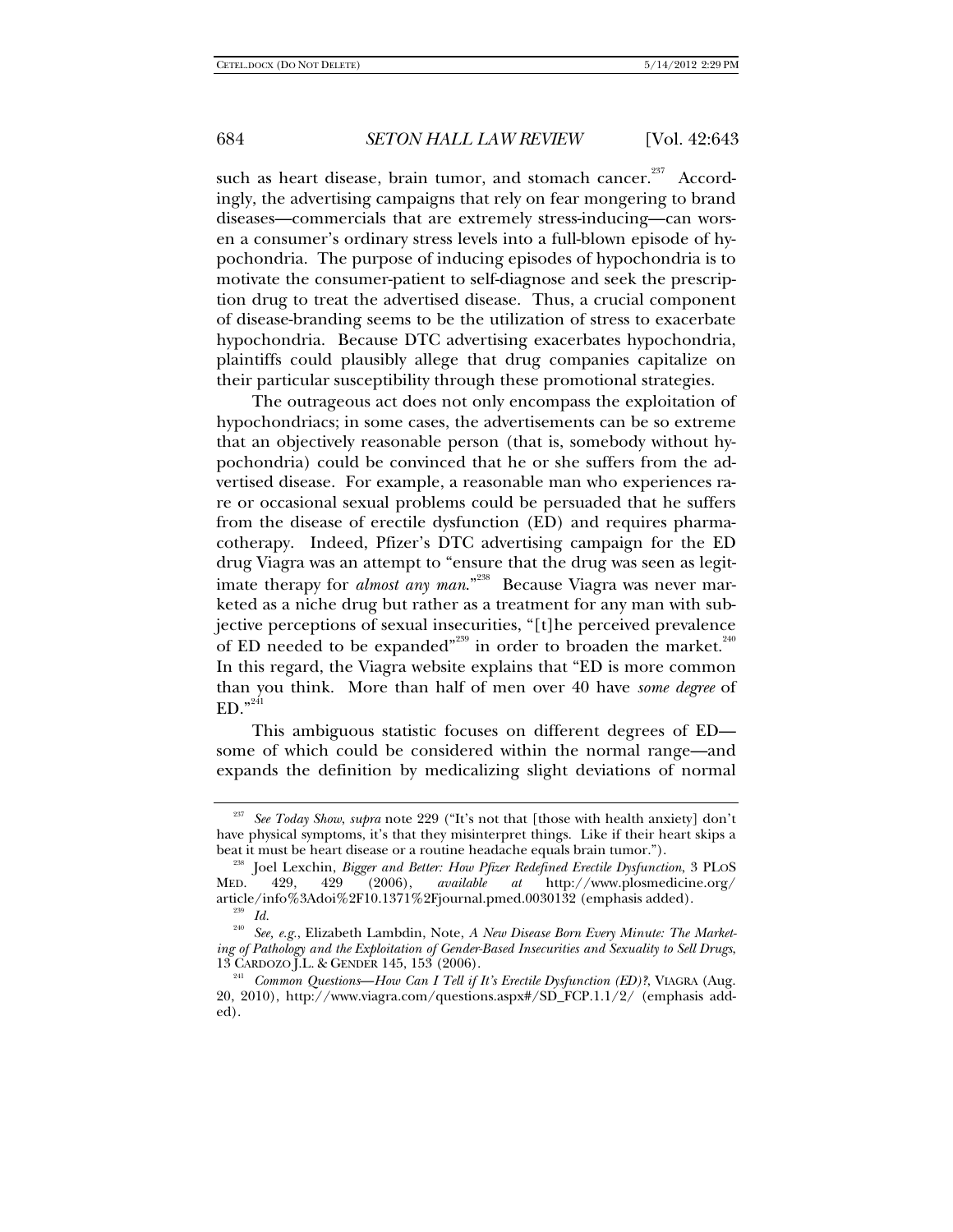such as heart disease, brain tumor, and stomach cancer.[237] Accordingly, the advertising campaigns that rely on fear mongering to brand diseases—commercials that are extremely stress-inducing—can worsen a consumer's ordinary stress levels into a full-blown episode of hypochondria. The purpose of inducing episodes of hypochondria is to motivate the consumer-patient to self-diagnose and seek the prescription drug to treat the advertised disease. Thus, a crucial component of disease-branding seems to be the utilization of stress to exacerbate hypochondria. Because DTC advertising exacerbates hypochondria, plaintiffs could plausibly allege that drug companies capitalize on their particular susceptibility through these promotional strategies.

The outrageous act does not only encompass the exploitation of hypochondriacs; in some cases, the advertisements can be so extreme that an objectively reasonable person (that is, somebody without hypochondria) could be convinced that he or she suffers from the advertised disease. For example, a reasonable man who experiences rare or occasional sexual problems could be persuaded that he suffers from the disease of erectile dysfunction (ED) and requires pharmacotherapy. Indeed, Pfizer's DTC advertising campaign for the ED drug Viagra was an attempt to "ensure that the drug was seen as legitimate therapy for *almost any man*."[238] Because Viagra was never marketed as a niche drug but rather as a treatment for any man with subjective perceptions of sexual insecurities, "[t]he perceived prevalence of ED needed to be expanded"[239] in order to broaden the market.[240] In this regard, the Viagra website explains that "ED is more common than you think. More than half of men over 40 have *some degree* of ED."[241]

This ambiguous statistic focuses on different degrees of ED—some of which could be considered within the normal range—and expands the definition by medicalizing slight deviations of normal

---

[237] *See Today Show*, *supra* note 229 ("It's not that [those with health anxiety] don't have physical symptoms, it's that they misinterpret things. Like if their heart skips a beat it must be heart disease or a routine headache equals brain tumor.").

[238] Joel Lexchin, *Bigger and Better: How Pfizer Redefined Erectile Dysfunction*, 3 PLOS MED. 429, 429 (2006), *available at* http://www.plosmedicine.org/article/info%3Adoi%2F10.1371%2Fjournal.pmed.0030132 (emphasis added).

[239] *Id.*

[240] *See, e.g.*, Elizabeth Lambdin, Note, *A New Disease Born Every Minute: The Marketing of Pathology and the Exploitation of Gender-Based Insecurities and Sexuality to Sell Drugs*, 13 CARDOZO J.L. & GENDER 145, 153 (2006).

[241] *Common Questions—How Can I Tell if It's Erectile Dysfunction (ED)?*, VIAGRA (Aug. 20, 2010), http://www.viagra.com/questions.aspx#/SD_FCP.1.1/2/ (emphasis added).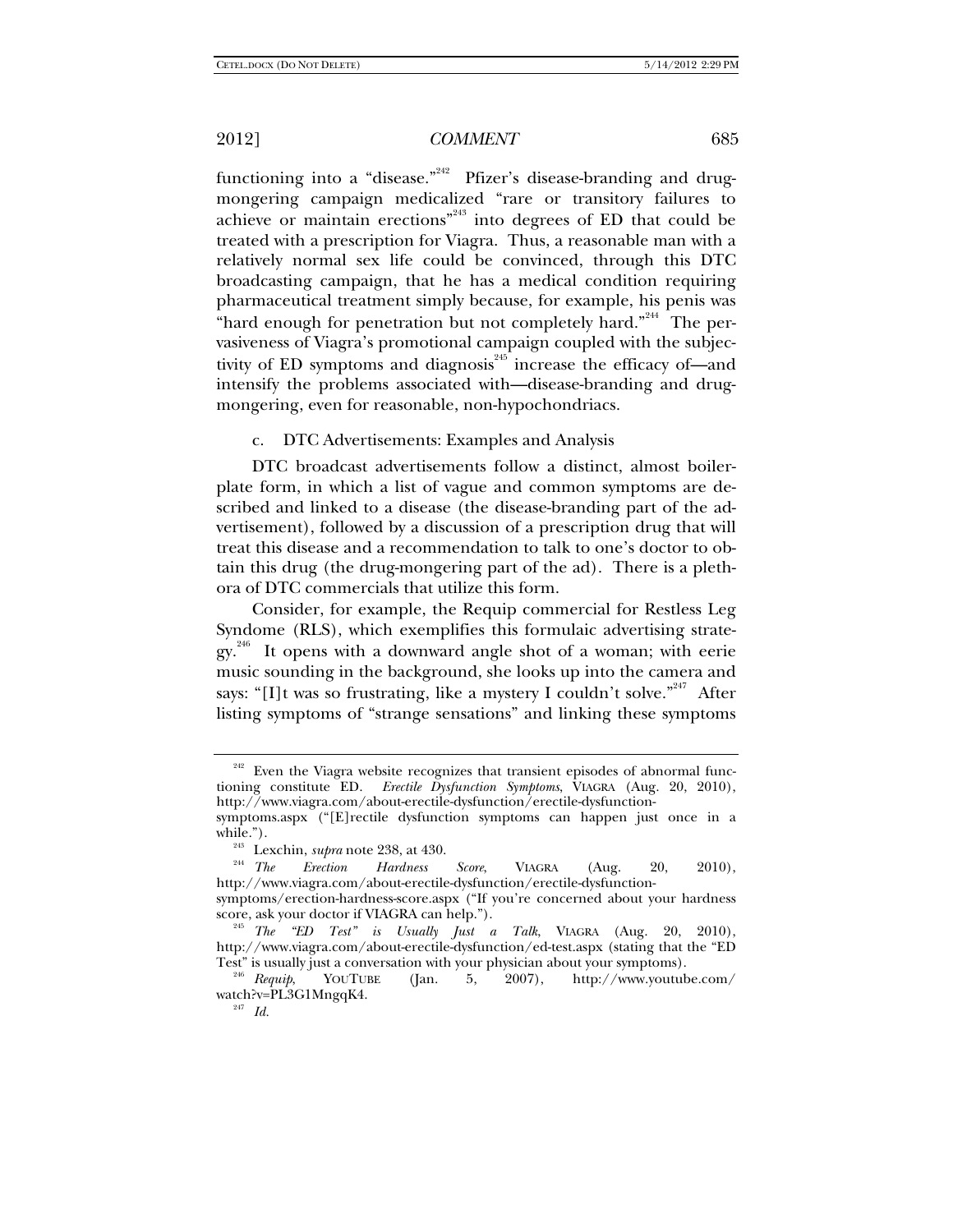functioning into a "disease."[242] Pfizer's disease-branding and drug-mongering campaign medicalized "rare or transitory failures to achieve or maintain erections"[243] into degrees of ED that could be treated with a prescription for Viagra. Thus, a reasonable man with a relatively normal sex life could be convinced, through this DTC broadcasting campaign, that he has a medical condition requiring pharmaceutical treatment simply because, for example, his penis was "hard enough for penetration but not completely hard."[244] The pervasiveness of Viagra's promotional campaign coupled with the subjectivity of ED symptoms and diagnosis[245] increase the efficacy of—and intensify the problems associated with—disease-branding and drug-mongering, even for reasonable, non-hypochondriacs.

c. DTC Advertisements: Examples and Analysis

DTC broadcast advertisements follow a distinct, almost boilerplate form, in which a list of vague and common symptoms are described and linked to a disease (the disease-branding part of the advertisement), followed by a discussion of a prescription drug that will treat this disease and a recommendation to talk to one's doctor to obtain this drug (the drug-mongering part of the ad). There is a plethora of DTC commercials that utilize this form.

Consider, for example, the Requip commercial for Restless Leg Syndome (RLS), which exemplifies this formulaic advertising strategy.[246] It opens with a downward angle shot of a woman; with eerie music sounding in the background, she looks up into the camera and says: "[I]t was so frustrating, like a mystery I couldn't solve."[247] After listing symptoms of "strange sensations" and linking these symptoms

---

[242] Even the Viagra website recognizes that transient episodes of abnormal functioning constitute ED. *Erectile Dysfunction Symptoms*, VIAGRA (Aug. 20, 2010), http://www.viagra.com/about-erectile-dysfunction/erectile-dysfunction-symptoms.aspx ("[E]rectile dysfunction symptoms can happen just once in a while.").

[243] Lexchin, *supra* note 238, at 430.

[244] *The Erection Hardness Score*, VIAGRA (Aug. 20, 2010), http://www.viagra.com/about-erectile-dysfunction/erectile-dysfunction-symptoms/erection-hardness-score.aspx ("If you're concerned about your hardness score, ask your doctor if VIAGRA can help.").

[245] *The "ED Test" is Usually Just a Talk*, VIAGRA (Aug. 20, 2010), http://www.viagra.com/about-erectile-dysfunction/ed-test.aspx (stating that the "ED Test" is usually just a conversation with your physician about your symptoms).

[246] *Requip*, YOUTUBE (Jan. 5, 2007), http://www.youtube.com/watch?v=PL3G1MngqK4.

[247] *Id.*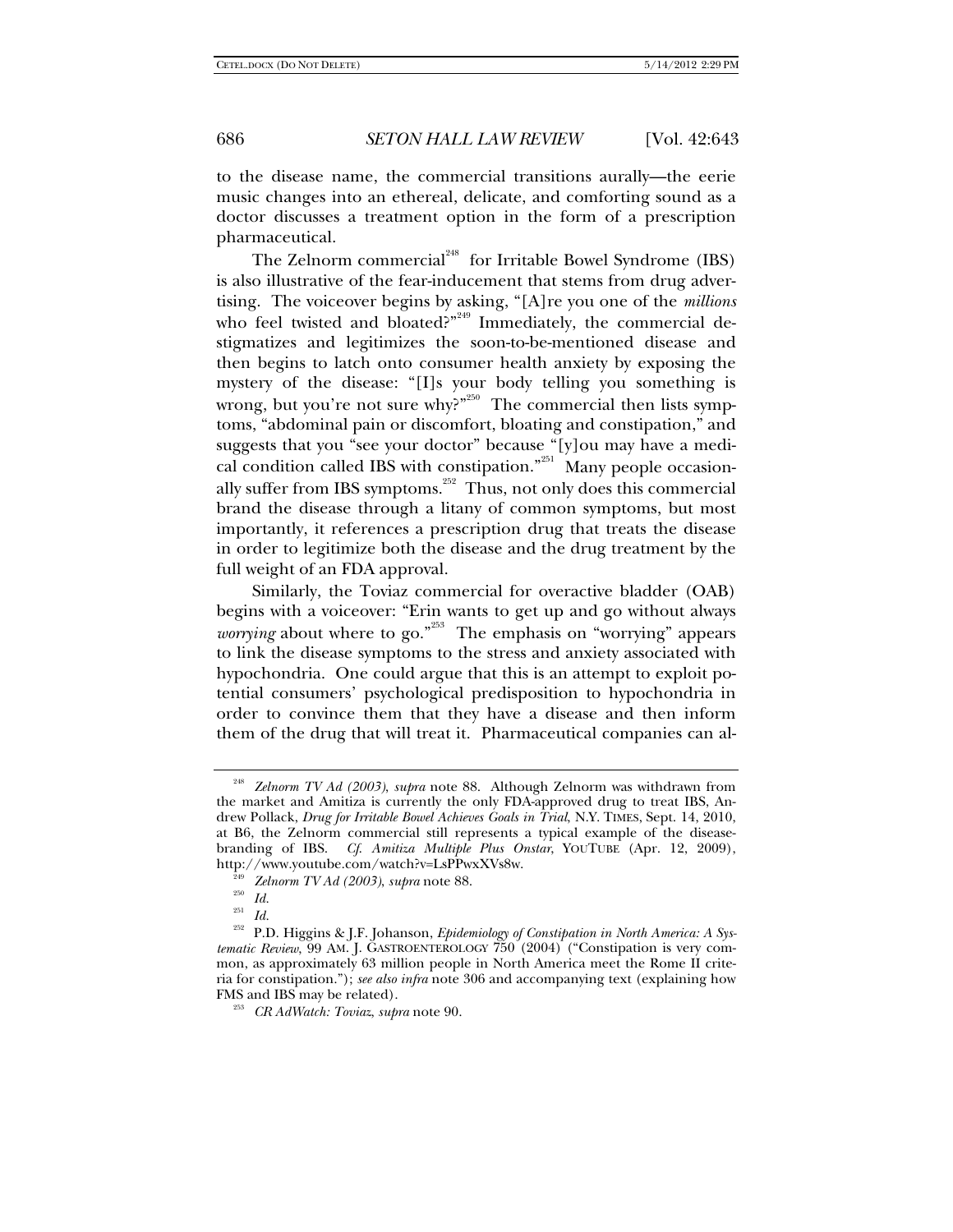to the disease name, the commercial transitions aurally—the eerie music changes into an ethereal, delicate, and comforting sound as a doctor discusses a treatment option in the form of a prescription pharmaceutical.

The Zelnorm commercial[248] for Irritable Bowel Syndrome (IBS) is also illustrative of the fear-inducement that stems from drug advertising. The voiceover begins by asking, "[A]re you one of the *millions* who feel twisted and bloated?"[249] Immediately, the commercial destigmatizes and legitimizes the soon-to-be-mentioned disease and then begins to latch onto consumer health anxiety by exposing the mystery of the disease: "[I]s your body telling you something is wrong, but you're not sure why?"[250] The commercial then lists symptoms, "abdominal pain or discomfort, bloating and constipation," and suggests that you "see your doctor" because "[y]ou may have a medical condition called IBS with constipation."[251] Many people occasionally suffer from IBS symptoms.[252] Thus, not only does this commercial brand the disease through a litany of common symptoms, but most importantly, it references a prescription drug that treats the disease in order to legitimize both the disease and the drug treatment by the full weight of an FDA approval.

Similarly, the Toviaz commercial for overactive bladder (OAB) begins with a voiceover: "Erin wants to get up and go without always *worrying* about where to go."[253] The emphasis on "worrying" appears to link the disease symptoms to the stress and anxiety associated with hypochondria. One could argue that this is an attempt to exploit potential consumers' psychological predisposition to hypochondria in order to convince them that they have a disease and then inform them of the drug that will treat it. Pharmaceutical companies can al-

---

[248] *Zelnorm TV Ad (2003)*, *supra* note 88. Although Zelnorm was withdrawn from the market and Amitiza is currently the only FDA-approved drug to treat IBS, Andrew Pollack, *Drug for Irritable Bowel Achieves Goals in Trial*, N.Y. TIMES, Sept. 14, 2010, at B6, the Zelnorm commercial still represents a typical example of the disease-branding of IBS. *Cf. Amitiza Multiple Plus Onstar*, YOUTUBE (Apr. 12, 2009), http://www.youtube.com/watch?v=LsPPwxXVs8w.

[249] *Zelnorm TV Ad (2003)*, *supra* note 88.

[250] *Id.*

[251] *Id.*

[252] P.D. Higgins & J.F. Johanson, *Epidemiology of Constipation in North America: A Systematic Review*, 99 AM. J. GASTROENTEROLOGY 750 (2004) ("Constipation is very common, as approximately 63 million people in North America meet the Rome II criteria for constipation."); *see also infra* note 306 and accompanying text (explaining how FMS and IBS may be related).

[253] *CR AdWatch: Toviaz*, *supra* note 90.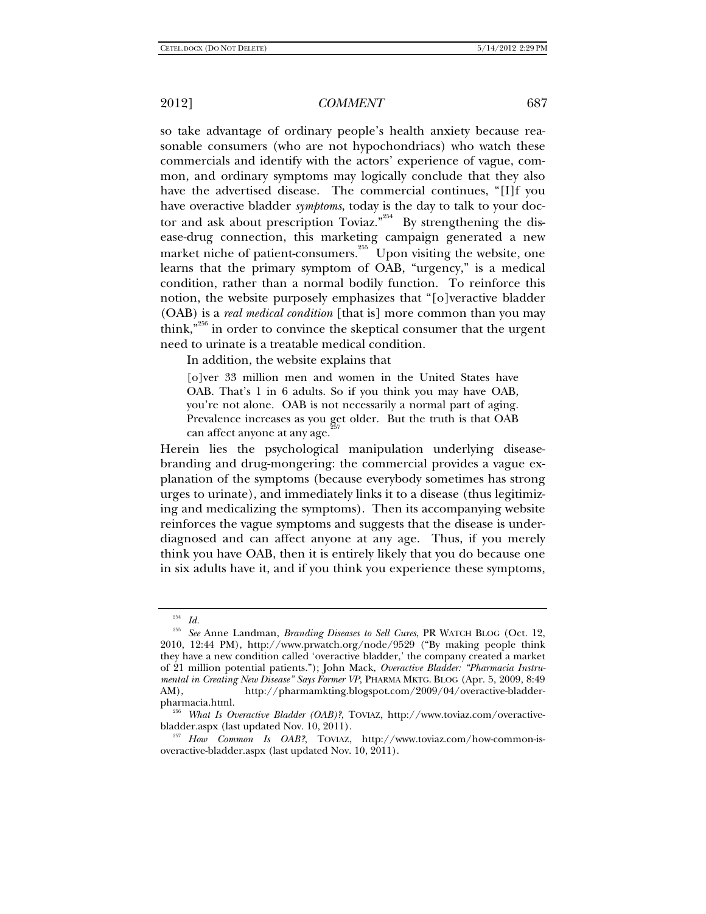so take advantage of ordinary people's health anxiety because reasonable consumers (who are not hypochondriacs) who watch these commercials and identify with the actors' experience of vague, common, and ordinary symptoms may logically conclude that they also have the advertised disease. The commercial continues, "[I]f you have overactive bladder *symptoms*, today is the day to talk to your doctor and ask about prescription Toviaz."[254] By strengthening the disease-drug connection, this marketing campaign generated a new market niche of patient-consumers.[255] Upon visiting the website, one learns that the primary symptom of OAB, "urgency," is a medical condition, rather than a normal bodily function. To reinforce this notion, the website purposely emphasizes that "[o]veractive bladder (OAB) is a *real medical condition* [that is] more common than you may think,"[256] in order to convince the skeptical consumer that the urgent need to urinate is a treatable medical condition.

In addition, the website explains that

> [o]ver 33 million men and women in the United States have OAB. That's 1 in 6 adults. So if you think you may have OAB, you're not alone. OAB is not necessarily a normal part of aging. Prevalence increases as you get older. But the truth is that OAB can affect anyone at any age.[257]

Herein lies the psychological manipulation underlying disease-branding and drug-mongering: the commercial provides a vague explanation of the symptoms (because everybody sometimes has strong urges to urinate), and immediately links it to a disease (thus legitimizing and medicalizing the symptoms). Then its accompanying website reinforces the vague symptoms and suggests that the disease is under-diagnosed and can affect anyone at any age. Thus, if you merely think you have OAB, then it is entirely likely that you do because one in six adults have it, and if you think you experience these symptoms,

---

[254] *Id.*

[255] *See* Anne Landman, *Branding Diseases to Sell Cures*, PR WATCH BLOG (Oct. 12, 2010, 12:44 PM), http://www.prwatch.org/node/9529 ("By making people think they have a new condition called 'overactive bladder,' the company created a market of 21 million potential patients."); John Mack, *Overactive Bladder: "Pharmacia Instrumental in Creating New Disease" Says Former VP*, PHARMA MKTG. BLOG (Apr. 5, 2009, 8:49 AM), http://pharmamkting.blogspot.com/2009/04/overactive-bladder-pharmacia.html.

[256] *What Is Overactive Bladder (OAB)?*, TOVIAZ, http://www.toviaz.com/overactive-bladder.aspx (last updated Nov. 10, 2011).

[257] *How Common Is OAB?*, TOVIAZ, http://www.toviaz.com/how-common-is-overactive-bladder.aspx (last updated Nov. 10, 2011).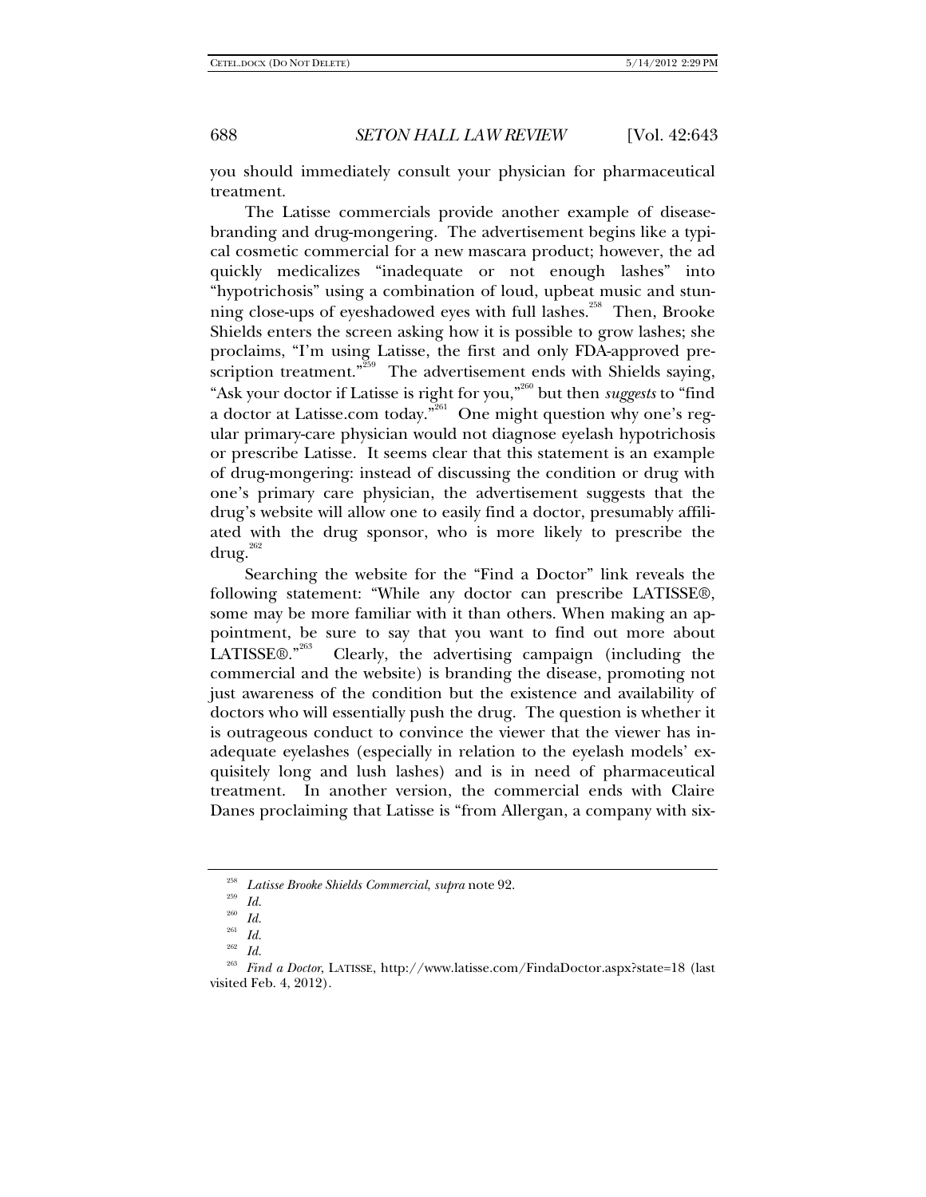you should immediately consult your physician for pharmaceutical treatment.

The Latisse commercials provide another example of disease-branding and drug-mongering. The advertisement begins like a typical cosmetic commercial for a new mascara product; however, the ad quickly medicalizes "inadequate or not enough lashes" into "hypotrichosis" using a combination of loud, upbeat music and stunning close-ups of eyeshadowed eyes with full lashes.[258] Then, Brooke Shields enters the screen asking how it is possible to grow lashes; she proclaims, "I'm using Latisse, the first and only FDA-approved prescription treatment."[259] The advertisement ends with Shields saying, "Ask your doctor if Latisse is right for you,"[260] but then *suggests* to "find a doctor at Latisse.com today."[261] One might question why one's regular primary-care physician would not diagnose eyelash hypotrichosis or prescribe Latisse. It seems clear that this statement is an example of drug-mongering: instead of discussing the condition or drug with one's primary care physician, the advertisement suggests that the drug's website will allow one to easily find a doctor, presumably affiliated with the drug sponsor, who is more likely to prescribe the drug.[262]

Searching the website for the "Find a Doctor" link reveals the following statement: "While any doctor can prescribe LATISSE®, some may be more familiar with it than others. When making an appointment, be sure to say that you want to find out more about LATISSE®."[263] Clearly, the advertising campaign (including the commercial and the website) is branding the disease, promoting not just awareness of the condition but the existence and availability of doctors who will essentially push the drug. The question is whether it is outrageous conduct to convince the viewer that the viewer has inadequate eyelashes (especially in relation to the eyelash models' exquisitely long and lush lashes) and is in need of pharmaceutical treatment. In another version, the commercial ends with Claire Danes proclaiming that Latisse is "from Allergan, a company with six-

---

[258] *Latisse Brooke Shields Commercial*, *supra* note 92.

[259] *Id.*

[260] *Id.*

[261] *Id.*

[262] *Id.*

[263] *Find a Doctor*, LATISSE, http://www.latisse.com/FindaDoctor.aspx?state=18 (last visited Feb. 4, 2012).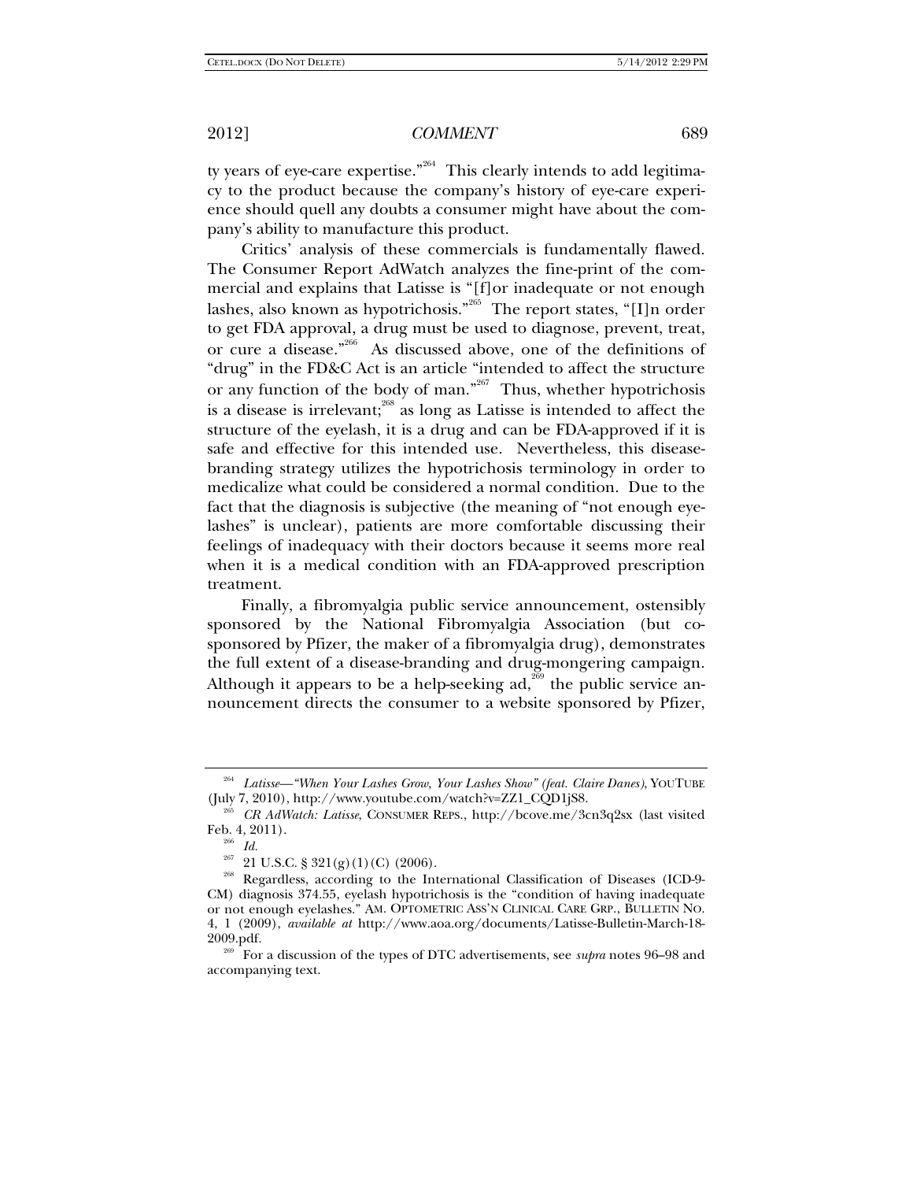ty years of eye-care expertise."[264] This clearly intends to add legitimacy to the product because the company's history of eye-care experience should quell any doubts a consumer might have about the company's ability to manufacture this product.

Critics' analysis of these commercials is fundamentally flawed. The Consumer Report AdWatch analyzes the fine-print of the commercial and explains that Latisse is "[f]or inadequate or not enough lashes, also known as hypotrichosis."[265] The report states, "[I]n order to get FDA approval, a drug must be used to diagnose, prevent, treat, or cure a disease."[266] As discussed above, one of the definitions of "drug" in the FD&C Act is an article "intended to affect the structure or any function of the body of man."[267] Thus, whether hypotrichosis is a disease is irrelevant;[268] as long as Latisse is intended to affect the structure of the eyelash, it is a drug and can be FDA-approved if it is safe and effective for this intended use. Nevertheless, this disease-branding strategy utilizes the hypotrichosis terminology in order to medicalize what could be considered a normal condition. Due to the fact that the diagnosis is subjective (the meaning of "not enough eyelashes" is unclear), patients are more comfortable discussing their feelings of inadequacy with their doctors because it seems more real when it is a medical condition with an FDA-approved prescription treatment.

Finally, a fibromyalgia public service announcement, ostensibly sponsored by the National Fibromyalgia Association (but co-sponsored by Pfizer, the maker of a fibromyalgia drug), demonstrates the full extent of a disease-branding and drug-mongering campaign. Although it appears to be a help-seeking ad,[269] the public service announcement directs the consumer to a website sponsored by Pfizer,

---

[264] *Latisse—"When Your Lashes Grow, Your Lashes Show" (feat. Claire Danes)*, YOUTUBE (July 7, 2010), http://www.youtube.com/watch?v=ZZ1_CQD1jS8.

[265] *CR AdWatch: Latisse*, CONSUMER REPS., http://bcove.me/3cn3q2sx (last visited Feb. 4, 2011).

[266] *Id.*

[267] 21 U.S.C. § 321(g)(1)(C) (2006).

[268] Regardless, according to the International Classification of Diseases (ICD-9-CM) diagnosis 374.55, eyelash hypotrichosis is the "condition of having inadequate or not enough eyelashes." AM. OPTOMETRIC ASS'N CLINICAL CARE GRP., BULLETIN NO. 4, 1 (2009), *available at* http://www.aoa.org/documents/Latisse-Bulletin-March-18-2009.pdf.

[269] For a discussion of the types of DTC advertisements, see *supra* notes 96–98 and accompanying text.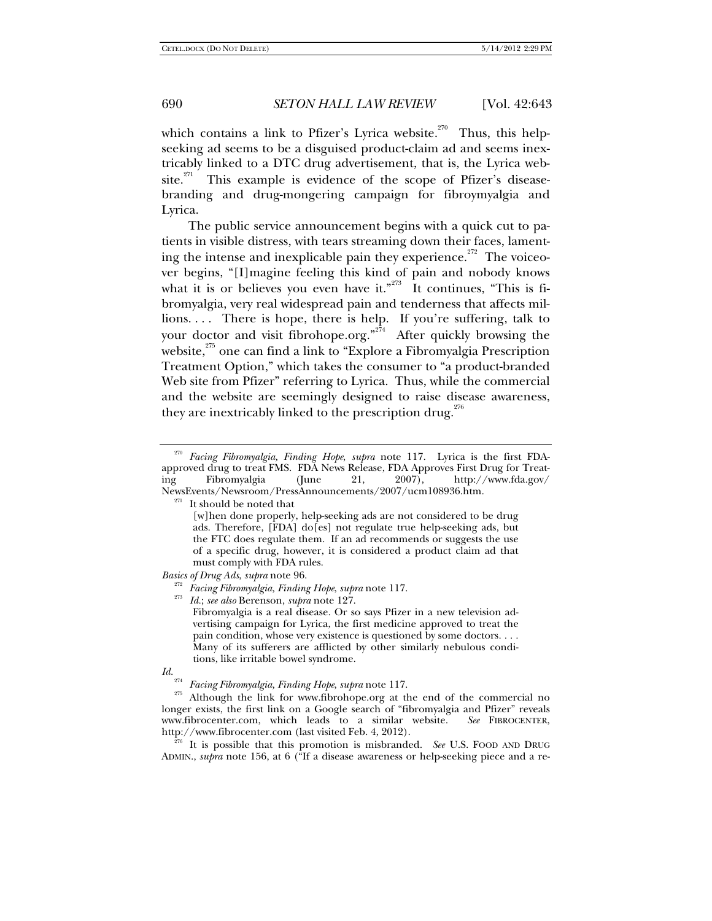which contains a link to Pfizer's Lyrica website.[270] Thus, this help-seeking ad seems to be a disguised product-claim ad and seems inextricably linked to a DTC drug advertisement, that is, the Lyrica website.[271] This example is evidence of the scope of Pfizer's disease-branding and drug-mongering campaign for fibroymyalgia and Lyrica.

The public service announcement begins with a quick cut to patients in visible distress, with tears streaming down their faces, lamenting the intense and inexplicable pain they experience.[272] The voiceover begins, "[I]magine feeling this kind of pain and nobody knows what it is or believes you even have it."[273] It continues, "This is fibromyalgia, very real widespread pain and tenderness that affects millions. . . . There is hope, there is help. If you're suffering, talk to your doctor and visit fibrohope.org."[274] After quickly browsing the website,[275] one can find a link to "Explore a Fibromyalgia Prescription Treatment Option," which takes the consumer to "a product-branded Web site from Pfizer" referring to Lyrica. Thus, while the commercial and the website are seemingly designed to raise disease awareness, they are inextricably linked to the prescription drug.[276]

---

[270] *Facing Fibromyalgia, Finding Hope*, *supra* note 117. Lyrica is the first FDA-approved drug to treat FMS. FDA News Release, FDA Approves First Drug for Treating Fibromyalgia (June 21, 2007), http://www.fda.gov/NewsEvents/Newsroom/PressAnnouncements/2007/ucm108936.htm.

[271] It should be noted that

> [w]hen done properly, help-seeking ads are not considered to be drug ads. Therefore, [FDA] do[es] not regulate true help-seeking ads, but the FTC does regulate them. If an ad recommends or suggests the use of a specific drug, however, it is considered a product claim ad that must comply with FDA rules.

*Basics of Drug Ads*, *supra* note 96.

[272] *Facing Fibromyalgia, Finding Hope*, *supra* note 117.

[273] *Id.*; *see also* Berenson, *supra* note 127.

> Fibromyalgia is a real disease. Or so says Pfizer in a new television advertising campaign for Lyrica, the first medicine approved to treat the pain condition, whose very existence is questioned by some doctors. . . . Many of its sufferers are afflicted by other similarly nebulous conditions, like irritable bowel syndrome.

*Id.*

[274] *Facing Fibromyalgia, Finding Hope*, *supra* note 117.

[275] Although the link for www.fibrohope.org at the end of the commercial no longer exists, the first link on a Google search of "fibromyalgia and Pfizer" reveals www.fibrocenter.com, which leads to a similar website. *See* FIBROCENTER, http://www.fibrocenter.com (last visited Feb. 4, 2012).

[276] It is possible that this promotion is misbranded. *See* U.S. FOOD AND DRUG ADMIN., *supra* note 156, at 6 ("If a disease awareness or help-seeking piece and a re-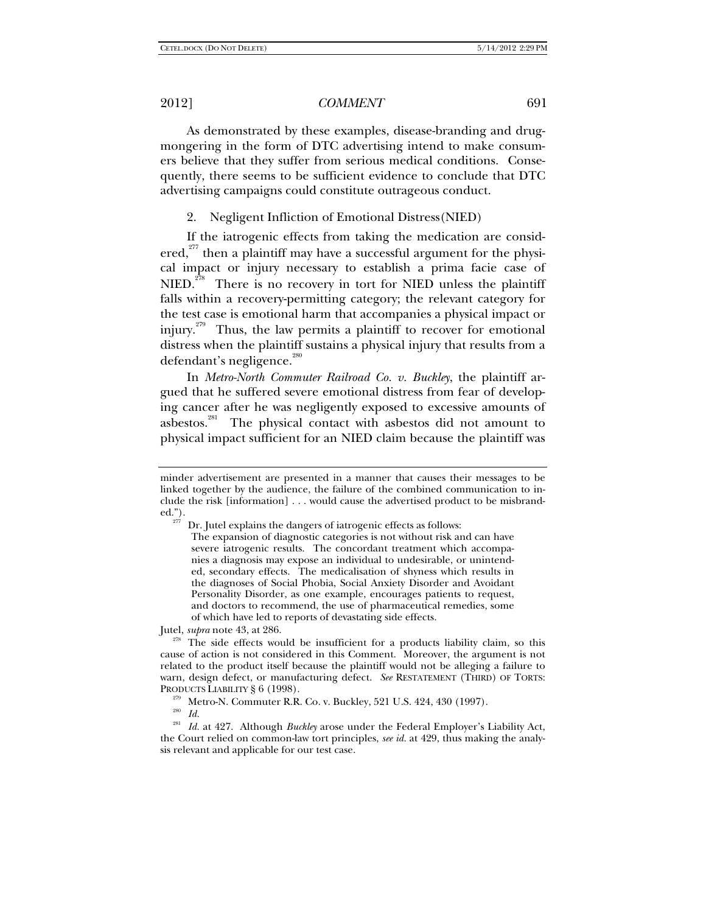As demonstrated by these examples, disease-branding and drug-mongering in the form of DTC advertising intend to make consumers believe that they suffer from serious medical conditions. Consequently, there seems to be sufficient evidence to conclude that DTC advertising campaigns could constitute outrageous conduct.

### 2. Negligent Infliction of Emotional Distress (NIED)

If the iatrogenic effects from taking the medication are considered,[277] then a plaintiff may have a successful argument for the physical impact or injury necessary to establish a prima facie case of NIED.[278] There is no recovery in tort for NIED unless the plaintiff falls within a recovery-permitting category; the relevant category for the test case is emotional harm that accompanies a physical impact or injury.[279] Thus, the law permits a plaintiff to recover for emotional distress when the plaintiff sustains a physical injury that results from a defendant's negligence.[280]

In *Metro-North Commuter Railroad Co. v. Buckley*, the plaintiff argued that he suffered severe emotional distress from fear of developing cancer after he was negligently exposed to excessive amounts of asbestos.[281] The physical contact with asbestos did not amount to physical impact sufficient for an NIED claim because the plaintiff was

---

minder advertisement are presented in a manner that causes their messages to be linked together by the audience, the failure of the combined communication to include the risk [information] . . . would cause the advertised product to be misbranded.").

[277] Dr. Jutel explains the dangers of iatrogenic effects as follows:

> The expansion of diagnostic categories is not without risk and can have severe iatrogenic results. The concordant treatment which accompanies a diagnosis may expose an individual to undesirable, or unintended, secondary effects. The medicalisation of shyness which results in the diagnoses of Social Phobia, Social Anxiety Disorder and Avoidant Personality Disorder, as one example, encourages patients to request, and doctors to recommend, the use of pharmaceutical remedies, some of which have led to reports of devastating side effects.

Jutel, *supra* note 43, at 286.

[278] The side effects would be insufficient for a products liability claim, so this cause of action is not considered in this Comment. Moreover, the argument is not related to the product itself because the plaintiff would not be alleging a failure to warn, design defect, or manufacturing defect. *See* RESTATEMENT (THIRD) OF TORTS: PRODUCTS LIABILITY § 6 (1998).

[279] Metro-N. Commuter R.R. Co. v. Buckley, 521 U.S. 424, 430 (1997).

[280] *Id.*

[281] *Id.* at 427. Although *Buckley* arose under the Federal Employer's Liability Act, the Court relied on common-law tort principles, *see id.* at 429, thus making the analysis relevant and applicable for our test case.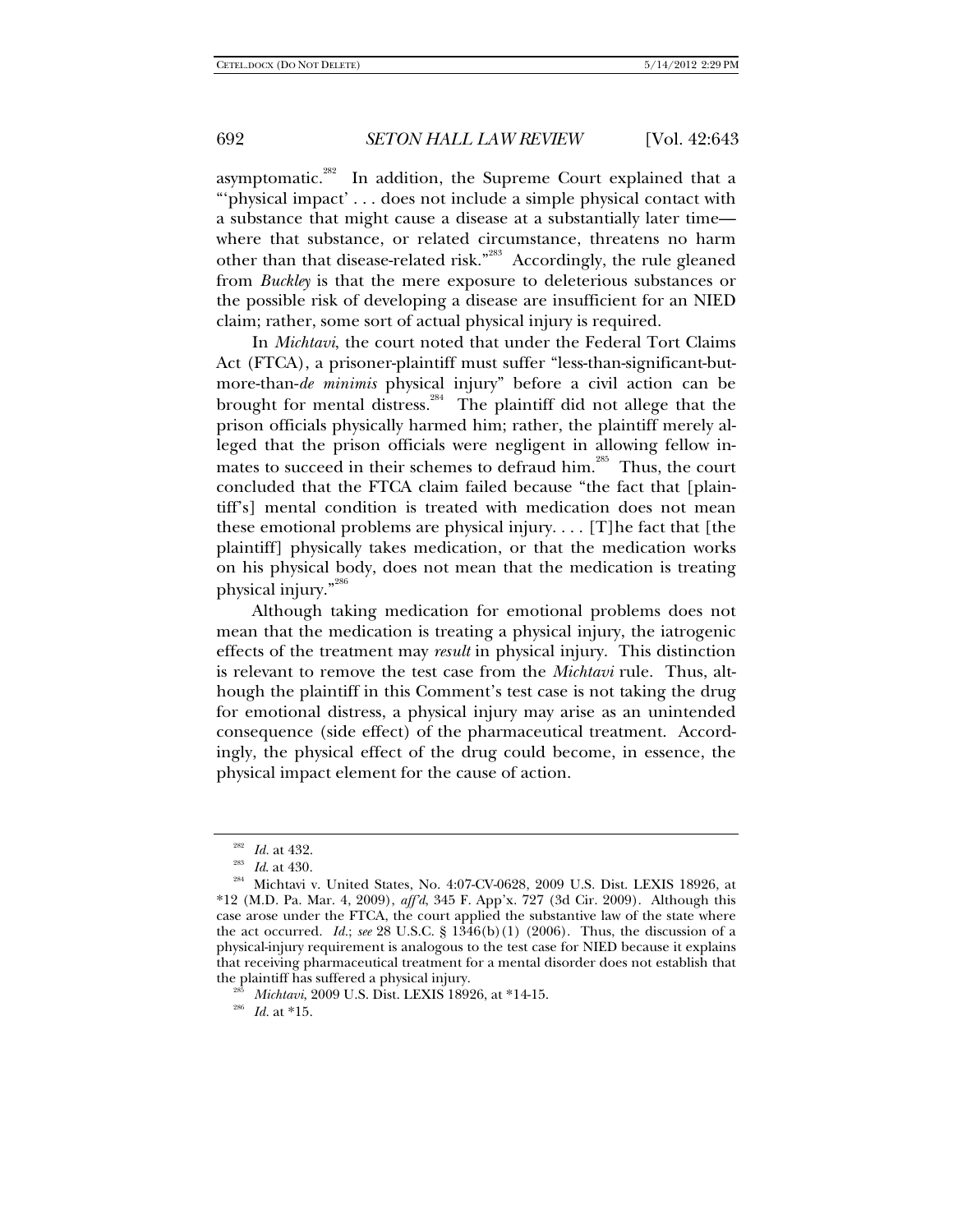asymptomatic.[282] In addition, the Supreme Court explained that a "'physical impact' . . . does not include a simple physical contact with a substance that might cause a disease at a substantially later time—where that substance, or related circumstance, threatens no harm other than that disease-related risk."[283] Accordingly, the rule gleaned from *Buckley* is that the mere exposure to deleterious substances or the possible risk of developing a disease are insufficient for an NIED claim; rather, some sort of actual physical injury is required.

In *Michtavi*, the court noted that under the Federal Tort Claims Act (FTCA), a prisoner-plaintiff must suffer "less-than-significant-but-more-than-*de minimis* physical injury" before a civil action can be brought for mental distress.[284] The plaintiff did not allege that the prison officials physically harmed him; rather, the plaintiff merely alleged that the prison officials were negligent in allowing fellow inmates to succeed in their schemes to defraud him.[285] Thus, the court concluded that the FTCA claim failed because "the fact that [plaintiff's] mental condition is treated with medication does not mean these emotional problems are physical injury. . . . [T]he fact that [the plaintiff] physically takes medication, or that the medication works on his physical body, does not mean that the medication is treating physical injury."[286]

Although taking medication for emotional problems does not mean that the medication is treating a physical injury, the iatrogenic effects of the treatment may *result* in physical injury. This distinction is relevant to remove the test case from the *Michtavi* rule. Thus, although the plaintiff in this Comment's test case is not taking the drug for emotional distress, a physical injury may arise as an unintended consequence (side effect) of the pharmaceutical treatment. Accordingly, the physical effect of the drug could become, in essence, the physical impact element for the cause of action.

---

[282] *Id.* at 432.

[283] *Id.* at 430.

[284] Michtavi v. United States, No. 4:07-CV-0628, 2009 U.S. Dist. LEXIS 18926, at \*12 (M.D. Pa. Mar. 4, 2009), *aff'd*, 345 F. App'x. 727 (3d Cir. 2009). Although this case arose under the FTCA, the court applied the substantive law of the state where the act occurred. *Id.*; *see* 28 U.S.C. § 1346(b)(1) (2006). Thus, the discussion of a physical-injury requirement is analogous to the test case for NIED because it explains that receiving pharmaceutical treatment for a mental disorder does not establish that the plaintiff has suffered a physical injury.

[285] *Michtavi*, 2009 U.S. Dist. LEXIS 18926, at \*14-15.

[286] *Id.* at \*15.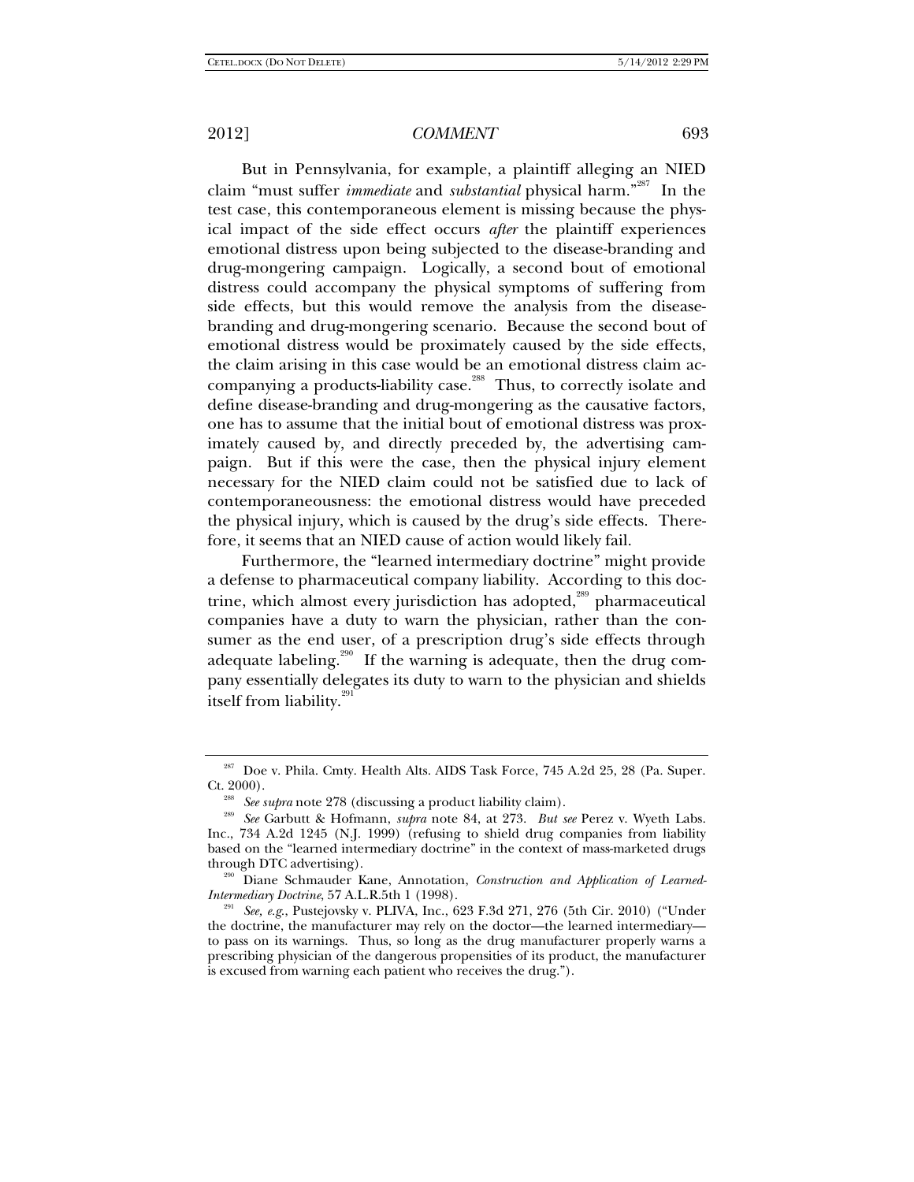But in Pennsylvania, for example, a plaintiff alleging an NIED claim "must suffer *immediate* and *substantial* physical harm."[287] In the test case, this contemporaneous element is missing because the physical impact of the side effect occurs *after* the plaintiff experiences emotional distress upon being subjected to the disease-branding and drug-mongering campaign. Logically, a second bout of emotional distress could accompany the physical symptoms of suffering from side effects, but this would remove the analysis from the disease-branding and drug-mongering scenario. Because the second bout of emotional distress would be proximately caused by the side effects, the claim arising in this case would be an emotional distress claim accompanying a products-liability case.[288] Thus, to correctly isolate and define disease-branding and drug-mongering as the causative factors, one has to assume that the initial bout of emotional distress was proximately caused by, and directly preceded by, the advertising campaign. But if this were the case, then the physical injury element necessary for the NIED claim could not be satisfied due to lack of contemporaneousness: the emotional distress would have preceded the physical injury, which is caused by the drug's side effects. Therefore, it seems that an NIED cause of action would likely fail.

Furthermore, the "learned intermediary doctrine" might provide a defense to pharmaceutical company liability. According to this doctrine, which almost every jurisdiction has adopted,[289] pharmaceutical companies have a duty to warn the physician, rather than the consumer as the end user, of a prescription drug's side effects through adequate labeling.[290] If the warning is adequate, then the drug company essentially delegates its duty to warn to the physician and shields itself from liability.[291]

---

[287] Doe v. Phila. Cmty. Health Alts. AIDS Task Force, 745 A.2d 25, 28 (Pa. Super. Ct. 2000).

[288] *See supra* note 278 (discussing a product liability claim).

[289] *See* Garbutt & Hofmann, *supra* note 84, at 273. *But see* Perez v. Wyeth Labs. Inc., 734 A.2d 1245 (N.J. 1999) (refusing to shield drug companies from liability based on the "learned intermediary doctrine" in the context of mass-marketed drugs through DTC advertising).

[290] Diane Schmauder Kane, Annotation, *Construction and Application of Learned-Intermediary Doctrine*, 57 A.L.R.5th 1 (1998).

[291] *See, e.g.*, Pustejovsky v. PLIVA, Inc., 623 F.3d 271, 276 (5th Cir. 2010) ("Under the doctrine, the manufacturer may rely on the doctor—the learned intermediary—to pass on its warnings. Thus, so long as the drug manufacturer properly warns a prescribing physician of the dangerous propensities of its product, the manufacturer is excused from warning each patient who receives the drug.").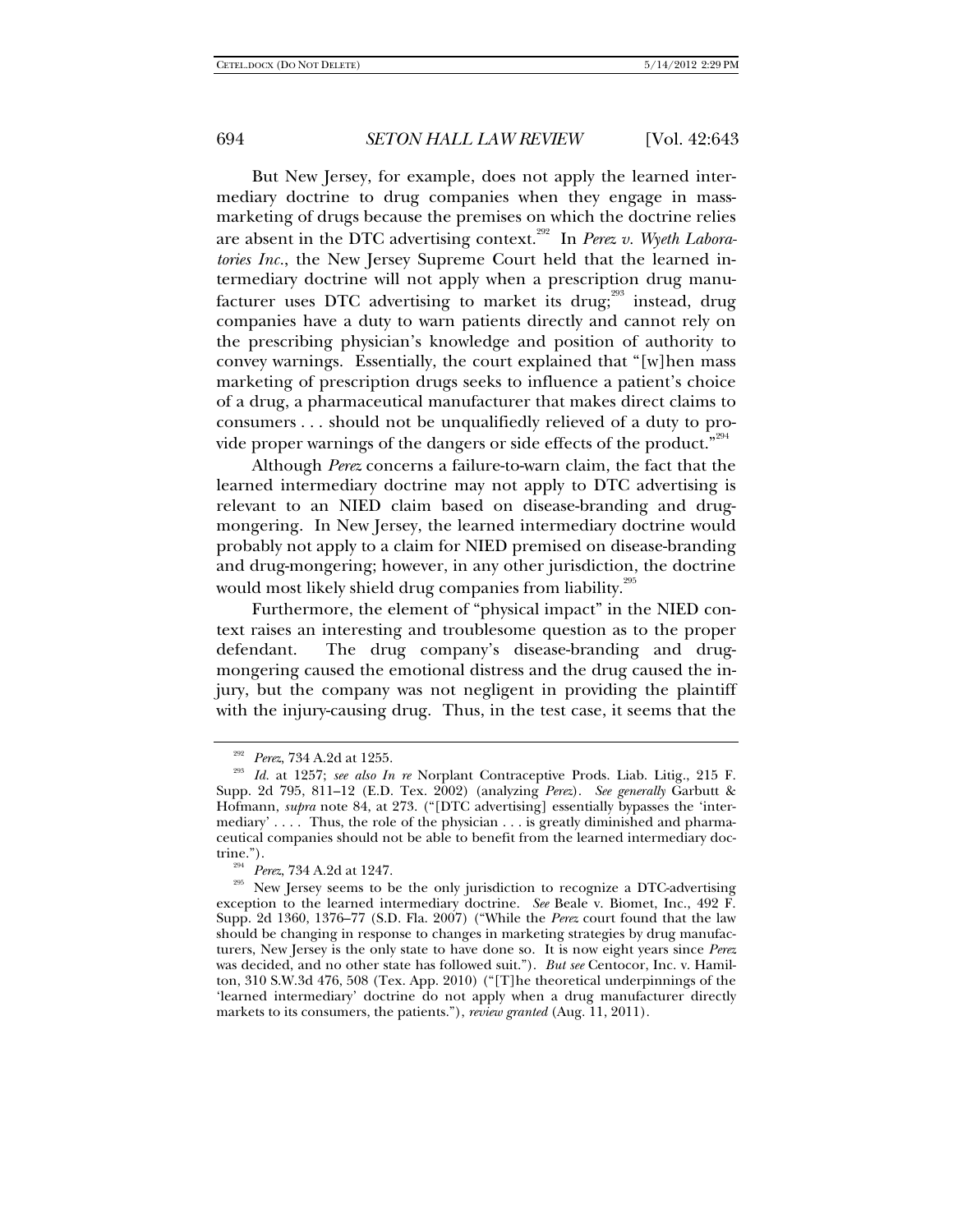But New Jersey, for example, does not apply the learned intermediary doctrine to drug companies when they engage in mass-marketing of drugs because the premises on which the doctrine relies are absent in the DTC advertising context.[292] In *Perez v. Wyeth Laboratories Inc.*, the New Jersey Supreme Court held that the learned intermediary doctrine will not apply when a prescription drug manufacturer uses DTC advertising to market its drug;[293] instead, drug companies have a duty to warn patients directly and cannot rely on the prescribing physician's knowledge and position of authority to convey warnings. Essentially, the court explained that "[w]hen mass marketing of prescription drugs seeks to influence a patient's choice of a drug, a pharmaceutical manufacturer that makes direct claims to consumers . . . should not be unqualifiedly relieved of a duty to provide proper warnings of the dangers or side effects of the product."[294]

Although *Perez* concerns a failure-to-warn claim, the fact that the learned intermediary doctrine may not apply to DTC advertising is relevant to an NIED claim based on disease-branding and drug-mongering. In New Jersey, the learned intermediary doctrine would probably not apply to a claim for NIED premised on disease-branding and drug-mongering; however, in any other jurisdiction, the doctrine would most likely shield drug companies from liability.[295]

Furthermore, the element of "physical impact" in the NIED context raises an interesting and troublesome question as to the proper defendant. The drug company's disease-branding and drug-mongering caused the emotional distress and the drug caused the injury, but the company was not negligent in providing the plaintiff with the injury-causing drug. Thus, in the test case, it seems that the

---

[292] *Perez*, 734 A.2d at 1255.

[293] *Id.* at 1257; *see also In re* Norplant Contraceptive Prods. Liab. Litig., 215 F. Supp. 2d 795, 811–12 (E.D. Tex. 2002) (analyzing *Perez*). *See generally* Garbutt & Hofmann, *supra* note 84, at 273. ("[DTC advertising] essentially bypasses the 'intermediary' . . . . Thus, the role of the physician . . . is greatly diminished and pharmaceutical companies should not be able to benefit from the learned intermediary doctrine.").

[294] *Perez*, 734 A.2d at 1247.

[295] New Jersey seems to be the only jurisdiction to recognize a DTC-advertising exception to the learned intermediary doctrine. *See* Beale v. Biomet, Inc., 492 F. Supp. 2d 1360, 1376–77 (S.D. Fla. 2007) ("While the *Perez* court found that the law should be changing in response to changes in marketing strategies by drug manufacturers, New Jersey is the only state to have done so. It is now eight years since *Perez* was decided, and no other state has followed suit."). *But see* Centocor, Inc. v. Hamilton, 310 S.W.3d 476, 508 (Tex. App. 2010) ("[T]he theoretical underpinnings of the 'learned intermediary' doctrine do not apply when a drug manufacturer directly markets to its consumers, the patients."), *review granted* (Aug. 11, 2011).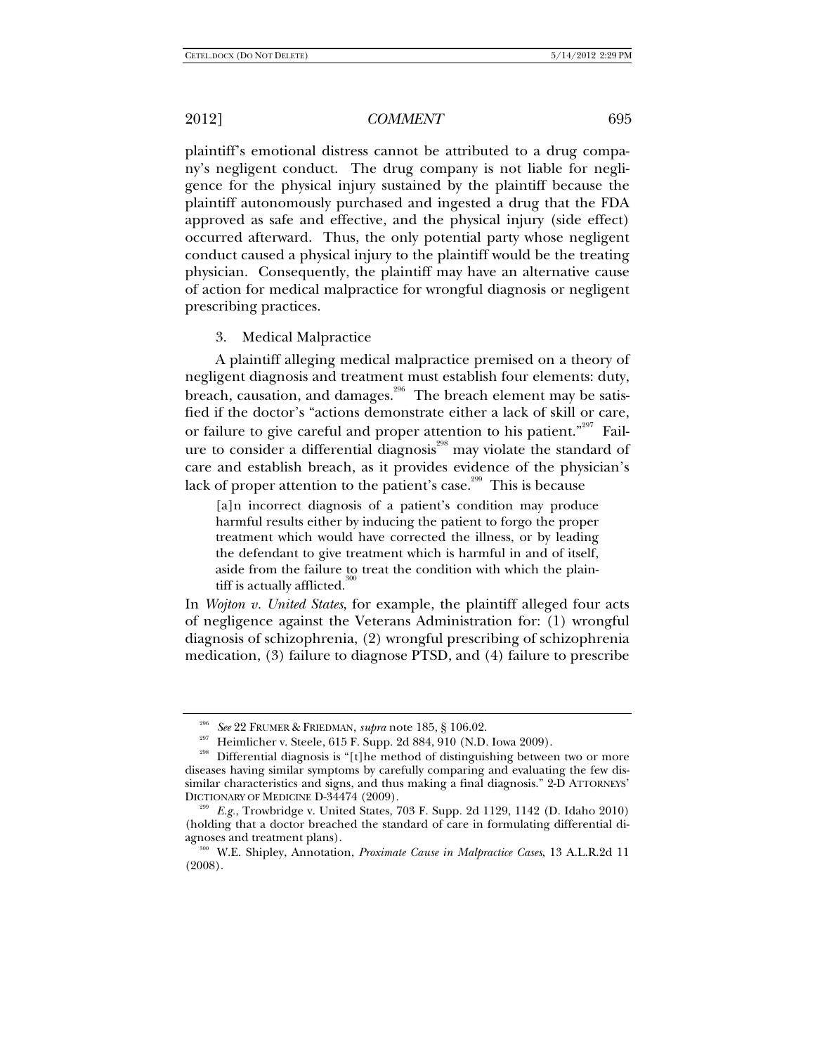plaintiff's emotional distress cannot be attributed to a drug company's negligent conduct. The drug company is not liable for negligence for the physical injury sustained by the plaintiff because the plaintiff autonomously purchased and ingested a drug that the FDA approved as safe and effective, and the physical injury (side effect) occurred afterward. Thus, the only potential party whose negligent conduct caused a physical injury to the plaintiff would be the treating physician. Consequently, the plaintiff may have an alternative cause of action for medical malpractice for wrongful diagnosis or negligent prescribing practices.

### 3. Medical Malpractice

A plaintiff alleging medical malpractice premised on a theory of negligent diagnosis and treatment must establish four elements: duty, breach, causation, and damages.[296] The breach element may be satisfied if the doctor's "actions demonstrate either a lack of skill or care, or failure to give careful and proper attention to his patient."[297] Failure to consider a differential diagnosis[298] may violate the standard of care and establish breach, as it provides evidence of the physician's lack of proper attention to the patient's case.[299] This is because

> [a]n incorrect diagnosis of a patient's condition may produce harmful results either by inducing the patient to forgo the proper treatment which would have corrected the illness, or by leading the defendant to give treatment which is harmful in and of itself, aside from the failure to treat the condition with which the plaintiff is actually afflicted.[300]

In *Wojton v. United States*, for example, the plaintiff alleged four acts of negligence against the Veterans Administration for: (1) wrongful diagnosis of schizophrenia, (2) wrongful prescribing of schizophrenia medication, (3) failure to diagnose PTSD, and (4) failure to prescribe

---

[296] *See* 22 FRUMER & FRIEDMAN, *supra* note 185, § 106.02.

[297] Heimlicher v. Steele, 615 F. Supp. 2d 884, 910 (N.D. Iowa 2009).

[298] Differential diagnosis is "[t]he method of distinguishing between two or more diseases having similar symptoms by carefully comparing and evaluating the few dissimilar characteristics and signs, and thus making a final diagnosis." 2-D ATTORNEYS' DICTIONARY OF MEDICINE D-34474 (2009).

[299] *E.g.*, Trowbridge v. United States, 703 F. Supp. 2d 1129, 1142 (D. Idaho 2010) (holding that a doctor breached the standard of care in formulating differential diagnoses and treatment plans).

[300] W.E. Shipley, Annotation, *Proximate Cause in Malpractice Cases*, 13 A.L.R.2d 11 (2008).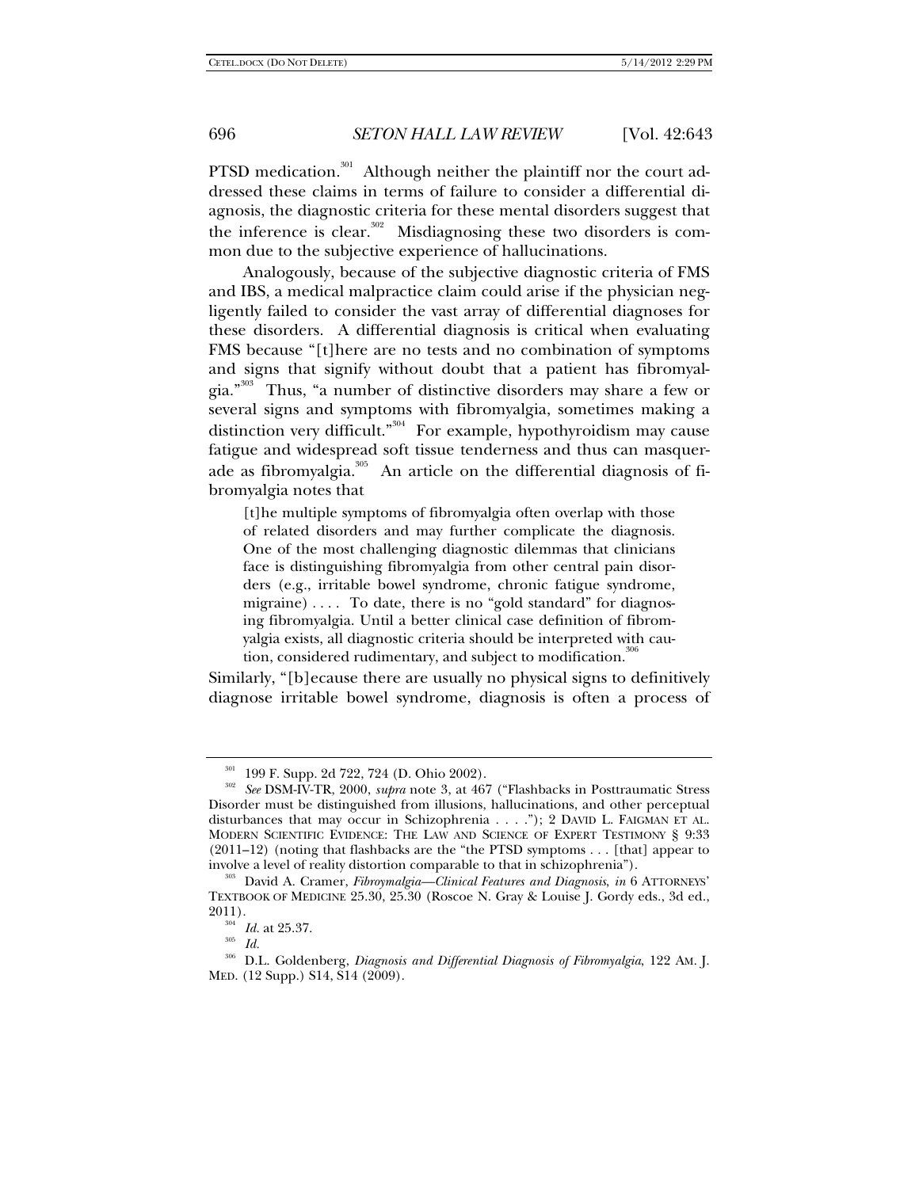PTSD medication.[301] Although neither the plaintiff nor the court addressed these claims in terms of failure to consider a differential diagnosis, the diagnostic criteria for these mental disorders suggest that the inference is clear.[302] Misdiagnosing these two disorders is common due to the subjective experience of hallucinations.

Analogously, because of the subjective diagnostic criteria of FMS and IBS, a medical malpractice claim could arise if the physician negligently failed to consider the vast array of differential diagnoses for these disorders. A differential diagnosis is critical when evaluating FMS because "[t]here are no tests and no combination of symptoms and signs that signify without doubt that a patient has fibromyalgia."[303] Thus, "a number of distinctive disorders may share a few or several signs and symptoms with fibromyalgia, sometimes making a distinction very difficult."[304] For example, hypothyroidism may cause fatigue and widespread soft tissue tenderness and thus can masquerade as fibromyalgia.[305] An article on the differential diagnosis of fibromyalgia notes that

> [t]he multiple symptoms of fibromyalgia often overlap with those of related disorders and may further complicate the diagnosis. One of the most challenging diagnostic dilemmas that clinicians face is distinguishing fibromyalgia from other central pain disorders (e.g., irritable bowel syndrome, chronic fatigue syndrome, migraine) . . . . To date, there is no "gold standard" for diagnosing fibromyalgia. Until a better clinical case definition of fibromyalgia exists, all diagnostic criteria should be interpreted with caution, considered rudimentary, and subject to modification.[306]

Similarly, "[b]ecause there are usually no physical signs to definitively diagnose irritable bowel syndrome, diagnosis is often a process of

---

[301] 199 F. Supp. 2d 722, 724 (D. Ohio 2002).

[302] *See* DSM-IV-TR, 2000, *supra* note 3, at 467 ("Flashbacks in Posttraumatic Stress Disorder must be distinguished from illusions, hallucinations, and other perceptual disturbances that may occur in Schizophrenia . . . ."); 2 DAVID L. FAIGMAN ET AL. MODERN SCIENTIFIC EVIDENCE: THE LAW AND SCIENCE OF EXPERT TESTIMONY § 9:33 (2011–12) (noting that flashbacks are the "the PTSD symptoms . . . [that] appear to involve a level of reality distortion comparable to that in schizophrenia").

[303] David A. Cramer, *Fibroymalgia—Clinical Features and Diagnosis*, *in* 6 ATTORNEYS' TEXTBOOK OF MEDICINE 25.30, 25.30 (Roscoe N. Gray & Louise J. Gordy eds., 3d ed., 2011).

[304] *Id.* at 25.37.

[305] *Id.*

[306] D.L. Goldenberg, *Diagnosis and Differential Diagnosis of Fibromyalgia*, 122 AM. J. MED. (12 Supp.) S14, S14 (2009).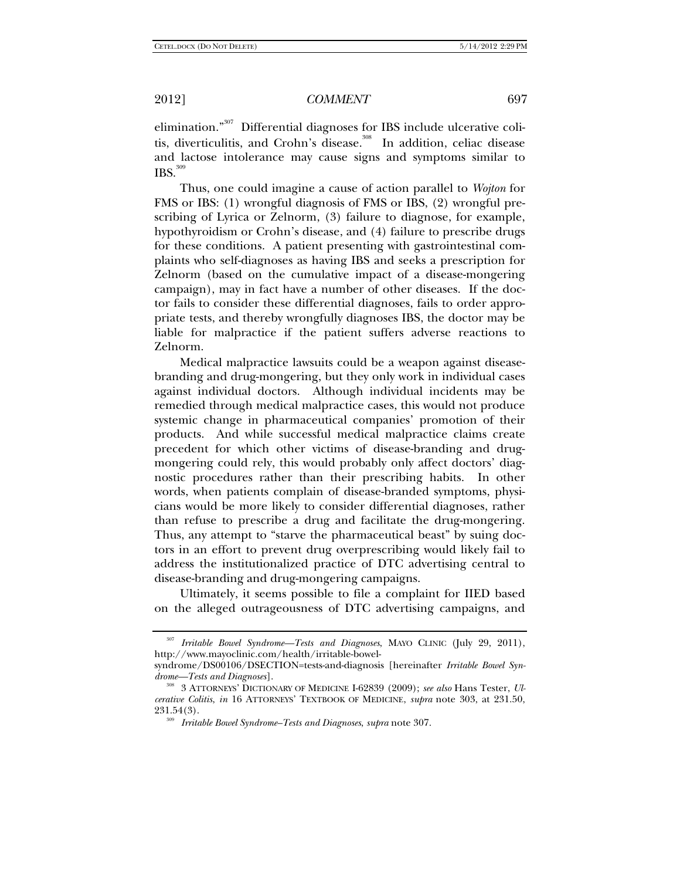elimination."[307] Differential diagnoses for IBS include ulcerative colitis, diverticulitis, and Crohn's disease.[308] In addition, celiac disease and lactose intolerance may cause signs and symptoms similar to IBS.[309]

Thus, one could imagine a cause of action parallel to *Wojton* for FMS or IBS: (1) wrongful diagnosis of FMS or IBS, (2) wrongful prescribing of Lyrica or Zelnorm, (3) failure to diagnose, for example, hypothyroidism or Crohn's disease, and (4) failure to prescribe drugs for these conditions. A patient presenting with gastrointestinal complaints who self-diagnoses as having IBS and seeks a prescription for Zelnorm (based on the cumulative impact of a disease-mongering campaign), may in fact have a number of other diseases. If the doctor fails to consider these differential diagnoses, fails to order appropriate tests, and thereby wrongfully diagnoses IBS, the doctor may be liable for malpractice if the patient suffers adverse reactions to Zelnorm.

Medical malpractice lawsuits could be a weapon against disease-branding and drug-mongering, but they only work in individual cases against individual doctors. Although individual incidents may be remedied through medical malpractice cases, this would not produce systemic change in pharmaceutical companies' promotion of their products. And while successful medical malpractice claims create precedent for which other victims of disease-branding and drug-mongering could rely, this would probably only affect doctors' diagnostic procedures rather than their prescribing habits. In other words, when patients complain of disease-branded symptoms, physicians would be more likely to consider differential diagnoses, rather than refuse to prescribe a drug and facilitate the drug-mongering. Thus, any attempt to "starve the pharmaceutical beast" by suing doctors in an effort to prevent drug overprescribing would likely fail to address the institutionalized practice of DTC advertising central to disease-branding and drug-mongering campaigns.

Ultimately, it seems possible to file a complaint for IIED based on the alleged outrageousness of DTC advertising campaigns, and

---

[307] *Irritable Bowel Syndrome—Tests and Diagnoses*, MAYO CLINIC (July 29, 2011), http://www.mayoclinic.com/health/irritable-bowel-syndrome/DS00106/DSECTION=tests-and-diagnosis [hereinafter *Irritable Bowel Syndrome—Tests and Diagnoses*].

[308] 3 ATTORNEYS' DICTIONARY OF MEDICINE I-62839 (2009); *see also* Hans Tester, *Ulcerative Colitis*, *in* 16 ATTORNEYS' TEXTBOOK OF MEDICINE, *supra* note 303, at 231.50, 231.54(3).

[309] *Irritable Bowel Syndrome–Tests and Diagnoses*, *supra* note 307.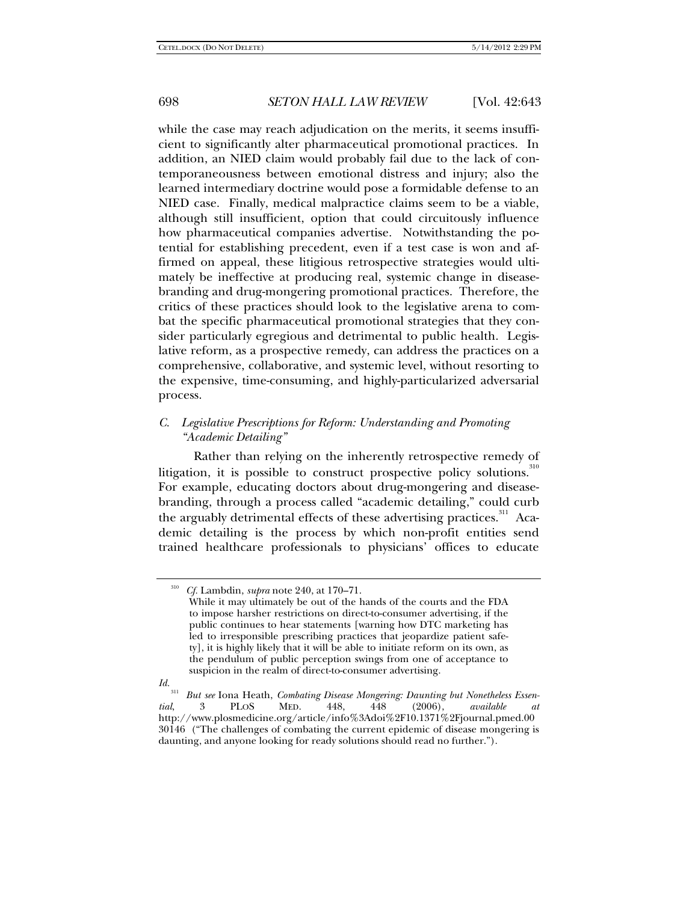while the case may reach adjudication on the merits, it seems insufficient to significantly alter pharmaceutical promotional practices. In addition, an NIED claim would probably fail due to the lack of contemporaneousness between emotional distress and injury; also the learned intermediary doctrine would pose a formidable defense to an NIED case. Finally, medical malpractice claims seem to be a viable, although still insufficient, option that could circuitously influence how pharmaceutical companies advertise. Notwithstanding the potential for establishing precedent, even if a test case is won and affirmed on appeal, these litigious retrospective strategies would ultimately be ineffective at producing real, systemic change in disease-branding and drug-mongering promotional practices. Therefore, the critics of these practices should look to the legislative arena to combat the specific pharmaceutical promotional strategies that they consider particularly egregious and detrimental to public health. Legislative reform, as a prospective remedy, can address the practices on a comprehensive, collaborative, and systemic level, without resorting to the expensive, time-consuming, and highly-particularized adversarial process.

### *C. Legislative Prescriptions for Reform: Understanding and Promoting "Academic Detailing"*

Rather than relying on the inherently retrospective remedy of litigation, it is possible to construct prospective policy solutions.[310] For example, educating doctors about drug-mongering and disease-branding, through a process called "academic detailing," could curb the arguably detrimental effects of these advertising practices.[311] Academic detailing is the process by which non-profit entities send trained healthcare professionals to physicians' offices to educate

---

[310] *Cf.* Lambdin, *supra* note 240, at 170–71.

> While it may ultimately be out of the hands of the courts and the FDA to impose harsher restrictions on direct-to-consumer advertising, if the public continues to hear statements [warning how DTC marketing has led to irresponsible prescribing practices that jeopardize patient safety], it is highly likely that it will be able to initiate reform on its own, as the pendulum of public perception swings from one of acceptance to suspicion in the realm of direct-to-consumer advertising.

*Id.*

[311] *But see* Iona Heath, *Combating Disease Mongering: Daunting but Nonetheless Essential*, 3 PLOS MED. 448, 448 (2006), *available at* http://www.plosmedicine.org/article/info%3Adoi%2F10.1371%2Fjournal.pmed.0030146 ("The challenges of combating the current epidemic of disease mongering is daunting, and anyone looking for ready solutions should read no further.").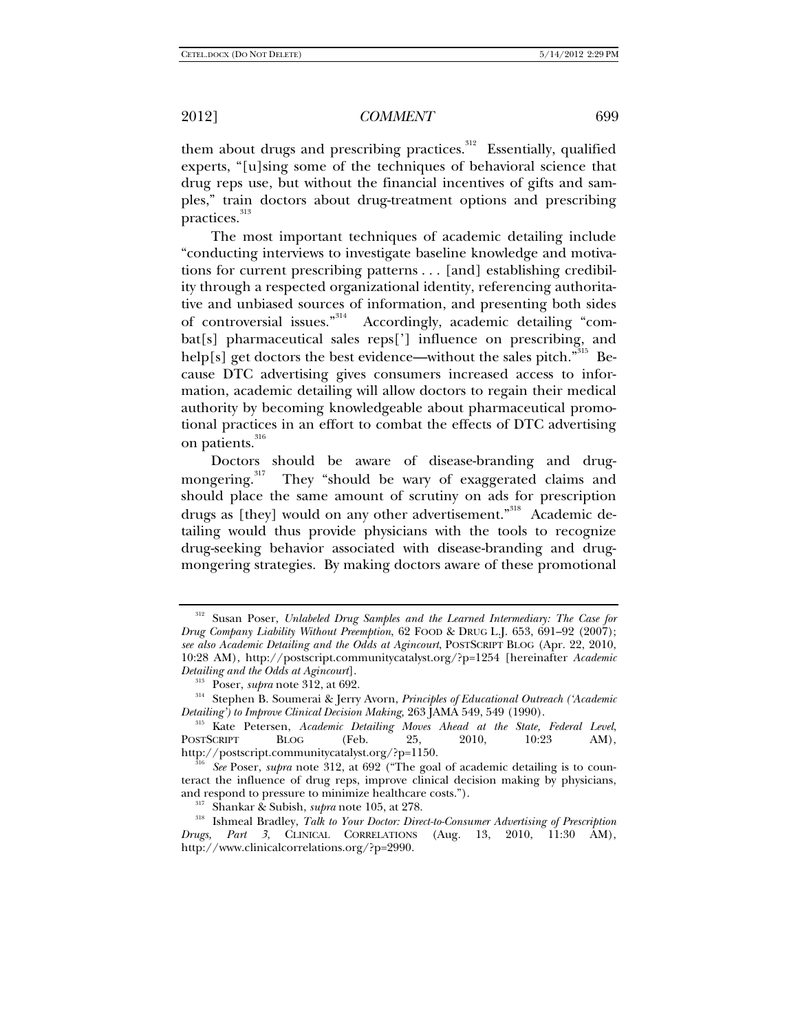them about drugs and prescribing practices.[312] Essentially, qualified experts, "[u]sing some of the techniques of behavioral science that drug reps use, but without the financial incentives of gifts and samples," train doctors about drug-treatment options and prescribing practices.[313]

The most important techniques of academic detailing include "conducting interviews to investigate baseline knowledge and motivations for current prescribing patterns . . . [and] establishing credibility through a respected organizational identity, referencing authoritative and unbiased sources of information, and presenting both sides of controversial issues."[314] Accordingly, academic detailing "combat[s] pharmaceutical sales reps['] influence on prescribing, and help[s] get doctors the best evidence—without the sales pitch."[315] Because DTC advertising gives consumers increased access to information, academic detailing will allow doctors to regain their medical authority by becoming knowledgeable about pharmaceutical promotional practices in an effort to combat the effects of DTC advertising on patients.[316]

Doctors should be aware of disease-branding and drug-mongering.[317] They "should be wary of exaggerated claims and should place the same amount of scrutiny on ads for prescription drugs as [they] would on any other advertisement."[318] Academic detailing would thus provide physicians with the tools to recognize drug-seeking behavior associated with disease-branding and drug-mongering strategies. By making doctors aware of these promotional

---

[312] Susan Poser, *Unlabeled Drug Samples and the Learned Intermediary: The Case for Drug Company Liability Without Preemption*, 62 FOOD & DRUG L.J. 653, 691–92 (2007); *see also Academic Detailing and the Odds at Agincourt*, POSTSCRIPT BLOG (Apr. 22, 2010, 10:28 AM), http://postscript.communitycatalyst.org/?p=1254 [hereinafter *Academic Detailing and the Odds at Agincourt*].

[313] Poser, *supra* note 312, at 692.

[314] Stephen B. Soumerai & Jerry Avorn, *Principles of Educational Outreach ('Academic Detailing') to Improve Clinical Decision Making,* 263 JAMA 549, 549 (1990).

[315] Kate Petersen, *Academic Detailing Moves Ahead at the State, Federal Level*, POSTSCRIPT BLOG (Feb. 25, 2010, 10:23 AM), http://postscript.communitycatalyst.org/?p=1150.

[316] *See* Poser, *supra* note 312, at 692 ("The goal of academic detailing is to counteract the influence of drug reps, improve clinical decision making by physicians, and respond to pressure to minimize healthcare costs.").

[317] Shankar & Subish, *supra* note 105, at 278.

[318] Ishmeal Bradley, *Talk to Your Doctor: Direct-to-Consumer Advertising of Prescription Drugs, Part 3*, CLINICAL CORRELATIONS (Aug. 13, 2010, 11:30 AM), http://www.clinicalcorrelations.org/?p=2990.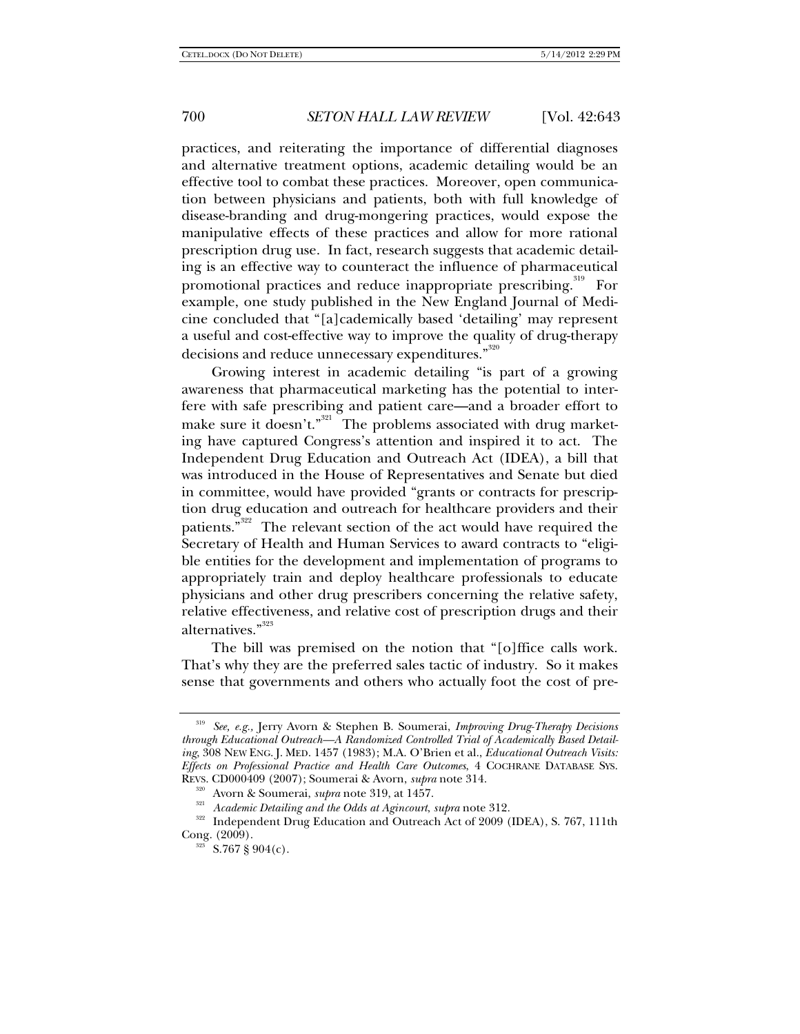practices, and reiterating the importance of differential diagnoses and alternative treatment options, academic detailing would be an effective tool to combat these practices. Moreover, open communication between physicians and patients, both with full knowledge of disease-branding and drug-mongering practices, would expose the manipulative effects of these practices and allow for more rational prescription drug use. In fact, research suggests that academic detailing is an effective way to counteract the influence of pharmaceutical promotional practices and reduce inappropriate prescribing.[319] For example, one study published in the New England Journal of Medicine concluded that "[a]cademically based 'detailing' may represent a useful and cost-effective way to improve the quality of drug-therapy decisions and reduce unnecessary expenditures."[320]

Growing interest in academic detailing "is part of a growing awareness that pharmaceutical marketing has the potential to interfere with safe prescribing and patient care—and a broader effort to make sure it doesn't."[321] The problems associated with drug marketing have captured Congress's attention and inspired it to act. The Independent Drug Education and Outreach Act (IDEA), a bill that was introduced in the House of Representatives and Senate but died in committee, would have provided "grants or contracts for prescription drug education and outreach for healthcare providers and their patients."[322] The relevant section of the act would have required the Secretary of Health and Human Services to award contracts to "eligible entities for the development and implementation of programs to appropriately train and deploy healthcare professionals to educate physicians and other drug prescribers concerning the relative safety, relative effectiveness, and relative cost of prescription drugs and their alternatives."[323]

The bill was premised on the notion that "[o]ffice calls work. That's why they are the preferred sales tactic of industry. So it makes sense that governments and others who actually foot the cost of pre-

---

[319] *See, e.g.*, Jerry Avorn & Stephen B. Soumerai, *Improving Drug-Therapy Decisions through Educational Outreach—A Randomized Controlled Trial of Academically Based Detailing*, 308 NEW ENG. J. MED. 1457 (1983); M.A. O'Brien et al., *Educational Outreach Visits: Effects on Professional Practice and Health Care Outcomes*, 4 COCHRANE DATABASE SYS. REVS. CD000409 (2007); Soumerai & Avorn, *supra* note 314.

[320] Avorn & Soumerai, *supra* note 319, at 1457.

[321] *Academic Detailing and the Odds at Agincourt*, *supra* note 312.

[322] Independent Drug Education and Outreach Act of 2009 (IDEA), S. 767, 111th Cong. (2009).

[323] S.767 § 904(c).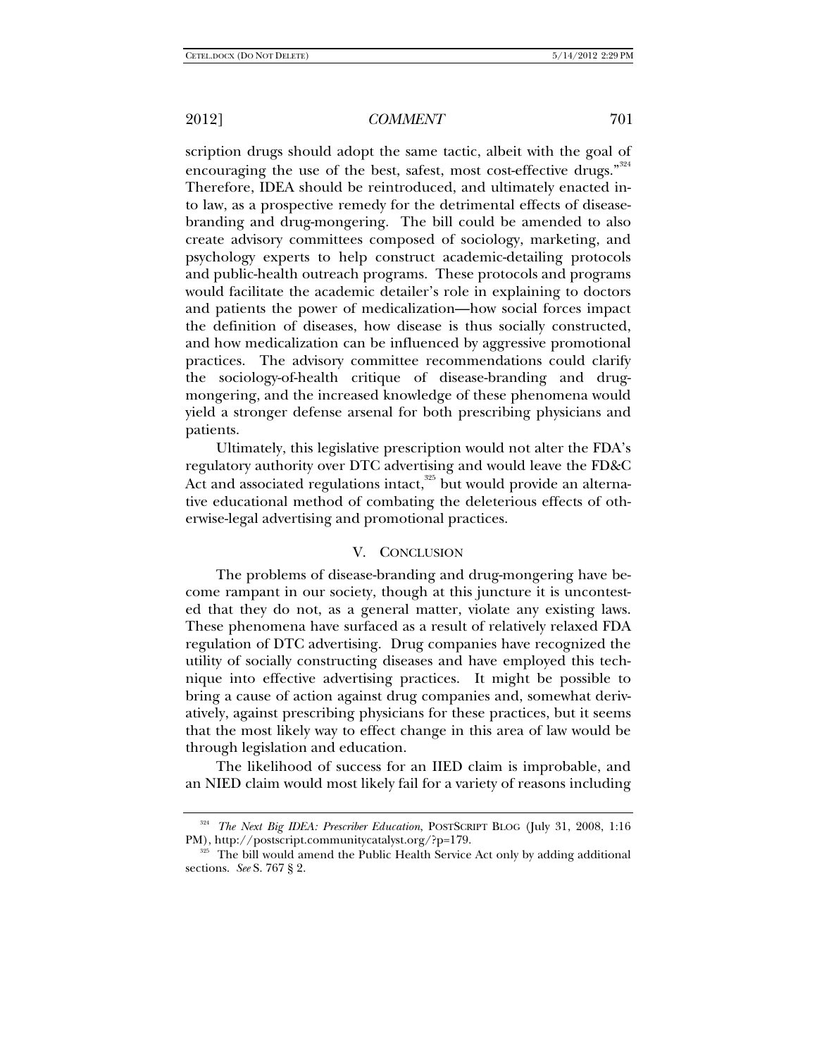scription drugs should adopt the same tactic, albeit with the goal of encouraging the use of the best, safest, most cost-effective drugs."[324] Therefore, IDEA should be reintroduced, and ultimately enacted into law, as a prospective remedy for the detrimental effects of disease-branding and drug-mongering. The bill could be amended to also create advisory committees composed of sociology, marketing, and psychology experts to help construct academic-detailing protocols and public-health outreach programs. These protocols and programs would facilitate the academic detailer's role in explaining to doctors and patients the power of medicalization—how social forces impact the definition of diseases, how disease is thus socially constructed, and how medicalization can be influenced by aggressive promotional practices. The advisory committee recommendations could clarify the sociology-of-health critique of disease-branding and drug-mongering, and the increased knowledge of these phenomena would yield a stronger defense arsenal for both prescribing physicians and patients.

Ultimately, this legislative prescription would not alter the FDA's regulatory authority over DTC advertising and would leave the FD&C Act and associated regulations intact,[325] but would provide an alternative educational method of combating the deleterious effects of otherwise-legal advertising and promotional practices.

## V. Conclusion

The problems of disease-branding and drug-mongering have become rampant in our society, though at this juncture it is uncontested that they do not, as a general matter, violate any existing laws. These phenomena have surfaced as a result of relatively relaxed FDA regulation of DTC advertising. Drug companies have recognized the utility of socially constructing diseases and have employed this technique into effective advertising practices. It might be possible to bring a cause of action against drug companies and, somewhat derivatively, against prescribing physicians for these practices, but it seems that the most likely way to effect change in this area of law would be through legislation and education.

The likelihood of success for an IIED claim is improbable, and an NIED claim would most likely fail for a variety of reasons including

---

[324] *The Next Big IDEA: Prescriber Education*, PostScript Blog (July 31, 2008, 1:16 PM), http://postscript.communitycatalyst.org/?p=179.

[325] The bill would amend the Public Health Service Act only by adding additional sections. *See* S. 767 § 2.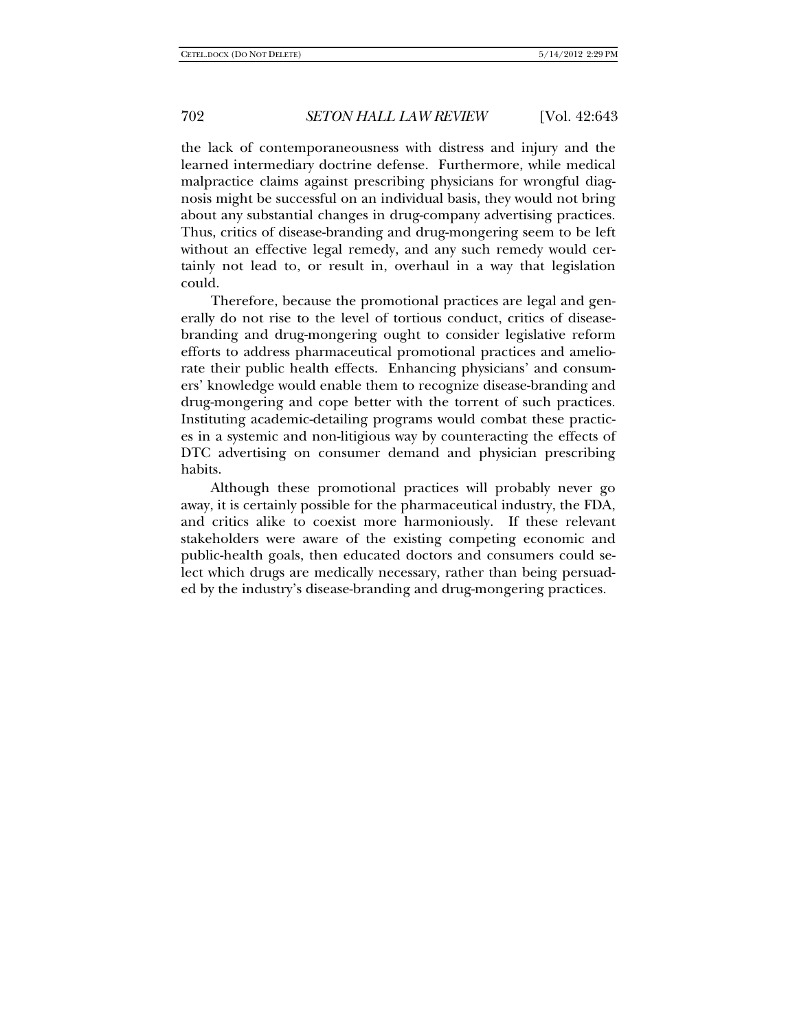the lack of contemporaneousness with distress and injury and the learned intermediary doctrine defense. Furthermore, while medical malpractice claims against prescribing physicians for wrongful diagnosis might be successful on an individual basis, they would not bring about any substantial changes in drug-company advertising practices. Thus, critics of disease-branding and drug-mongering seem to be left without an effective legal remedy, and any such remedy would certainly not lead to, or result in, overhaul in a way that legislation could.

Therefore, because the promotional practices are legal and generally do not rise to the level of tortious conduct, critics of disease-branding and drug-mongering ought to consider legislative reform efforts to address pharmaceutical promotional practices and ameliorate their public health effects. Enhancing physicians' and consumers' knowledge would enable them to recognize disease-branding and drug-mongering and cope better with the torrent of such practices. Instituting academic-detailing programs would combat these practices in a systemic and non-litigious way by counteracting the effects of DTC advertising on consumer demand and physician prescribing habits.

Although these promotional practices will probably never go away, it is certainly possible for the pharmaceutical industry, the FDA, and critics alike to coexist more harmoniously. If these relevant stakeholders were aware of the existing competing economic and public-health goals, then educated doctors and consumers could select which drugs are medically necessary, rather than being persuaded by the industry's disease-branding and drug-mongering practices.